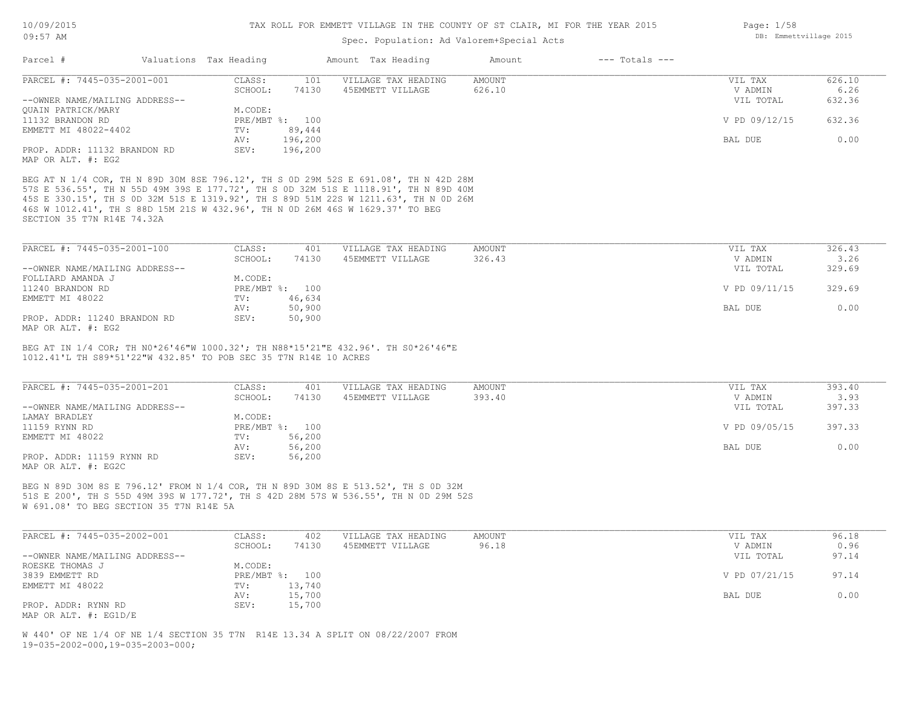# TAX ROLL FOR EMMETT VILLAGE IN THE COUNTY OF ST CLAIR, MI FOR THE YEAR 2015

Spec. Population: Ad Valorem+Special Acts

10/09/2015 09:57 AM — DB: Emmettvillage 2015

| Parcel # | Valuations | Tax Heading | Amount | Tax Heading | Amount | --- Totals --- | |
|---|---|---|---|---|---|---|---|
| PARCEL #: 7445-035-2001-001 | CLASS: | 101 | VILLAGE TAX HEADING | AMOUNT | | VIL TAX | 626.10 |
| | SCHOOL: | 74130 | 45EMMETT VILLAGE | 626.10 | | V ADMIN | 6.26 |
| --OWNER NAME/MAILING ADDRESS-- | | | | | | VIL TOTAL | 632.36 |
| QUAIN PATRICK/MARY | M.CODE: | | | | | | |
| 11132 BRANDON RD | PRE/MBT %: | 100 | | | | V PD 09/12/15 | 632.36 |
| EMMETT MI 48022-4402 | TV: | 89,444 | | | | | |
| | AV: | 196,200 | | | | BAL DUE | 0.00 |
| PROP. ADDR: 11132 BRANDON RD | SEV: | 196,200 | | | | | |
| MAP OR ALT. #: EG2 | | | | | | | |

BEG AT N 1/4 COR, TH N 89D 30M 8SE 796.12', TH S 0D 29M 52S E 691.08', TH N 42D 28M 57S E 536.55', TH N 55D 49M 39S E 177.72', TH S 0D 32M 51S E 1118.91', TH N 89D 40M 45S E 330.15', TH S 0D 32M 51S E 1319.92', TH S 89D 51M 22S W 1211.63', TH N 0D 26M 46S W 1012.41', TH S 88D 15M 21S W 432.96', TH N 0D 26M 46S W 1629.37' TO BEG SECTION 35 T7N R14E 74.32A

| Parcel # | Valuations | Tax Heading | Amount | Tax Heading | Amount | --- Totals --- | |
|---|---|---|---|---|---|---|---|
| PARCEL #: 7445-035-2001-100 | CLASS: | 401 | VILLAGE TAX HEADING | AMOUNT | | VIL TAX | 326.43 |
| | SCHOOL: | 74130 | 45EMMETT VILLAGE | 326.43 | | V ADMIN | 3.26 |
| --OWNER NAME/MAILING ADDRESS-- | | | | | | VIL TOTAL | 329.69 |
| FOLLIARD AMANDA J | M.CODE: | | | | | | |
| 11240 BRANDON RD | PRE/MBT %: | 100 | | | | V PD 09/11/15 | 329.69 |
| EMMETT MI 48022 | TV: | 46,634 | | | | | |
| | AV: | 50,900 | | | | BAL DUE | 0.00 |
| PROP. ADDR: 11240 BRANDON RD | SEV: | 50,900 | | | | | |
| MAP OR ALT. #: EG2 | | | | | | | |

BEG AT IN 1/4 COR; TH N0*26'46"W 1000.32'; TH N88*15'21"E 432.96'. TH S0*26'46"E 1012.41'L TH S89*51'22"W 432.85' TO POB SEC 35 T7N R14E 10 ACRES

| Parcel # | Valuations | Tax Heading | Amount | Tax Heading | Amount | --- Totals --- | |
|---|---|---|---|---|---|---|---|
| PARCEL #: 7445-035-2001-201 | CLASS: | 401 | VILLAGE TAX HEADING | AMOUNT | | VIL TAX | 393.40 |
| | SCHOOL: | 74130 | 45EMMETT VILLAGE | 393.40 | | V ADMIN | 3.93 |
| --OWNER NAME/MAILING ADDRESS-- | | | | | | VIL TOTAL | 397.33 |
| LAMAY BRADLEY | M.CODE: | | | | | | |
| 11159 RYNN RD | PRE/MBT %: | 100 | | | | V PD 09/05/15 | 397.33 |
| EMMETT MI 48022 | TV: | 56,200 | | | | | |
| | AV: | 56,200 | | | | BAL DUE | 0.00 |
| PROP. ADDR: 11159 RYNN RD | SEV: | 56,200 | | | | | |
| MAP OR ALT. #: EG2C | | | | | | | |

BEG N 89D 30M 8S E 796.12' FROM N 1/4 COR, TH N 89D 30M 8S E 513.52', TH S 0D 32M 51S E 200', TH S 55D 49M 39S W 177.72', TH S 42D 28M 57S W 536.55', TH N 0D 29M 52S W 691.08' TO BEG SECTION 35 T7N R14E 5A

| Parcel # | Valuations | Tax Heading | Amount | Tax Heading | Amount | --- Totals --- | |
|---|---|---|---|---|---|---|---|
| PARCEL #: 7445-035-2002-001 | CLASS: | 402 | VILLAGE TAX HEADING | AMOUNT | | VIL TAX | 96.18 |
| | SCHOOL: | 74130 | 45EMMETT VILLAGE | 96.18 | | V ADMIN | 0.96 |
| --OWNER NAME/MAILING ADDRESS-- | | | | | | VIL TOTAL | 97.14 |
| ROESKE THOMAS J | M.CODE: | | | | | | |
| 3839 EMMETT RD | PRE/MBT %: | 100 | | | | V PD 07/21/15 | 97.14 |
| EMMETT MI 48022 | TV: | 13,740 | | | | | |
| | AV: | 15,700 | | | | BAL DUE | 0.00 |
| PROP. ADDR: RYNN RD | SEV: | 15,700 | | | | | |
| MAP OR ALT. #: EG1D/E | | | | | | | |

W 440' OF NE 1/4 OF NE 1/4 SECTION 35 T7N R14E 13.34 A SPLIT ON 08/22/2007 FROM 19-035-2002-000,19-035-2003-000;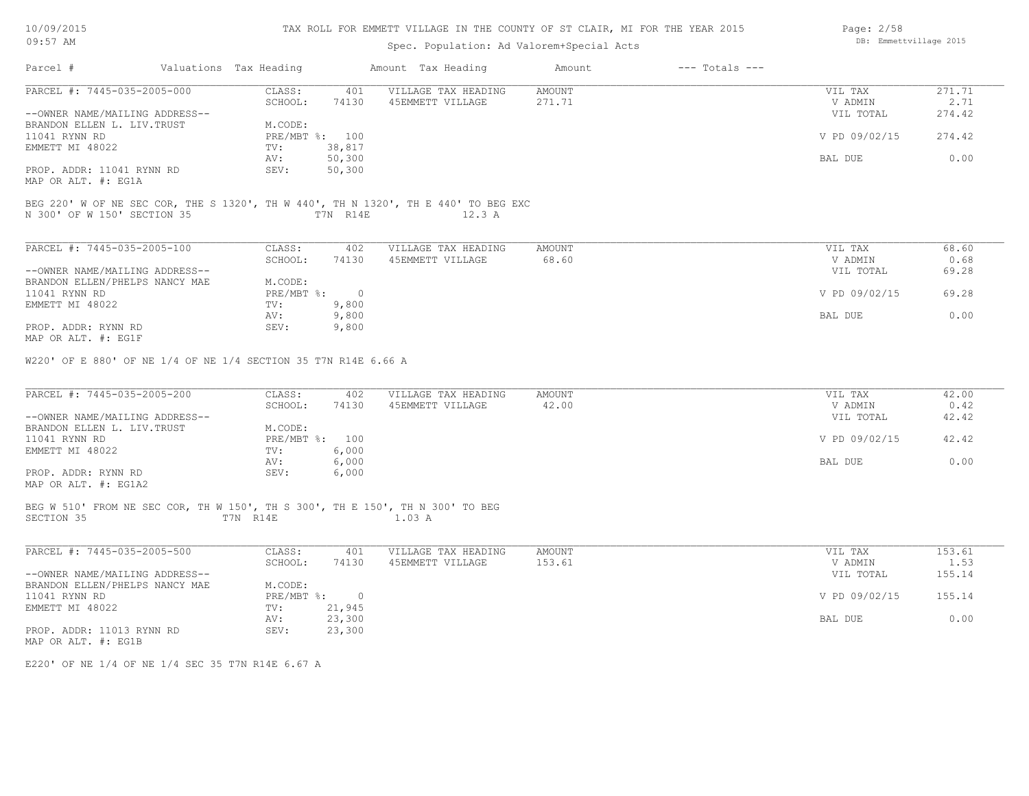# TAX ROLL FOR EMMETT VILLAGE IN THE COUNTY OF ST CLAIR, MI FOR THE YEAR 2015

Spec. Population: Ad Valorem+Special Acts

10/09/2015
09:57 AM

DB: Emmettvillage 2015

| Parcel # | Valuations | Tax Heading | Amount | Tax Heading | Amount | --- Totals --- | |
|---|---|---|---|---|---|---|---|

---

**PARCEL #: 7445-035-2005-000**

| | | | | | | |
|---|---|---|---|---|---|---|
| CLASS: | 401 | VILLAGE TAX HEADING | AMOUNT | | VIL TAX | 271.71 |
| SCHOOL: | 74130 | 45EMMETT VILLAGE | 271.71 | | V ADMIN | 2.71 |
| | | | | | VIL TOTAL | 274.42 |
| M.CODE: | | | | | | |
| PRE/MBT %: | 100 | | | | V PD 09/02/15 | 274.42 |
| TV: | 38,817 | | | | | |
| AV: | 50,300 | | | | BAL DUE | 0.00 |
| SEV: | 50,300 | | | | | |

--OWNER NAME/MAILING ADDRESS--
BRANDON ELLEN L. LIV.TRUST
11041 RYNN RD
EMMETT MI 48022

PROP. ADDR: 11041 RYNN RD
MAP OR ALT. #: EG1A

BEG 220' W OF NE SEC COR, THE S 1320', TH W 440', TH N 1320', TH E 440' TO BEG EXC N 300' OF W 150' SECTION 35 T7N R14E 12.3 A

---

**PARCEL #: 7445-035-2005-100**

| | | | | | | |
|---|---|---|---|---|---|---|
| CLASS: | 402 | VILLAGE TAX HEADING | AMOUNT | | VIL TAX | 68.60 |
| SCHOOL: | 74130 | 45EMMETT VILLAGE | 68.60 | | V ADMIN | 0.68 |
| | | | | | VIL TOTAL | 69.28 |
| M.CODE: | | | | | | |
| PRE/MBT %: | 0 | | | | V PD 09/02/15 | 69.28 |
| TV: | 9,800 | | | | | |
| AV: | 9,800 | | | | BAL DUE | 0.00 |
| SEV: | 9,800 | | | | | |

--OWNER NAME/MAILING ADDRESS--
BRANDON ELLEN/PHELPS NANCY MAE
11041 RYNN RD
EMMETT MI 48022

PROP. ADDR: RYNN RD
MAP OR ALT. #: EG1F

W220' OF E 880' OF NE 1/4 OF NE 1/4 SECTION 35 T7N R14E 6.66 A

---

**PARCEL #: 7445-035-2005-200**

| | | | | | | |
|---|---|---|---|---|---|---|
| CLASS: | 402 | VILLAGE TAX HEADING | AMOUNT | | VIL TAX | 42.00 |
| SCHOOL: | 74130 | 45EMMETT VILLAGE | 42.00 | | V ADMIN | 0.42 |
| | | | | | VIL TOTAL | 42.42 |
| M.CODE: | | | | | | |
| PRE/MBT %: | 100 | | | | V PD 09/02/15 | 42.42 |
| TV: | 6,000 | | | | | |
| AV: | 6,000 | | | | BAL DUE | 0.00 |
| SEV: | 6,000 | | | | | |

--OWNER NAME/MAILING ADDRESS--
BRANDON ELLEN L. LIV.TRUST
11041 RYNN RD
EMMETT MI 48022

PROP. ADDR: RYNN RD
MAP OR ALT. #: EG1A2

BEG W 510' FROM NE SEC COR, TH W 150', TH S 300', TH E 150', TH N 300' TO BEG SECTION 35 T7N R14E 1.03 A

---

**PARCEL #: 7445-035-2005-500**

| | | | | | | |
|---|---|---|---|---|---|---|
| CLASS: | 401 | VILLAGE TAX HEADING | AMOUNT | | VIL TAX | 153.61 |
| SCHOOL: | 74130 | 45EMMETT VILLAGE | 153.61 | | V ADMIN | 1.53 |
| | | | | | VIL TOTAL | 155.14 |
| M.CODE: | | | | | | |
| PRE/MBT %: | 0 | | | | V PD 09/02/15 | 155.14 |
| TV: | 21,945 | | | | | |
| AV: | 23,300 | | | | BAL DUE | 0.00 |
| SEV: | 23,300 | | | | | |

--OWNER NAME/MAILING ADDRESS--
BRANDON ELLEN/PHELPS NANCY MAE
11041 RYNN RD
EMMETT MI 48022

PROP. ADDR: 11013 RYNN RD
MAP OR ALT. #: EG1B

E220' OF NE 1/4 OF NE 1/4 SEC 35 T7N R14E 6.67 A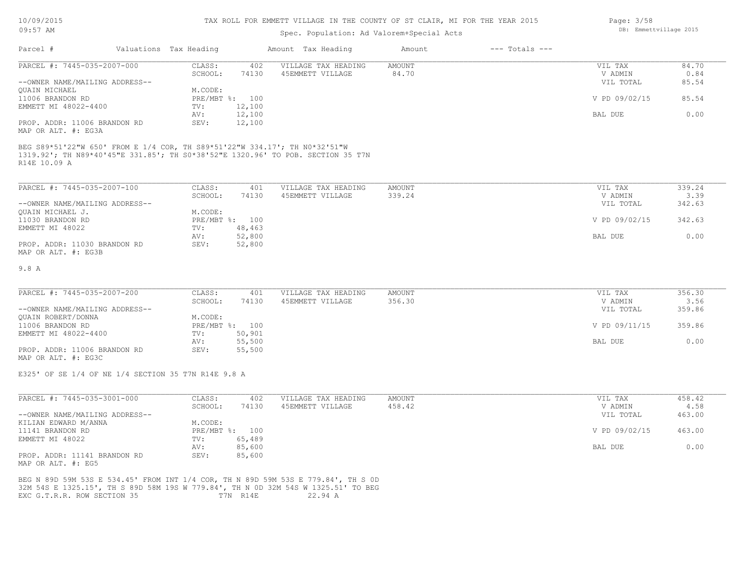# TAX ROLL FOR EMMETT VILLAGE IN THE COUNTY OF ST CLAIR, MI FOR THE YEAR 2015

Spec. Population: Ad Valorem+Special Acts

| Parcel # | Valuations | Tax Heading | Amount | Tax Heading | Amount | --- Totals --- | |
|---|---|---|---|---|---|---|---|
| PARCEL #: 7445-035-2007-000 | CLASS: | 402 | VILLAGE TAX HEADING | AMOUNT | | VIL TAX | 84.70 |
| | SCHOOL: | 74130 | 45EMMETT VILLAGE | 84.70 | | V ADMIN | 0.84 |
| --OWNER NAME/MAILING ADDRESS-- | | | | | | VIL TOTAL | 85.54 |
| QUAIN MICHAEL | M.CODE: | | | | | | |
| 11006 BRANDON RD | PRE/MBT %: | 100 | | | | V PD 09/02/15 | 85.54 |
| EMMETT MI 48022-4400 | TV: | 12,100 | | | | | |
| | AV: | 12,100 | | | | BAL DUE | 0.00 |
| PROP. ADDR: 11006 BRANDON RD | SEV: | 12,100 | | | | | |
| MAP OR ALT. #: EG3A | | | | | | | |

BEG S89*51'22"W 650' FROM E 1/4 COR, TH S89*51'22"W 334.17'; TH N0*32'51"W 1319.92'; TH N89*40'45"E 331.85'; TH S0*38'52"E 1320.96' TO POB. SECTION 35 T7N R14E 10.09 A

| Parcel # | Valuations | Tax Heading | Amount | Tax Heading | Amount | --- Totals --- | |
|---|---|---|---|---|---|---|---|
| PARCEL #: 7445-035-2007-100 | CLASS: | 401 | VILLAGE TAX HEADING | AMOUNT | | VIL TAX | 339.24 |
| | SCHOOL: | 74130 | 45EMMETT VILLAGE | 339.24 | | V ADMIN | 3.39 |
| --OWNER NAME/MAILING ADDRESS-- | | | | | | VIL TOTAL | 342.63 |
| QUAIN MICHAEL J. | M.CODE: | | | | | | |
| 11030 BRANDON RD | PRE/MBT %: | 100 | | | | V PD 09/02/15 | 342.63 |
| EMMETT MI 48022 | TV: | 48,463 | | | | | |
| | AV: | 52,800 | | | | BAL DUE | 0.00 |
| PROP. ADDR: 11030 BRANDON RD | SEV: | 52,800 | | | | | |
| MAP OR ALT. #: EG3B | | | | | | | |

9.8 A

| Parcel # | Valuations | Tax Heading | Amount | Tax Heading | Amount | --- Totals --- | |
|---|---|---|---|---|---|---|---|
| PARCEL #: 7445-035-2007-200 | CLASS: | 401 | VILLAGE TAX HEADING | AMOUNT | | VIL TAX | 356.30 |
| | SCHOOL: | 74130 | 45EMMETT VILLAGE | 356.30 | | V ADMIN | 3.56 |
| --OWNER NAME/MAILING ADDRESS-- | | | | | | VIL TOTAL | 359.86 |
| QUAIN ROBERT/DONNA | M.CODE: | | | | | | |
| 11006 BRANDON RD | PRE/MBT %: | 100 | | | | V PD 09/11/15 | 359.86 |
| EMMETT MI 48022-4400 | TV: | 50,901 | | | | | |
| | AV: | 55,500 | | | | BAL DUE | 0.00 |
| PROP. ADDR: 11006 BRANDON RD | SEV: | 55,500 | | | | | |
| MAP OR ALT. #: EG3C | | | | | | | |

E325' OF SE 1/4 OF NE 1/4 SECTION 35 T7N R14E 9.8 A

| Parcel # | Valuations | Tax Heading | Amount | Tax Heading | Amount | --- Totals --- | |
|---|---|---|---|---|---|---|---|
| PARCEL #: 7445-035-3001-000 | CLASS: | 402 | VILLAGE TAX HEADING | AMOUNT | | VIL TAX | 458.42 |
| | SCHOOL: | 74130 | 45EMMETT VILLAGE | 458.42 | | V ADMIN | 4.58 |
| --OWNER NAME/MAILING ADDRESS-- | | | | | | VIL TOTAL | 463.00 |
| KILIAN EDWARD M/ANNA | M.CODE: | | | | | | |
| 11141 BRANDON RD | PRE/MBT %: | 100 | | | | V PD 09/02/15 | 463.00 |
| EMMETT MI 48022 | TV: | 65,489 | | | | | |
| | AV: | 85,600 | | | | BAL DUE | 0.00 |
| PROP. ADDR: 11141 BRANDON RD | SEV: | 85,600 | | | | | |
| MAP OR ALT. #: EG5 | | | | | | | |

BEG N 89D 59M 53S E 534.45' FROM INT 1/4 COR, TH N 89D 59M 53S E 779.84', TH S 0D 32M 54S E 1325.15', TH S 89D 58M 19S W 779.84', TH N 0D 32M 54S W 1325.51' TO BEG EXC G.T.R.R. ROW SECTION 35 T7N R14E 22.94 A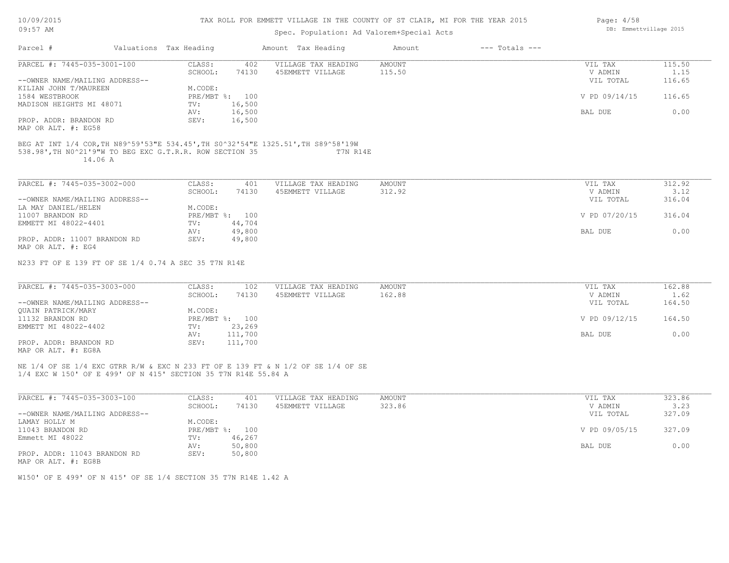# TAX ROLL FOR EMMETT VILLAGE IN THE COUNTY OF ST CLAIR, MI FOR THE YEAR 2015

Spec. Population: Ad Valorem+Special Acts

| Parcel # | Valuations | Tax Heading | Amount | Tax Heading | Amount | --- Totals --- | |
|---|---|---|---|---|---|---|---|

---

**PARCEL #: 7445-035-3001-100**

| | | | | |
|---|---|---|---|---|
| CLASS: 402 | VILLAGE TAX HEADING | AMOUNT | VIL TAX | 115.50 |
| SCHOOL: 74130 | 45EMMETT VILLAGE | 115.50 | V ADMIN | 1.15 |
| | | | VIL TOTAL | 116.65 |
| M.CODE: | | | | |
| PRE/MBT %: 100 | | | V PD 09/14/15 | 116.65 |
| TV: 16,500 | | | | |
| AV: 16,500 | | | BAL DUE | 0.00 |
| SEV: 16,500 | | | | |

--OWNER NAME/MAILING ADDRESS--
KILIAN JOHN T/MAUREEN
1584 WESTBROOK
MADISON HEIGHTS MI 48071

PROP. ADDR: BRANDON RD
MAP OR ALT. #: EG58

BEG AT INT 1/4 COR,TH N89^59'53"E 534.45',TH S0^32'54"E 1325.51',TH S89^58'19W 538.98',TH N0^21'9"W TO BEG EXC G.T.R.R. ROW SECTION 35 T7N R14E 14.06 A

---

**PARCEL #: 7445-035-3002-000**

| | | | | |
|---|---|---|---|---|
| CLASS: 401 | VILLAGE TAX HEADING | AMOUNT | VIL TAX | 312.92 |
| SCHOOL: 74130 | 45EMMETT VILLAGE | 312.92 | V ADMIN | 3.12 |
| | | | VIL TOTAL | 316.04 |
| M.CODE: | | | | |
| PRE/MBT %: 100 | | | V PD 07/20/15 | 316.04 |
| TV: 44,704 | | | | |
| AV: 49,800 | | | BAL DUE | 0.00 |
| SEV: 49,800 | | | | |

--OWNER NAME/MAILING ADDRESS--
LA MAY DANIEL/HELEN
11007 BRANDON RD
EMMETT MI 48022-4401

PROP. ADDR: 11007 BRANDON RD
MAP OR ALT. #: EG4

N233 FT OF E 139 FT OF SE 1/4 0.74 A SEC 35 T7N R14E

---

**PARCEL #: 7445-035-3003-000**

| | | | | |
|---|---|---|---|---|
| CLASS: 102 | VILLAGE TAX HEADING | AMOUNT | VIL TAX | 162.88 |
| SCHOOL: 74130 | 45EMMETT VILLAGE | 162.88 | V ADMIN | 1.62 |
| | | | VIL TOTAL | 164.50 |
| M.CODE: | | | | |
| PRE/MBT %: 100 | | | V PD 09/12/15 | 164.50 |
| TV: 23,269 | | | | |
| AV: 111,700 | | | BAL DUE | 0.00 |
| SEV: 111,700 | | | | |

--OWNER NAME/MAILING ADDRESS--
QUAIN PATRICK/MARY
11132 BRANDON RD
EMMETT MI 48022-4402

PROP. ADDR: BRANDON RD
MAP OR ALT. #: EG8A

NE 1/4 OF SE 1/4 EXC GTRR R/W & EXC N 233 FT OF E 139 FT & N 1/2 OF SE 1/4 OF SE 1/4 EXC W 150' OF E 499' OF N 415' SECTION 35 T7N R14E 55.84 A

---

**PARCEL #: 7445-035-3003-100**

| | | | | |
|---|---|---|---|---|
| CLASS: 401 | VILLAGE TAX HEADING | AMOUNT | VIL TAX | 323.86 |
| SCHOOL: 74130 | 45EMMETT VILLAGE | 323.86 | V ADMIN | 3.23 |
| | | | VIL TOTAL | 327.09 |
| M.CODE: | | | | |
| PRE/MBT %: 100 | | | V PD 09/05/15 | 327.09 |
| TV: 46,267 | | | | |
| AV: 50,800 | | | BAL DUE | 0.00 |
| SEV: 50,800 | | | | |

--OWNER NAME/MAILING ADDRESS--
LAMAY HOLLY M
11043 BRANDON RD
Emmett MI 48022

PROP. ADDR: 11043 BRANDON RD
MAP OR ALT. #: EG8B

W150' OF E 499' OF N 415' OF SE 1/4 SECTION 35 T7N R14E 1.42 A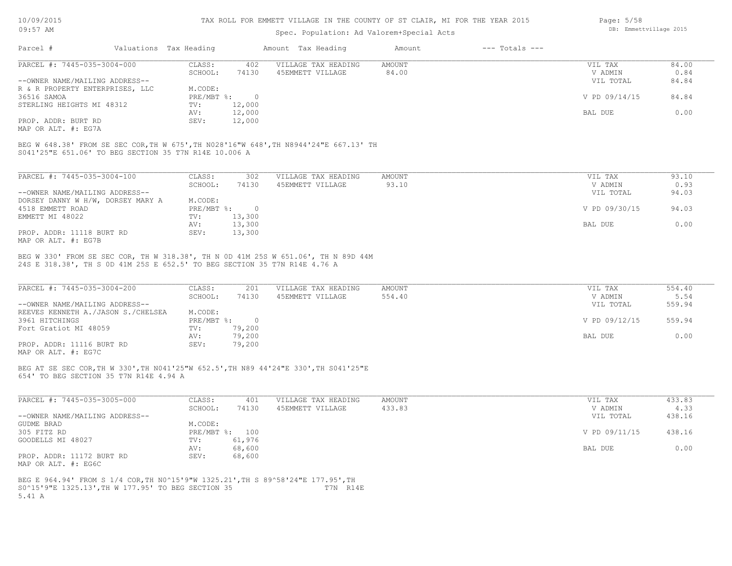# TAX ROLL FOR EMMETT VILLAGE IN THE COUNTY OF ST CLAIR, MI FOR THE YEAR 2015

Spec. Population: Ad Valorem+Special Acts

| Parcel # | Valuations | Tax Heading | Amount | Tax Heading | Amount | --- Totals --- | |
|---|---|---|---|---|---|---|---|
| PARCEL #: 7445-035-3004-000 | CLASS: | 402 | VILLAGE TAX HEADING | AMOUNT | | VIL TAX | 84.00 |
| | SCHOOL: | 74130 | 45EMMETT VILLAGE | 84.00 | | V ADMIN | 0.84 |
| --OWNER NAME/MAILING ADDRESS-- | | | | | | VIL TOTAL | 84.84 |
| R & R PROPERTY ENTERPRISES, LLC | M.CODE: | | | | | | |
| 36516 SAMOA | PRE/MBT %: | 0 | | | | V PD 09/14/15 | 84.84 |
| STERLING HEIGHTS MI 48312 | TV: | 12,000 | | | | | |
| | AV: | 12,000 | | | | BAL DUE | 0.00 |
| PROP. ADDR: BURT RD | SEV: | 12,000 | | | | | |
| MAP OR ALT. #: EG7A | | | | | | | |

BEG W 648.38' FROM SE SEC COR,TH W 675',TH N028'16"W 648',TH N8944'24"E 667.13' TH S041'25"E 651.06' TO BEG SECTION 35 T7N R14E 10.006 A

| Parcel # | Valuations | Tax Heading | Amount | Tax Heading | Amount | --- Totals --- | |
|---|---|---|---|---|---|---|---|
| PARCEL #: 7445-035-3004-100 | CLASS: | 302 | VILLAGE TAX HEADING | AMOUNT | | VIL TAX | 93.10 |
| | SCHOOL: | 74130 | 45EMMETT VILLAGE | 93.10 | | V ADMIN | 0.93 |
| --OWNER NAME/MAILING ADDRESS-- | | | | | | VIL TOTAL | 94.03 |
| DORSEY DANNY W H/W, DORSEY MARY A | M.CODE: | | | | | | |
| 4518 EMMETT ROAD | PRE/MBT %: | 0 | | | | V PD 09/30/15 | 94.03 |
| EMMETT MI 48022 | TV: | 13,300 | | | | | |
| | AV: | 13,300 | | | | BAL DUE | 0.00 |
| PROP. ADDR: 11118 BURT RD | SEV: | 13,300 | | | | | |
| MAP OR ALT. #: EG7B | | | | | | | |

BEG W 330' FROM SE SEC COR, TH W 318.38', TH N 0D 41M 25S W 651.06', TH N 89D 44M 24S E 318.38', TH S 0D 41M 25S E 652.5' TO BEG SECTION 35 T7N R14E 4.76 A

| Parcel # | Valuations | Tax Heading | Amount | Tax Heading | Amount | --- Totals --- | |
|---|---|---|---|---|---|---|---|
| PARCEL #: 7445-035-3004-200 | CLASS: | 201 | VILLAGE TAX HEADING | AMOUNT | | VIL TAX | 554.40 |
| | SCHOOL: | 74130 | 45EMMETT VILLAGE | 554.40 | | V ADMIN | 5.54 |
| --OWNER NAME/MAILING ADDRESS-- | | | | | | VIL TOTAL | 559.94 |
| REEVES KENNETH A./JASON S./CHELSEA | M.CODE: | | | | | | |
| 3961 HITCHINGS | PRE/MBT %: | 0 | | | | V PD 09/12/15 | 559.94 |
| Fort Gratiot MI 48059 | TV: | 79,200 | | | | | |
| | AV: | 79,200 | | | | BAL DUE | 0.00 |
| PROP. ADDR: 11116 BURT RD | SEV: | 79,200 | | | | | |
| MAP OR ALT. #: EG7C | | | | | | | |

BEG AT SE SEC COR,TH W 330',TH N041'25"W 652.5',TH N89 44'24"E 330',TH S041'25"E 654' TO BEG SECTION 35 T7N R14E 4.94 A

| Parcel # | Valuations | Tax Heading | Amount | Tax Heading | Amount | --- Totals --- | |
|---|---|---|---|---|---|---|---|
| PARCEL #: 7445-035-3005-000 | CLASS: | 401 | VILLAGE TAX HEADING | AMOUNT | | VIL TAX | 433.83 |
| | SCHOOL: | 74130 | 45EMMETT VILLAGE | 433.83 | | V ADMIN | 4.33 |
| --OWNER NAME/MAILING ADDRESS-- | | | | | | VIL TOTAL | 438.16 |
| GUDME BRAD | M.CODE: | | | | | | |
| 305 FITZ RD | PRE/MBT %: | 100 | | | | V PD 09/11/15 | 438.16 |
| GOODELLS MI 48027 | TV: | 61,976 | | | | | |
| | AV: | 68,600 | | | | BAL DUE | 0.00 |
| PROP. ADDR: 11172 BURT RD | SEV: | 68,600 | | | | | |
| MAP OR ALT. #: EG6C | | | | | | | |

BEG E 964.94' FROM S 1/4 COR,TH N0^15'9"W 1325.21',TH S 89^58'24"E 177.95',TH S0^15'9"E 1325.13',TH W 177.95' TO BEG SECTION 35 T7N R14E 5.41 A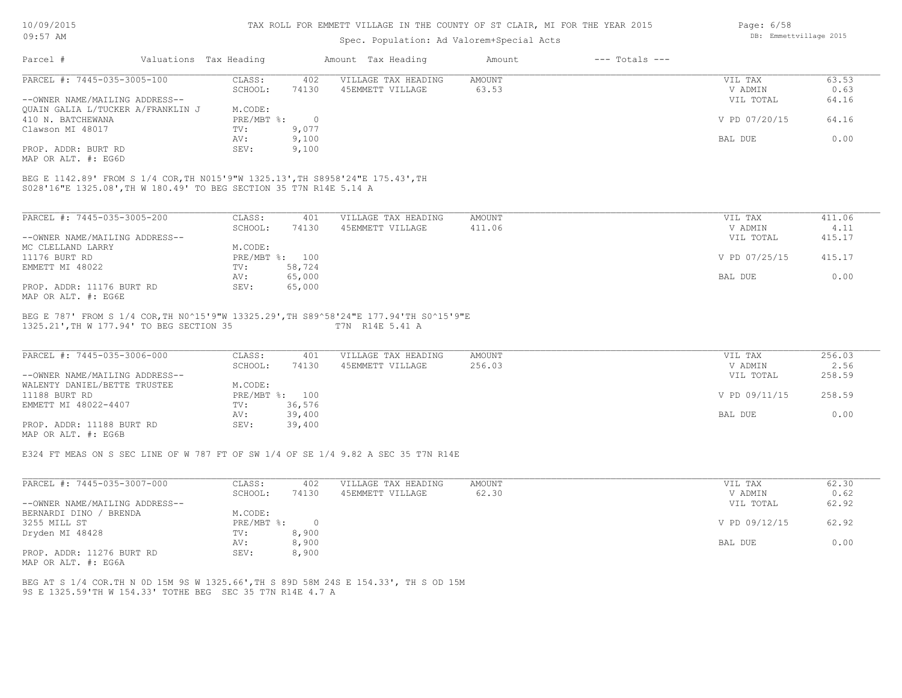# TAX ROLL FOR EMMETT VILLAGE IN THE COUNTY OF ST CLAIR, MI FOR THE YEAR 2015

Spec. Population: Ad Valorem+Special Acts

| Parcel # | Valuations | Tax Heading | Amount | Tax Heading | Amount | --- Totals --- | |
|---|---|---|---|---|---|---|---|

---

**PARCEL #: 7445-035-3005-100**

| | | | | | | |
|---|---|---|---|---|---|---|
| | CLASS: | 402 | VILLAGE TAX HEADING | AMOUNT | VIL TAX | 63.53 |
| | SCHOOL: | 74130 | 45EMMETT VILLAGE | 63.53 | V ADMIN | 0.63 |
| --OWNER NAME/MAILING ADDRESS-- | | | | | VIL TOTAL | 64.16 |
| QUAIN GALIA L/TUCKER A/FRANKLIN J | M.CODE: | | | | | |
| 410 N. BATCHEWANA | PRE/MBT %: | 0 | | | V PD 07/20/15 | 64.16 |
| Clawson MI 48017 | TV: | 9,077 | | | | |
| | AV: | 9,100 | | | BAL DUE | 0.00 |
| PROP. ADDR: BURT RD | SEV: | 9,100 | | | | |
| MAP OR ALT. #: EG6D | | | | | | |

BEG E 1142.89' FROM S 1/4 COR,TH N015'9"W 1325.13',TH S8958'24"E 175.43',TH S028'16"E 1325.08',TH W 180.49' TO BEG SECTION 35 T7N R14E 5.14 A

---

**PARCEL #: 7445-035-3005-200**

| | | | | | | |
|---|---|---|---|---|---|---|
| | CLASS: | 401 | VILLAGE TAX HEADING | AMOUNT | VIL TAX | 411.06 |
| | SCHOOL: | 74130 | 45EMMETT VILLAGE | 411.06 | V ADMIN | 4.11 |
| --OWNER NAME/MAILING ADDRESS-- | | | | | VIL TOTAL | 415.17 |
| MC CLELLAND LARRY | M.CODE: | | | | | |
| 11176 BURT RD | PRE/MBT %: | 100 | | | V PD 07/25/15 | 415.17 |
| EMMETT MI 48022 | TV: | 58,724 | | | | |
| | AV: | 65,000 | | | BAL DUE | 0.00 |
| PROP. ADDR: 11176 BURT RD | SEV: | 65,000 | | | | |
| MAP OR ALT. #: EG6E | | | | | | |

BEG E 787' FROM S 1/4 COR,TH N0^15'9"W 13325.29',TH S89^58'24"E 177.94'TH S0^15'9"E 1325.21',TH W 177.94' TO BEG SECTION 35 T7N R14E 5.41 A

---

**PARCEL #: 7445-035-3006-000**

| | | | | | | |
|---|---|---|---|---|---|---|
| | CLASS: | 401 | VILLAGE TAX HEADING | AMOUNT | VIL TAX | 256.03 |
| | SCHOOL: | 74130 | 45EMMETT VILLAGE | 256.03 | V ADMIN | 2.56 |
| --OWNER NAME/MAILING ADDRESS-- | | | | | VIL TOTAL | 258.59 |
| WALENTY DANIEL/BETTE TRUSTEE | M.CODE: | | | | | |
| 11188 BURT RD | PRE/MBT %: | 100 | | | V PD 09/11/15 | 258.59 |
| EMMETT MI 48022-4407 | TV: | 36,576 | | | | |
| | AV: | 39,400 | | | BAL DUE | 0.00 |
| PROP. ADDR: 11188 BURT RD | SEV: | 39,400 | | | | |
| MAP OR ALT. #: EG6B | | | | | | |

E324 FT MEAS ON S SEC LINE OF W 787 FT OF SW 1/4 OF SE 1/4 9.82 A SEC 35 T7N R14E

---

**PARCEL #: 7445-035-3007-000**

| | | | | | | |
|---|---|---|---|---|---|---|
| | CLASS: | 402 | VILLAGE TAX HEADING | AMOUNT | VIL TAX | 62.30 |
| | SCHOOL: | 74130 | 45EMMETT VILLAGE | 62.30 | V ADMIN | 0.62 |
| --OWNER NAME/MAILING ADDRESS-- | | | | | VIL TOTAL | 62.92 |
| BERNARDI DINO / BRENDA | M.CODE: | | | | | |
| 3255 MILL ST | PRE/MBT %: | 0 | | | V PD 09/12/15 | 62.92 |
| Dryden MI 48428 | TV: | 8,900 | | | | |
| | AV: | 8,900 | | | BAL DUE | 0.00 |
| PROP. ADDR: 11276 BURT RD | SEV: | 8,900 | | | | |
| MAP OR ALT. #: EG6A | | | | | | |

BEG AT S 1/4 COR.TH N 0D 15M 9S W 1325.66',TH S 89D 58M 24S E 154.33', TH S OD 15M 9S E 1325.59'TH W 154.33' TOTHE BEG SEC 35 T7N R14E 4.7 A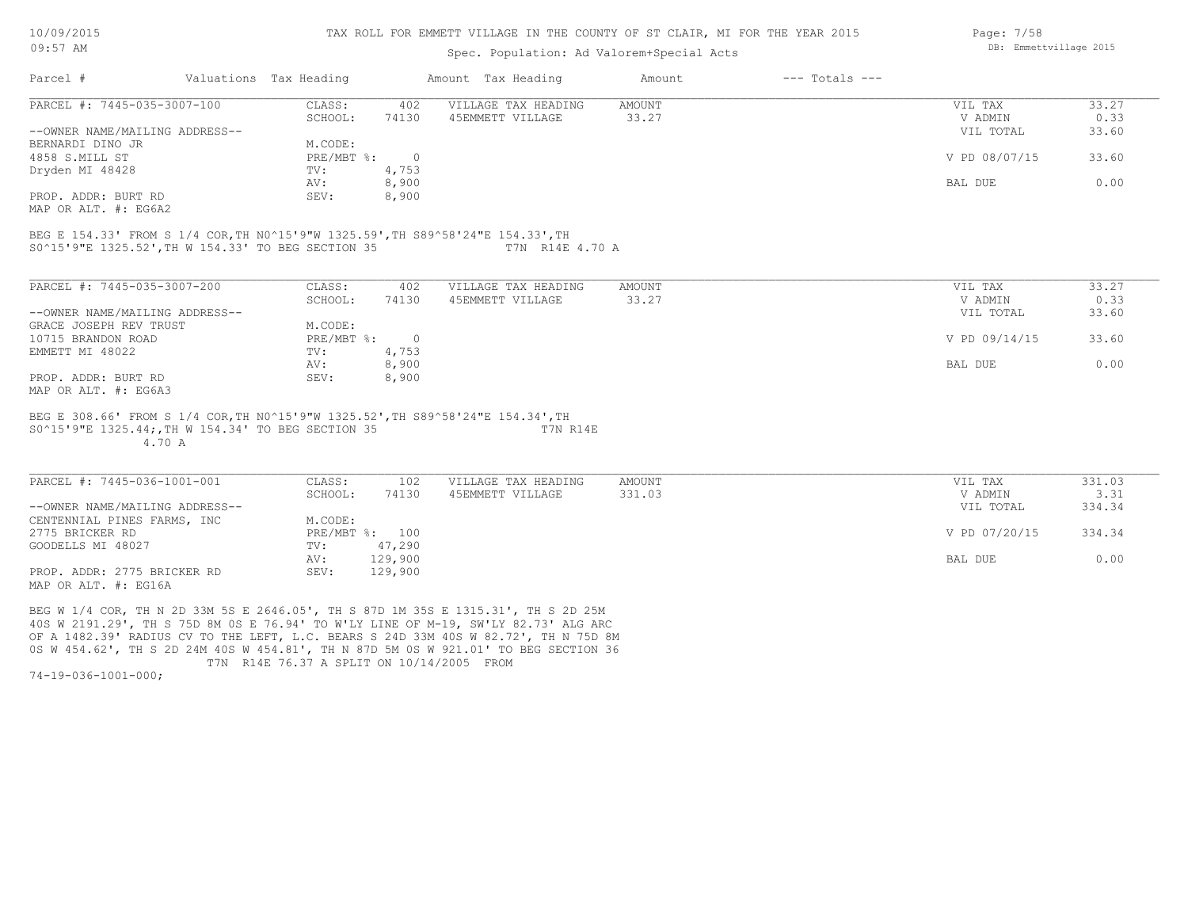TAX ROLL FOR EMMETT VILLAGE IN THE COUNTY OF ST CLAIR, MI FOR THE YEAR 2015

Spec. Population: Ad Valorem+Special Acts

| Parcel # | Valuations | Tax Heading | Amount | Tax Heading | Amount | --- Totals --- | |
|---|---|---|---|---|---|---|---|

**PARCEL #: 7445-035-3007-100**

| | | | | | |
|---|---|---|---|---|---|
| CLASS: | 402 | VILLAGE TAX HEADING | AMOUNT | VIL TAX | 33.27 |
| SCHOOL: | 74130 | 45EMMETT VILLAGE | 33.27 | V ADMIN | 0.33 |
| | | | | VIL TOTAL | 33.60 |
| M.CODE: | | | | | |
| PRE/MBT %: | 0 | | | V PD 08/07/15 | 33.60 |
| TV: | 4,753 | | | | |
| AV: | 8,900 | | | BAL DUE | 0.00 |
| SEV: | 8,900 | | | | |

--OWNER NAME/MAILING ADDRESS--
BERNARDI DINO JR
4858 S.MILL ST
Dryden MI 48428

PROP. ADDR: BURT RD
MAP OR ALT. #: EG6A2

BEG E 154.33' FROM S 1/4 COR,TH N0^15'9"W 1325.59',TH S89^58'24"E 154.33',TH S0^15'9"E 1325.52',TH W 154.33' TO BEG SECTION 35 T7N R14E 4.70 A

**PARCEL #: 7445-035-3007-200**

| | | | | | |
|---|---|---|---|---|---|
| CLASS: | 402 | VILLAGE TAX HEADING | AMOUNT | VIL TAX | 33.27 |
| SCHOOL: | 74130 | 45EMMETT VILLAGE | 33.27 | V ADMIN | 0.33 |
| | | | | VIL TOTAL | 33.60 |
| M.CODE: | | | | | |
| PRE/MBT %: | 0 | | | V PD 09/14/15 | 33.60 |
| TV: | 4,753 | | | | |
| AV: | 8,900 | | | BAL DUE | 0.00 |
| SEV: | 8,900 | | | | |

--OWNER NAME/MAILING ADDRESS--
GRACE JOSEPH REV TRUST
10715 BRANDON ROAD
EMMETT MI 48022

PROP. ADDR: BURT RD
MAP OR ALT. #: EG6A3

BEG E 308.66' FROM S 1/4 COR,TH N0^15'9"W 1325.52',TH S89^58'24"E 154.34',TH S0^15'9"E 1325.44;,TH W 154.34' TO BEG SECTION 35 T7N R14E 4.70 A

**PARCEL #: 7445-036-1001-001**

| | | | | | |
|---|---|---|---|---|---|
| CLASS: | 102 | VILLAGE TAX HEADING | AMOUNT | VIL TAX | 331.03 |
| SCHOOL: | 74130 | 45EMMETT VILLAGE | 331.03 | V ADMIN | 3.31 |
| | | | | VIL TOTAL | 334.34 |
| M.CODE: | | | | | |
| PRE/MBT %: | 100 | | | V PD 07/20/15 | 334.34 |
| TV: | 47,290 | | | | |
| AV: | 129,900 | | | BAL DUE | 0.00 |
| SEV: | 129,900 | | | | |

--OWNER NAME/MAILING ADDRESS--
CENTENNIAL PINES FARMS, INC
2775 BRICKER RD
GOODELLS MI 48027

PROP. ADDR: 2775 BRICKER RD
MAP OR ALT. #: EG16A

BEG W 1/4 COR, TH N 2D 33M 5S E 2646.05', TH S 87D 1M 35S E 1315.31', TH S 2D 25M 40S W 2191.29', TH S 75D 8M 0S E 76.94' TO W'LY LINE OF M-19, SW'LY 82.73' ALG ARC OF A 1482.39' RADIUS CV TO THE LEFT, L.C. BEARS S 24D 33M 40S W 82.72', TH N 75D 8M 0S W 454.62', TH S 2D 24M 40S W 454.81', TH N 87D 5M 0S W 921.01' TO BEG SECTION 36 T7N R14E 76.37 A SPLIT ON 10/14/2005 FROM 74-19-036-1001-000;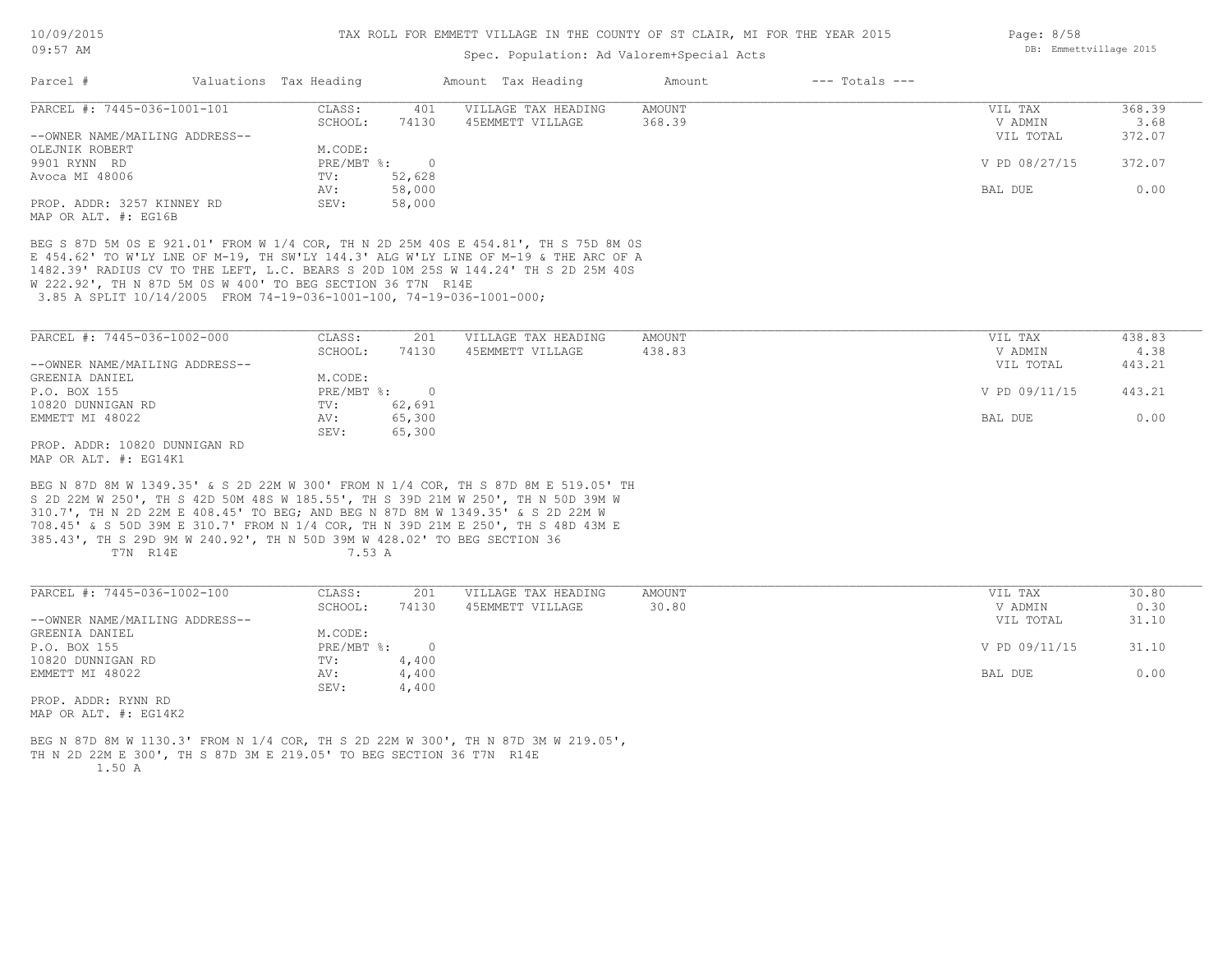TAX ROLL FOR EMMETT VILLAGE IN THE COUNTY OF ST CLAIR, MI FOR THE YEAR 2015

Spec. Population: Ad Valorem+Special Acts

| Parcel # | Valuations | Tax Heading | Amount | Tax Heading | Amount | --- Totals --- | |
|---|---|---|---|---|---|---|---|
| PARCEL #: 7445-036-1001-101 | CLASS: | 401 | VILLAGE TAX HEADING | AMOUNT | | VIL TAX | 368.39 |
| | SCHOOL: | 74130 | 45EMMETT VILLAGE | 368.39 | | V ADMIN | 3.68 |
| --OWNER NAME/MAILING ADDRESS-- | | | | | | VIL TOTAL | 372.07 |
| OLEJNIK ROBERT | M.CODE: | | | | | | |
| 9901 RYNN RD | PRE/MBT %: | 0 | | | | V PD 08/27/15 | 372.07 |
| Avoca MI 48006 | TV: | 52,628 | | | | | |
| | AV: | 58,000 | | | | BAL DUE | 0.00 |
| PROP. ADDR: 3257 KINNEY RD | SEV: | 58,000 | | | | | |
| MAP OR ALT. #: EG16B | | | | | | | |

BEG S 87D 5M 0S E 921.01' FROM W 1/4 COR, TH N 2D 25M 40S E 454.81', TH S 75D 8M 0S E 454.62' TO W'LY LNE OF M-19, TH SW'LY 144.3' ALG W'LY LINE OF M-19 & THE ARC OF A 1482.39' RADIUS CV TO THE LEFT, L.C. BEARS S 20D 10M 25S W 144.24' TH S 2D 25M 40S W 222.92', TH N 87D 5M 0S W 400' TO BEG SECTION 36 T7N R14E
3.85 A SPLIT 10/14/2005 FROM 74-19-036-1001-100, 74-19-036-1001-000;

| Parcel # | Valuations | Tax Heading | Amount | Tax Heading | Amount | --- Totals --- | |
|---|---|---|---|---|---|---|---|
| PARCEL #: 7445-036-1002-000 | CLASS: | 201 | VILLAGE TAX HEADING | AMOUNT | | VIL TAX | 438.83 |
| | SCHOOL: | 74130 | 45EMMETT VILLAGE | 438.83 | | V ADMIN | 4.38 |
| --OWNER NAME/MAILING ADDRESS-- | | | | | | VIL TOTAL | 443.21 |
| GREENIA DANIEL | M.CODE: | | | | | | |
| P.O. BOX 155 | PRE/MBT %: | 0 | | | | V PD 09/11/15 | 443.21 |
| 10820 DUNNIGAN RD | TV: | 62,691 | | | | | |
| EMMETT MI 48022 | AV: | 65,300 | | | | BAL DUE | 0.00 |
| | SEV: | 65,300 | | | | | |
| PROP. ADDR: 10820 DUNNIGAN RD | | | | | | | |
| MAP OR ALT. #: EG14K1 | | | | | | | |

BEG N 87D 8M W 1349.35' & S 2D 22M W 300' FROM N 1/4 COR, TH S 87D 8M E 519.05' TH S 2D 22M W 250', TH S 42D 50M 48S W 185.55', TH S 39D 21M W 250', TH N 50D 39M W 310.7', TH N 2D 22M E 408.45' TO BEG; AND BEG N 87D 8M W 1349.35' & S 2D 22M W 708.45' & S 50D 39M E 310.7' FROM N 1/4 COR, TH N 39D 21M E 250', TH S 48D 43M E 385.43', TH S 29D 9M W 240.92', TH N 50D 39M W 428.02' TO BEG SECTION 36
T7N R14E 7.53 A

| Parcel # | Valuations | Tax Heading | Amount | Tax Heading | Amount | --- Totals --- | |
|---|---|---|---|---|---|---|---|
| PARCEL #: 7445-036-1002-100 | CLASS: | 201 | VILLAGE TAX HEADING | AMOUNT | | VIL TAX | 30.80 |
| | SCHOOL: | 74130 | 45EMMETT VILLAGE | 30.80 | | V ADMIN | 0.30 |
| --OWNER NAME/MAILING ADDRESS-- | | | | | | VIL TOTAL | 31.10 |
| GREENIA DANIEL | M.CODE: | | | | | | |
| P.O. BOX 155 | PRE/MBT %: | 0 | | | | V PD 09/11/15 | 31.10 |
| 10820 DUNNIGAN RD | TV: | 4,400 | | | | | |
| EMMETT MI 48022 | AV: | 4,400 | | | | BAL DUE | 0.00 |
| | SEV: | 4,400 | | | | | |
| PROP. ADDR: RYNN RD | | | | | | | |
| MAP OR ALT. #: EG14K2 | | | | | | | |

BEG N 87D 8M W 1130.3' FROM N 1/4 COR, TH S 2D 22M W 300', TH N 87D 3M W 219.05', TH N 2D 22M E 300', TH S 87D 3M E 219.05' TO BEG SECTION 36 T7N R14E
1.50 A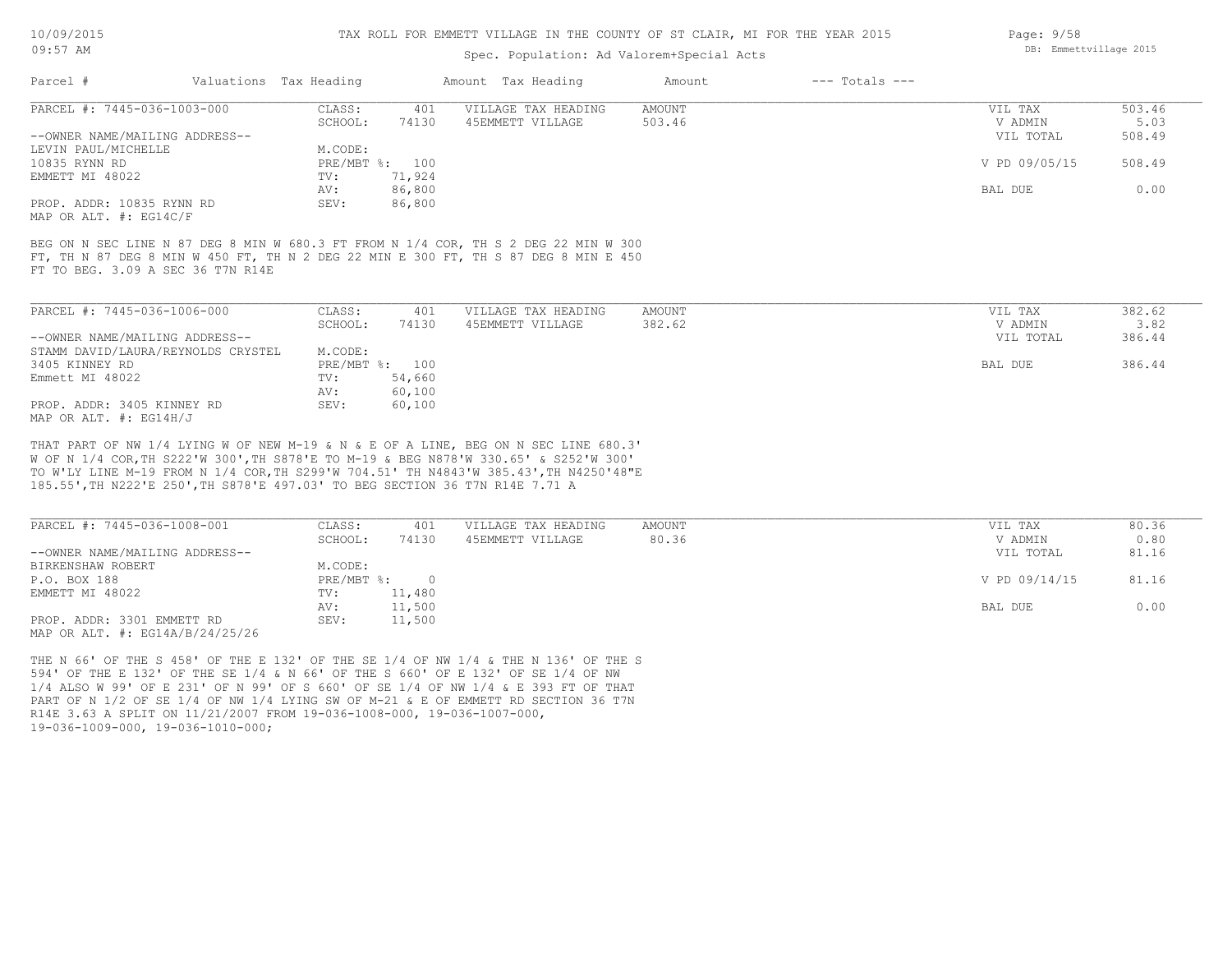TAX ROLL FOR EMMETT VILLAGE IN THE COUNTY OF ST CLAIR, MI FOR THE YEAR 2015

Spec. Population: Ad Valorem+Special Acts

| Parcel # | Valuations | Tax Heading | Amount | Tax Heading | Amount | --- Totals --- | |
|---|---|---|---|---|---|---|---|
| PARCEL #: 7445-036-1003-000 | CLASS: | 401 | VILLAGE TAX HEADING | AMOUNT | | VIL TAX | 503.46 |
| | SCHOOL: | 74130 | 45EMMETT VILLAGE | 503.46 | | V ADMIN | 5.03 |
| --OWNER NAME/MAILING ADDRESS-- | | | | | | VIL TOTAL | 508.49 |
| LEVIN PAUL/MICHELLE | M.CODE: | | | | | | |
| 10835 RYNN RD | PRE/MBT %: | 100 | | | | V PD 09/05/15 | 508.49 |
| EMMETT MI 48022 | TV: | 71,924 | | | | | |
| | AV: | 86,800 | | | | BAL DUE | 0.00 |
| PROP. ADDR: 10835 RYNN RD | SEV: | 86,800 | | | | | |
| MAP OR ALT. #: EG14C/F | | | | | | | |

BEG ON N SEC LINE N 87 DEG 8 MIN W 680.3 FT FROM N 1/4 COR, TH S 2 DEG 22 MIN W 300 FT, TH N 87 DEG 8 MIN W 450 FT, TH N 2 DEG 22 MIN E 300 FT, TH S 87 DEG 8 MIN E 450 FT TO BEG. 3.09 A SEC 36 T7N R14E

| Parcel # | Valuations | Tax Heading | Amount | Tax Heading | Amount | --- Totals --- | |
|---|---|---|---|---|---|---|---|
| PARCEL #: 7445-036-1006-000 | CLASS: | 401 | VILLAGE TAX HEADING | AMOUNT | | VIL TAX | 382.62 |
| | SCHOOL: | 74130 | 45EMMETT VILLAGE | 382.62 | | V ADMIN | 3.82 |
| --OWNER NAME/MAILING ADDRESS-- | | | | | | VIL TOTAL | 386.44 |
| STAMM DAVID/LAURA/REYNOLDS CRYSTEL | M.CODE: | | | | | | |
| 3405 KINNEY RD | PRE/MBT %: | 100 | | | | BAL DUE | 386.44 |
| Emmett MI 48022 | TV: | 54,660 | | | | | |
| | AV: | 60,100 | | | | | |
| PROP. ADDR: 3405 KINNEY RD | SEV: | 60,100 | | | | | |
| MAP OR ALT. #: EG14H/J | | | | | | | |

THAT PART OF NW 1/4 LYING W OF NEW M-19 & N & E OF A LINE, BEG ON N SEC LINE 680.3' W OF N 1/4 COR,TH S222'W 300',TH S878'E TO M-19 & BEG N878'W 330.65' & S252'W 300' TO W'LY LINE M-19 FROM N 1/4 COR,TH S299'W 704.51' TH N4843'W 385.43',TH N4250'48"E 185.55',TH N222'E 250',TH S878'E 497.03' TO BEG SECTION 36 T7N R14E 7.71 A

| Parcel # | Valuations | Tax Heading | Amount | Tax Heading | Amount | --- Totals --- | |
|---|---|---|---|---|---|---|---|
| PARCEL #: 7445-036-1008-001 | CLASS: | 401 | VILLAGE TAX HEADING | AMOUNT | | VIL TAX | 80.36 |
| | SCHOOL: | 74130 | 45EMMETT VILLAGE | 80.36 | | V ADMIN | 0.80 |
| --OWNER NAME/MAILING ADDRESS-- | | | | | | VIL TOTAL | 81.16 |
| BIRKENSHAW ROBERT | M.CODE: | | | | | | |
| P.O. BOX 188 | PRE/MBT %: | 0 | | | | V PD 09/14/15 | 81.16 |
| EMMETT MI 48022 | TV: | 11,480 | | | | | |
| | AV: | 11,500 | | | | BAL DUE | 0.00 |
| PROP. ADDR: 3301 EMMETT RD | SEV: | 11,500 | | | | | |
| MAP OR ALT. #: EG14A/B/24/25/26 | | | | | | | |

THE N 66' OF THE S 458' OF THE E 132' OF THE SE 1/4 OF NW 1/4 & THE N 136' OF THE S 594' OF THE E 132' OF THE SE 1/4 & N 66' OF THE S 660' OF E 132' OF SE 1/4 OF NW 1/4 ALSO W 99' OF E 231' OF N 99' OF S 660' OF SE 1/4 OF NW 1/4 & E 393 FT OF THAT PART OF N 1/2 OF SE 1/4 OF NW 1/4 LYING SW OF M-21 & E OF EMMETT RD SECTION 36 T7N R14E 3.63 A SPLIT ON 11/21/2007 FROM 19-036-1008-000, 19-036-1007-000, 19-036-1009-000, 19-036-1010-000;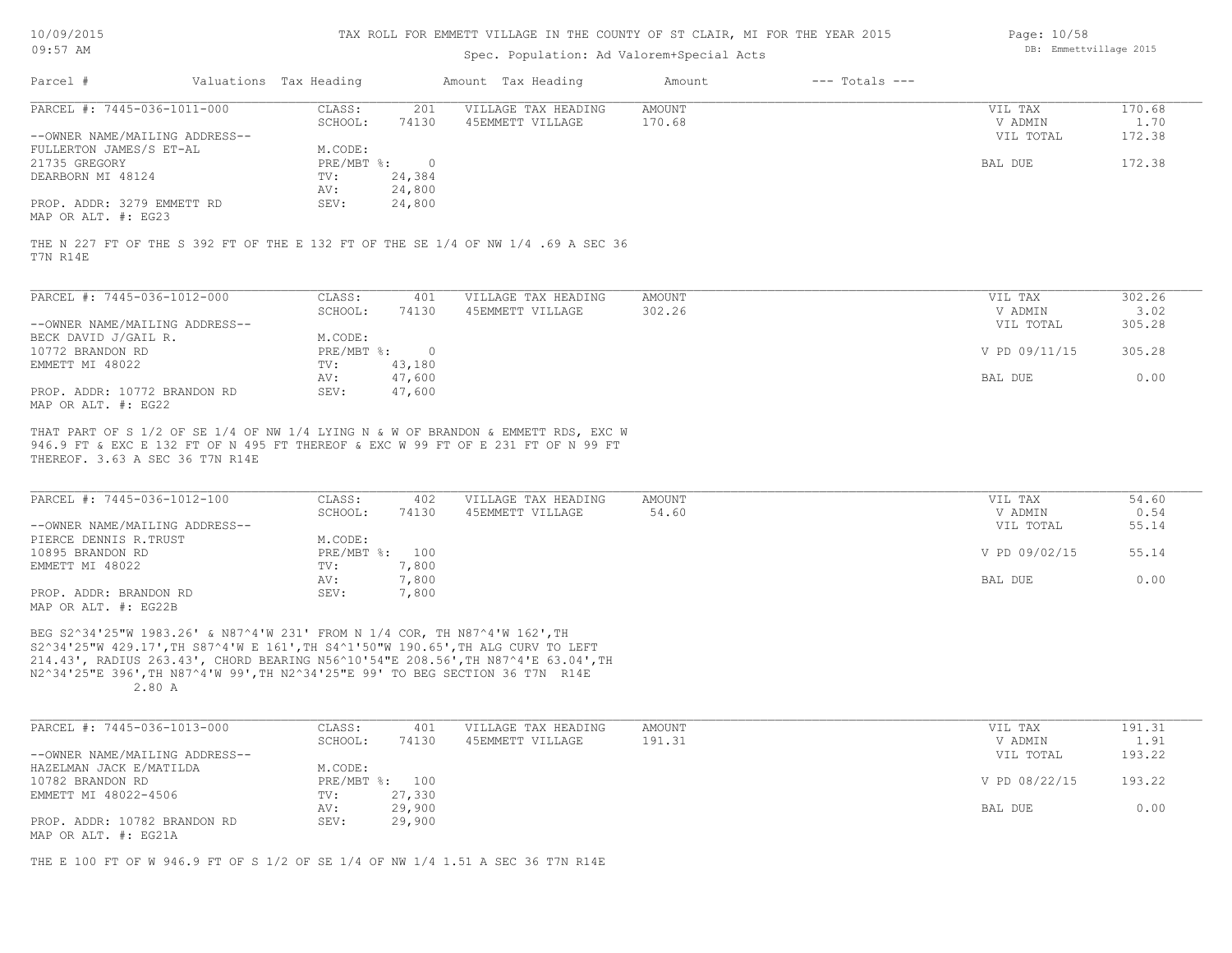# TAX ROLL FOR EMMETT VILLAGE IN THE COUNTY OF ST CLAIR, MI FOR THE YEAR 2015

Spec. Population: Ad Valorem+Special Acts

DB: Emmettvillage 2015

10/09/2015 09:57 AM

| Parcel # | Valuations | Tax Heading | Amount | Tax Heading | Amount | --- Totals --- | |
|---|---|---|---|---|---|---|---|

---

**PARCEL #: 7445-036-1011-000**

| | | | | | |
|---|---|---|---|---|---|
| CLASS: | 201 | VILLAGE TAX HEADING | AMOUNT | VIL TAX | 170.68 |
| SCHOOL: | 74130 | 45EMMETT VILLAGE | 170.68 | V ADMIN | 1.70 |
| M.CODE: | | | | VIL TOTAL | 172.38 |
| PRE/MBT %: | 0 | | | BAL DUE | 172.38 |
| TV: | 24,384 | | | | |
| AV: | 24,800 | | | | |
| SEV: | 24,800 | | | | |

--OWNER NAME/MAILING ADDRESS--
FULLERTON JAMES/S ET-AL
21735 GREGORY
DEARBORN MI 48124

PROP. ADDR: 3279 EMMETT RD
MAP OR ALT. #: EG23

THE N 227 FT OF THE S 392 FT OF THE E 132 FT OF THE SE 1/4 OF NW 1/4 .69 A SEC 36 T7N R14E

---

**PARCEL #: 7445-036-1012-000**

| | | | | | |
|---|---|---|---|---|---|
| CLASS: | 401 | VILLAGE TAX HEADING | AMOUNT | VIL TAX | 302.26 |
| SCHOOL: | 74130 | 45EMMETT VILLAGE | 302.26 | V ADMIN | 3.02 |
| M.CODE: | | | | VIL TOTAL | 305.28 |
| PRE/MBT %: | 0 | | | V PD 09/11/15 | 305.28 |
| TV: | 43,180 | | | | |
| AV: | 47,600 | | | BAL DUE | 0.00 |
| SEV: | 47,600 | | | | |

--OWNER NAME/MAILING ADDRESS--
BECK DAVID J/GAIL R.
10772 BRANDON RD
EMMETT MI 48022

PROP. ADDR: 10772 BRANDON RD
MAP OR ALT. #: EG22

THAT PART OF S 1/2 OF SE 1/4 OF NW 1/4 LYING N & W OF BRANDON & EMMETT RDS, EXC W 946.9 FT & EXC E 132 FT OF N 495 FT THEREOF & EXC W 99 FT OF E 231 FT OF N 99 FT THEREOF. 3.63 A SEC 36 T7N R14E

---

**PARCEL #: 7445-036-1012-100**

| | | | | | |
|---|---|---|---|---|---|
| CLASS: | 402 | VILLAGE TAX HEADING | AMOUNT | VIL TAX | 54.60 |
| SCHOOL: | 74130 | 45EMMETT VILLAGE | 54.60 | V ADMIN | 0.54 |
| M.CODE: | | | | VIL TOTAL | 55.14 |
| PRE/MBT %: | 100 | | | V PD 09/02/15 | 55.14 |
| TV: | 7,800 | | | | |
| AV: | 7,800 | | | BAL DUE | 0.00 |
| SEV: | 7,800 | | | | |

--OWNER NAME/MAILING ADDRESS--
PIERCE DENNIS R.TRUST
10895 BRANDON RD
EMMETT MI 48022

PROP. ADDR: BRANDON RD
MAP OR ALT. #: EG22B

BEG S2^34'25"W 1983.26' & N87^4'W 231' FROM N 1/4 COR, TH N87^4'W 162',TH S2^34'25"W 429.17',TH S87^4'W E 161',TH S4^1'50"W 190.65',TH ALG CURV TO LEFT 214.43', RADIUS 263.43', CHORD BEARING N56^10'54"E 208.56',TH N87^4'E 63.04',TH N2^34'25"E 396',TH N87^4'W 99',TH N2^34'25"E 99' TO BEG SECTION 36 T7N R14E 2.80 A

---

**PARCEL #: 7445-036-1013-000**

| | | | | | |
|---|---|---|---|---|---|
| CLASS: | 401 | VILLAGE TAX HEADING | AMOUNT | VIL TAX | 191.31 |
| SCHOOL: | 74130 | 45EMMETT VILLAGE | 191.31 | V ADMIN | 1.91 |
| M.CODE: | | | | VIL TOTAL | 193.22 |
| PRE/MBT %: | 100 | | | V PD 08/22/15 | 193.22 |
| TV: | 27,330 | | | | |
| AV: | 29,900 | | | BAL DUE | 0.00 |
| SEV: | 29,900 | | | | |

--OWNER NAME/MAILING ADDRESS--
HAZELMAN JACK E/MATILDA
10782 BRANDON RD
EMMETT MI 48022-4506

PROP. ADDR: 10782 BRANDON RD
MAP OR ALT. #: EG21A

THE E 100 FT OF W 946.9 FT OF S 1/2 OF SE 1/4 OF NW 1/4 1.51 A SEC 36 T7N R14E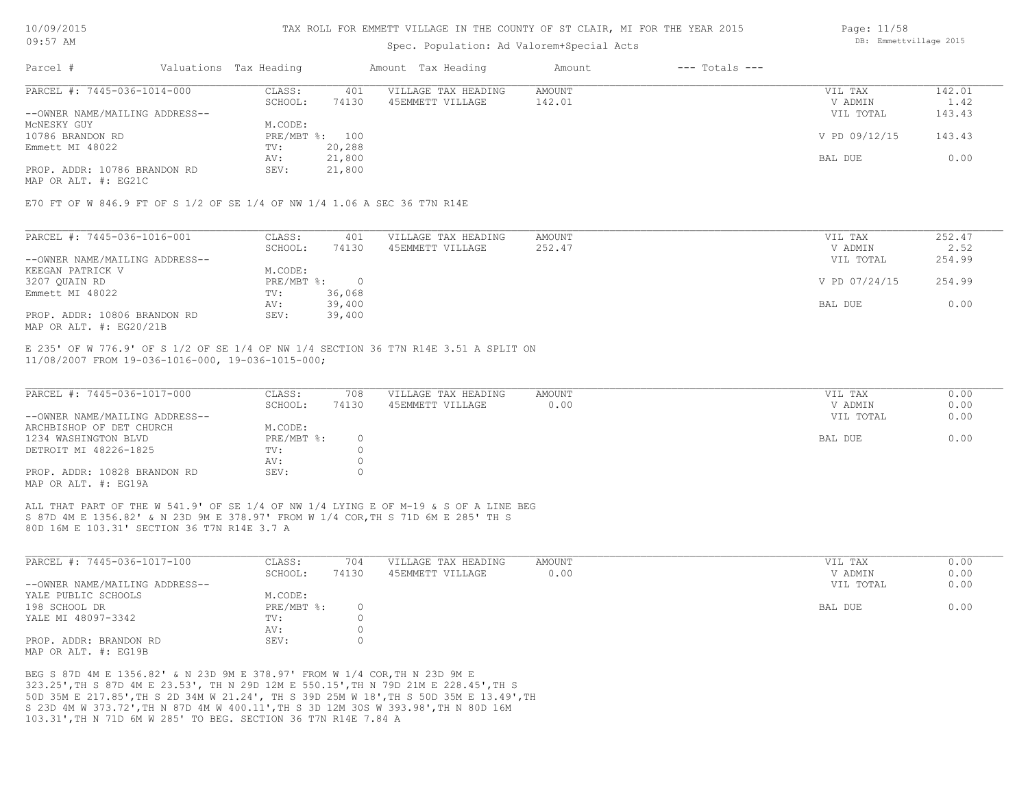TAX ROLL FOR EMMETT VILLAGE IN THE COUNTY OF ST CLAIR, MI FOR THE YEAR 2015

Spec. Population: Ad Valorem+Special Acts

| Parcel # | Valuations | Tax Heading | Amount | Tax Heading | Amount | --- Totals --- | |
|---|---|---|---|---|---|---|---|
| PARCEL #: 7445-036-1014-000 | CLASS: | 401 | VILLAGE TAX HEADING | AMOUNT | | VIL TAX | 142.01 |
| | SCHOOL: | 74130 | 45EMMETT VILLAGE | 142.01 | | V ADMIN | 1.42 |
| --OWNER NAME/MAILING ADDRESS-- | | | | | | VIL TOTAL | 143.43 |
| McNESKY GUY | M.CODE: | | | | | | |
| 10786 BRANDON RD | PRE/MBT %: | 100 | | | | V PD 09/12/15 | 143.43 |
| Emmett MI 48022 | TV: | 20,288 | | | | | |
| | AV: | 21,800 | | | | BAL DUE | 0.00 |
| PROP. ADDR: 10786 BRANDON RD | SEV: | 21,800 | | | | | |
| MAP OR ALT. #: EG21C | | | | | | | |

E70 FT OF W 846.9 FT OF S 1/2 OF SE 1/4 OF NW 1/4 1.06 A SEC 36 T7N R14E

| Parcel # | Valuations | Tax Heading | Amount | Tax Heading | Amount | --- Totals --- | |
|---|---|---|---|---|---|---|---|
| PARCEL #: 7445-036-1016-001 | CLASS: | 401 | VILLAGE TAX HEADING | AMOUNT | | VIL TAX | 252.47 |
| | SCHOOL: | 74130 | 45EMMETT VILLAGE | 252.47 | | V ADMIN | 2.52 |
| --OWNER NAME/MAILING ADDRESS-- | | | | | | VIL TOTAL | 254.99 |
| KEEGAN PATRICK V | M.CODE: | | | | | | |
| 3207 QUAIN RD | PRE/MBT %: | 0 | | | | V PD 07/24/15 | 254.99 |
| Emmett MI 48022 | TV: | 36,068 | | | | | |
| | AV: | 39,400 | | | | BAL DUE | 0.00 |
| PROP. ADDR: 10806 BRANDON RD | SEV: | 39,400 | | | | | |
| MAP OR ALT. #: EG20/21B | | | | | | | |

E 235' OF W 776.9' OF S 1/2 OF SE 1/4 OF NW 1/4 SECTION 36 T7N R14E 3.51 A SPLIT ON 11/08/2007 FROM 19-036-1016-000, 19-036-1015-000;

| Parcel # | Valuations | Tax Heading | Amount | Tax Heading | Amount | --- Totals --- | |
|---|---|---|---|---|---|---|---|
| PARCEL #: 7445-036-1017-000 | CLASS: | 708 | VILLAGE TAX HEADING | AMOUNT | | VIL TAX | 0.00 |
| | SCHOOL: | 74130 | 45EMMETT VILLAGE | 0.00 | | V ADMIN | 0.00 |
| --OWNER NAME/MAILING ADDRESS-- | | | | | | VIL TOTAL | 0.00 |
| ARCHBISHOP OF DET CHURCH | M.CODE: | | | | | | |
| 1234 WASHINGTON BLVD | PRE/MBT %: | 0 | | | | BAL DUE | 0.00 |
| DETROIT MI 48226-1825 | TV: | 0 | | | | | |
| | AV: | 0 | | | | | |
| PROP. ADDR: 10828 BRANDON RD | SEV: | 0 | | | | | |
| MAP OR ALT. #: EG19A | | | | | | | |

ALL THAT PART OF THE W 541.9' OF SE 1/4 OF NW 1/4 LYING E OF M-19 & S OF A LINE BEG S 87D 4M E 1356.82' & N 23D 9M E 378.97' FROM W 1/4 COR,TH S 71D 6M E 285' TH S 80D 16M E 103.31' SECTION 36 T7N R14E 3.7 A

| Parcel # | Valuations | Tax Heading | Amount | Tax Heading | Amount | --- Totals --- | |
|---|---|---|---|---|---|---|---|
| PARCEL #: 7445-036-1017-100 | CLASS: | 704 | VILLAGE TAX HEADING | AMOUNT | | VIL TAX | 0.00 |
| | SCHOOL: | 74130 | 45EMMETT VILLAGE | 0.00 | | V ADMIN | 0.00 |
| --OWNER NAME/MAILING ADDRESS-- | | | | | | VIL TOTAL | 0.00 |
| YALE PUBLIC SCHOOLS | M.CODE: | | | | | | |
| 198 SCHOOL DR | PRE/MBT %: | 0 | | | | BAL DUE | 0.00 |
| YALE MI 48097-3342 | TV: | 0 | | | | | |
| | AV: | 0 | | | | | |
| PROP. ADDR: BRANDON RD | SEV: | 0 | | | | | |
| MAP OR ALT. #: EG19B | | | | | | | |

BEG S 87D 4M E 1356.82' & N 23D 9M E 378.97' FROM W 1/4 COR,TH N 23D 9M E 323.25',TH S 87D 4M E 23.53', TH N 29D 12M E 550.15',TH N 79D 21M E 228.45',TH S 50D 35M E 217.85',TH S 2D 34M W 21.24', TH S 39D 25M W 18',TH S 50D 35M E 13.49',TH S 23D 4M W 373.72',TH N 87D 4M W 400.11',TH S 3D 12M 30S W 393.98',TH N 80D 16M 103.31',TH N 71D 6M W 285' TO BEG. SECTION 36 T7N R14E 7.84 A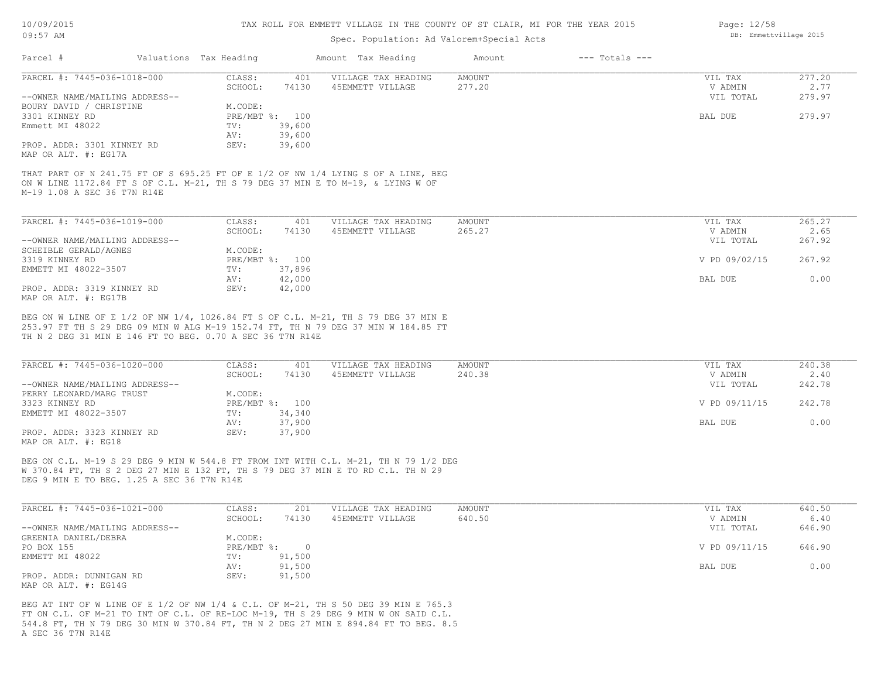| Parcel # | Valuations | Tax Heading | Amount | Tax Heading | Amount | --- Totals --- | |
|---|---|---|---|---|---|---|---|

## PARCEL #: 7445-036-1018-000

| | | | | | |
|---|---|---|---|---|---|
| CLASS: | 401 | VILLAGE TAX HEADING | AMOUNT | VIL TAX | 277.20 |
| SCHOOL: | 74130 | 45EMMETT VILLAGE | 277.20 | V ADMIN | 2.77 |
| | | | | VIL TOTAL | 279.97 |
| M.CODE: | | | | | |
| PRE/MBT %: | 100 | | | BAL DUE | 279.97 |
| TV: | 39,600 | | | | |
| AV: | 39,600 | | | | |
| SEV: | 39,600 | | | | |

--OWNER NAME/MAILING ADDRESS--
BOURY DAVID / CHRISTINE
3301 KINNEY RD
Emmett MI 48022

PROP. ADDR: 3301 KINNEY RD
MAP OR ALT. #: EG17A

THAT PART OF N 241.75 FT OF S 695.25 FT OF E 1/2 OF NW 1/4 LYING S OF A LINE, BEG ON W LINE 1172.84 FT S OF C.L. M-21, TH S 79 DEG 37 MIN E TO M-19, & LYING W OF M-19 1.08 A SEC 36 T7N R14E

## PARCEL #: 7445-036-1019-000

| | | | | | |
|---|---|---|---|---|---|
| CLASS: | 401 | VILLAGE TAX HEADING | AMOUNT | VIL TAX | 265.27 |
| SCHOOL: | 74130 | 45EMMETT VILLAGE | 265.27 | V ADMIN | 2.65 |
| | | | | VIL TOTAL | 267.92 |
| M.CODE: | | | | | |
| PRE/MBT %: | 100 | | | V PD 09/02/15 | 267.92 |
| TV: | 37,896 | | | | |
| AV: | 42,000 | | | BAL DUE | 0.00 |
| SEV: | 42,000 | | | | |

--OWNER NAME/MAILING ADDRESS--
SCHEIBLE GERALD/AGNES
3319 KINNEY RD
EMMETT MI 48022-3507

PROP. ADDR: 3319 KINNEY RD
MAP OR ALT. #: EG17B

BEG ON W LINE OF E 1/2 OF NW 1/4, 1026.84 FT S OF C.L. M-21, TH S 79 DEG 37 MIN E 253.97 FT TH S 29 DEG 09 MIN W ALG M-19 152.74 FT, TH N 79 DEG 37 MIN W 184.85 FT TH N 2 DEG 31 MIN E 146 FT TO BEG. 0.70 A SEC 36 T7N R14E

## PARCEL #: 7445-036-1020-000

| | | | | | |
|---|---|---|---|---|---|
| CLASS: | 401 | VILLAGE TAX HEADING | AMOUNT | VIL TAX | 240.38 |
| SCHOOL: | 74130 | 45EMMETT VILLAGE | 240.38 | V ADMIN | 2.40 |
| | | | | VIL TOTAL | 242.78 |
| M.CODE: | | | | | |
| PRE/MBT %: | 100 | | | V PD 09/11/15 | 242.78 |
| TV: | 34,340 | | | | |
| AV: | 37,900 | | | BAL DUE | 0.00 |
| SEV: | 37,900 | | | | |

--OWNER NAME/MAILING ADDRESS--
PERRY LEONARD/MARG TRUST
3323 KINNEY RD
EMMETT MI 48022-3507

PROP. ADDR: 3323 KINNEY RD
MAP OR ALT. #: EG18

BEG ON C.L. M-19 S 29 DEG 9 MIN W 544.8 FT FROM INT WITH C.L. M-21, TH N 79 1/2 DEG W 370.84 FT, TH S 2 DEG 27 MIN E 132 FT, TH S 79 DEG 37 MIN E TO RD C.L. TH N 29 DEG 9 MIN E TO BEG. 1.25 A SEC 36 T7N R14E

## PARCEL #: 7445-036-1021-000

| | | | | | |
|---|---|---|---|---|---|
| CLASS: | 201 | VILLAGE TAX HEADING | AMOUNT | VIL TAX | 640.50 |
| SCHOOL: | 74130 | 45EMMETT VILLAGE | 640.50 | V ADMIN | 6.40 |
| | | | | VIL TOTAL | 646.90 |
| M.CODE: | | | | | |
| PRE/MBT %: | 0 | | | V PD 09/11/15 | 646.90 |
| TV: | 91,500 | | | | |
| AV: | 91,500 | | | BAL DUE | 0.00 |
| SEV: | 91,500 | | | | |

--OWNER NAME/MAILING ADDRESS--
GREENIA DANIEL/DEBRA
PO BOX 155
EMMETT MI 48022

PROP. ADDR: DUNNIGAN RD
MAP OR ALT. #: EG14G

BEG AT INT OF W LINE OF E 1/2 OF NW 1/4 & C.L. OF M-21, TH S 50 DEG 39 MIN E 765.3 FT ON C.L. OF M-21 TO INT OF C.L. OF RE-LOC M-19, TH S 29 DEG 9 MIN W ON SAID C.L. 544.8 FT, TH N 79 DEG 30 MIN W 370.84 FT, TH N 2 DEG 27 MIN E 894.84 FT TO BEG. 8.5 A SEC 36 T7N R14E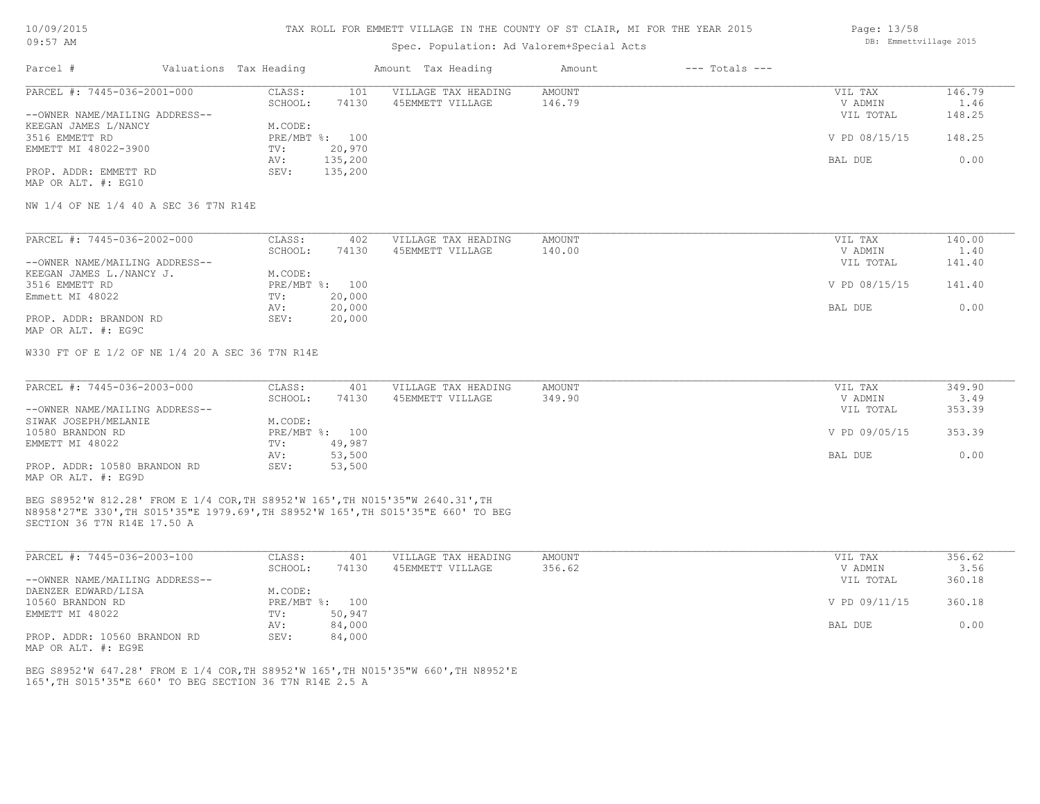TAX ROLL FOR EMMETT VILLAGE IN THE COUNTY OF ST CLAIR, MI FOR THE YEAR 2015

Spec. Population: Ad Valorem+Special Acts

| Parcel # | Valuations | Tax Heading | Amount | Tax Heading | Amount | --- Totals --- | |
|---|---|---|---|---|---|---|---|

---

PARCEL #: 7445-036-2001-000

| | | | | | |
|---|---|---|---|---|---|
| CLASS: | 101 | VILLAGE TAX HEADING | AMOUNT | VIL TAX | 146.79 |
| SCHOOL: | 74130 | 45EMMETT VILLAGE | 146.79 | V ADMIN | 1.46 |
| M.CODE: | | | | VIL TOTAL | 148.25 |
| PRE/MBT %: | 100 | | | V PD 08/15/15 | 148.25 |
| TV: | 20,970 | | | | |
| AV: | 135,200 | | | BAL DUE | 0.00 |
| SEV: | 135,200 | | | | |

--OWNER NAME/MAILING ADDRESS--
KEEGAN JAMES L/NANCY
3516 EMMETT RD
EMMETT MI 48022-3900

PROP. ADDR: EMMETT RD
MAP OR ALT. #: EG10

NW 1/4 OF NE 1/4 40 A SEC 36 T7N R14E

---

PARCEL #: 7445-036-2002-000

| | | | | | |
|---|---|---|---|---|---|
| CLASS: | 402 | VILLAGE TAX HEADING | AMOUNT | VIL TAX | 140.00 |
| SCHOOL: | 74130 | 45EMMETT VILLAGE | 140.00 | V ADMIN | 1.40 |
| M.CODE: | | | | VIL TOTAL | 141.40 |
| PRE/MBT %: | 100 | | | V PD 08/15/15 | 141.40 |
| TV: | 20,000 | | | | |
| AV: | 20,000 | | | BAL DUE | 0.00 |
| SEV: | 20,000 | | | | |

--OWNER NAME/MAILING ADDRESS--
KEEGAN JAMES L./NANCY J.
3516 EMMETT RD
Emmett MI 48022

PROP. ADDR: BRANDON RD
MAP OR ALT. #: EG9C

W330 FT OF E 1/2 OF NE 1/4 20 A SEC 36 T7N R14E

---

PARCEL #: 7445-036-2003-000

| | | | | | |
|---|---|---|---|---|---|
| CLASS: | 401 | VILLAGE TAX HEADING | AMOUNT | VIL TAX | 349.90 |
| SCHOOL: | 74130 | 45EMMETT VILLAGE | 349.90 | V ADMIN | 3.49 |
| M.CODE: | | | | VIL TOTAL | 353.39 |
| PRE/MBT %: | 100 | | | V PD 09/05/15 | 353.39 |
| TV: | 49,987 | | | | |
| AV: | 53,500 | | | BAL DUE | 0.00 |
| SEV: | 53,500 | | | | |

--OWNER NAME/MAILING ADDRESS--
SIWAK JOSEPH/MELANIE
10580 BRANDON RD
EMMETT MI 48022

PROP. ADDR: 10580 BRANDON RD
MAP OR ALT. #: EG9D

BEG S8952'W 812.28' FROM E 1/4 COR,TH S8952'W 165',TH N015'35"W 2640.31',TH N8958'27"E 330',TH S015'35"E 1979.69',TH S8952'W 165',TH S015'35"E 660' TO BEG SECTION 36 T7N R14E 17.50 A

---

PARCEL #: 7445-036-2003-100

| | | | | | |
|---|---|---|---|---|---|
| CLASS: | 401 | VILLAGE TAX HEADING | AMOUNT | VIL TAX | 356.62 |
| SCHOOL: | 74130 | 45EMMETT VILLAGE | 356.62 | V ADMIN | 3.56 |
| M.CODE: | | | | VIL TOTAL | 360.18 |
| PRE/MBT %: | 100 | | | V PD 09/11/15 | 360.18 |
| TV: | 50,947 | | | | |
| AV: | 84,000 | | | BAL DUE | 0.00 |
| SEV: | 84,000 | | | | |

--OWNER NAME/MAILING ADDRESS--
DAENZER EDWARD/LISA
10560 BRANDON RD
EMMETT MI 48022

PROP. ADDR: 10560 BRANDON RD
MAP OR ALT. #: EG9E

BEG S8952'W 647.28' FROM E 1/4 COR,TH S8952'W 165',TH N015'35"W 660',TH N8952'E 165',TH S015'35"E 660' TO BEG SECTION 36 T7N R14E 2.5 A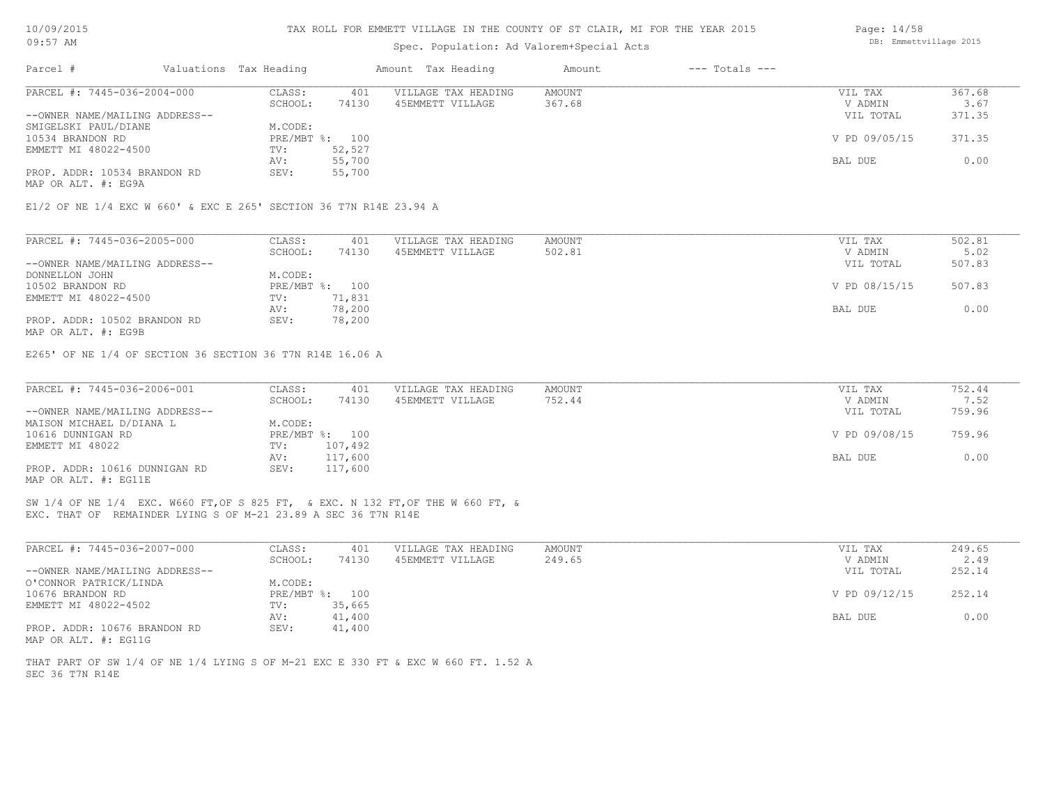TAX ROLL FOR EMMETT VILLAGE IN THE COUNTY OF ST CLAIR, MI FOR THE YEAR 2015

Spec. Population: Ad Valorem+Special Acts

| Parcel # | Valuations | Tax Heading | Amount | Tax Heading | Amount | --- Totals --- | |
|---|---|---|---|---|---|---|---|
| PARCEL #: 7445-036-2004-000 | CLASS: | 401 | VILLAGE TAX HEADING | AMOUNT | | VIL TAX | 367.68 |
| | SCHOOL: | 74130 | 45EMMETT VILLAGE | 367.68 | | V ADMIN | 3.67 |
| --OWNER NAME/MAILING ADDRESS-- | | | | | | VIL TOTAL | 371.35 |
| SMIGELSKI PAUL/DIANE | M.CODE: | | | | | | |
| 10534 BRANDON RD | PRE/MBT %: | 100 | | | | V PD 09/05/15 | 371.35 |
| EMMETT MI 48022-4500 | TV: | 52,527 | | | | | |
| | AV: | 55,700 | | | | BAL DUE | 0.00 |
| PROP. ADDR: 10534 BRANDON RD | SEV: | 55,700 | | | | | |
| MAP OR ALT. #: EG9A | | | | | | | |

E1/2 OF NE 1/4 EXC W 660' & EXC E 265' SECTION 36 T7N R14E 23.94 A

| Parcel # | Valuations | Tax Heading | Amount | Tax Heading | Amount | --- Totals --- | |
|---|---|---|---|---|---|---|---|
| PARCEL #: 7445-036-2005-000 | CLASS: | 401 | VILLAGE TAX HEADING | AMOUNT | | VIL TAX | 502.81 |
| | SCHOOL: | 74130 | 45EMMETT VILLAGE | 502.81 | | V ADMIN | 5.02 |
| --OWNER NAME/MAILING ADDRESS-- | | | | | | VIL TOTAL | 507.83 |
| DONNELLON JOHN | M.CODE: | | | | | | |
| 10502 BRANDON RD | PRE/MBT %: | 100 | | | | V PD 08/15/15 | 507.83 |
| EMMETT MI 48022-4500 | TV: | 71,831 | | | | | |
| | AV: | 78,200 | | | | BAL DUE | 0.00 |
| PROP. ADDR: 10502 BRANDON RD | SEV: | 78,200 | | | | | |
| MAP OR ALT. #: EG9B | | | | | | | |

E265' OF NE 1/4 OF SECTION 36 SECTION 36 T7N R14E 16.06 A

| Parcel # | Valuations | Tax Heading | Amount | Tax Heading | Amount | --- Totals --- | |
|---|---|---|---|---|---|---|---|
| PARCEL #: 7445-036-2006-001 | CLASS: | 401 | VILLAGE TAX HEADING | AMOUNT | | VIL TAX | 752.44 |
| | SCHOOL: | 74130 | 45EMMETT VILLAGE | 752.44 | | V ADMIN | 7.52 |
| --OWNER NAME/MAILING ADDRESS-- | | | | | | VIL TOTAL | 759.96 |
| MAISON MICHAEL D/DIANA L | M.CODE: | | | | | | |
| 10616 DUNNIGAN RD | PRE/MBT %: | 100 | | | | V PD 09/08/15 | 759.96 |
| EMMETT MI 48022 | TV: | 107,492 | | | | | |
| | AV: | 117,600 | | | | BAL DUE | 0.00 |
| PROP. ADDR: 10616 DUNNIGAN RD | SEV: | 117,600 | | | | | |
| MAP OR ALT. #: EG11E | | | | | | | |

SW 1/4 OF NE 1/4 EXC. W660 FT,OF S 825 FT, & EXC. N 132 FT,OF THE W 660 FT, &
EXC. THAT OF REMAINDER LYING S OF M-21 23.89 A SEC 36 T7N R14E

| Parcel # | Valuations | Tax Heading | Amount | Tax Heading | Amount | --- Totals --- | |
|---|---|---|---|---|---|---|---|
| PARCEL #: 7445-036-2007-000 | CLASS: | 401 | VILLAGE TAX HEADING | AMOUNT | | VIL TAX | 249.65 |
| | SCHOOL: | 74130 | 45EMMETT VILLAGE | 249.65 | | V ADMIN | 2.49 |
| --OWNER NAME/MAILING ADDRESS-- | | | | | | VIL TOTAL | 252.14 |
| O'CONNOR PATRICK/LINDA | M.CODE: | | | | | | |
| 10676 BRANDON RD | PRE/MBT %: | 100 | | | | V PD 09/12/15 | 252.14 |
| EMMETT MI 48022-4502 | TV: | 35,665 | | | | | |
| | AV: | 41,400 | | | | BAL DUE | 0.00 |
| PROP. ADDR: 10676 BRANDON RD | SEV: | 41,400 | | | | | |
| MAP OR ALT. #: EG11G | | | | | | | |

THAT PART OF SW 1/4 OF NE 1/4 LYING S OF M-21 EXC E 330 FT & EXC W 660 FT. 1.52 A
SEC 36 T7N R14E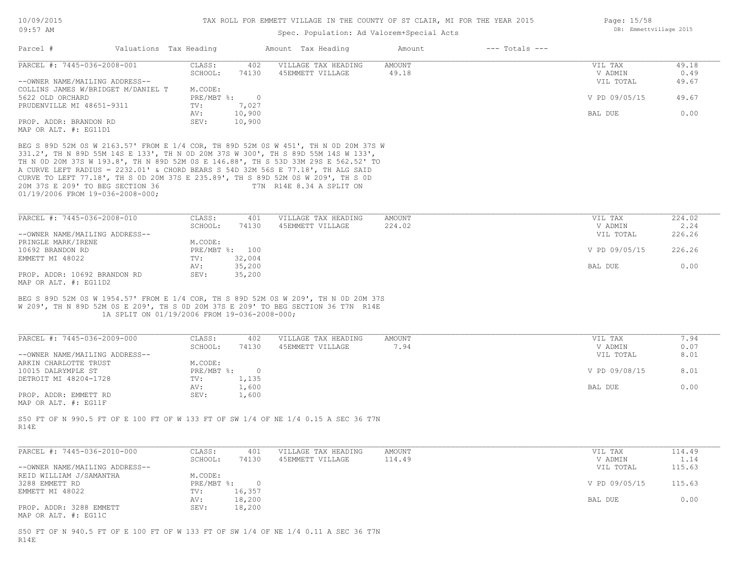TAX ROLL FOR EMMETT VILLAGE IN THE COUNTY OF ST CLAIR, MI FOR THE YEAR 2015

Spec. Population: Ad Valorem+Special Acts

| Parcel # | Valuations | Tax Heading | Amount | Tax Heading | Amount | --- Totals --- | |
|---|---|---|---|---|---|---|---|
| PARCEL #: 7445-036-2008-001 | CLASS: | 402 | VILLAGE TAX HEADING | AMOUNT | | VIL TAX | 49.18 |
| | SCHOOL: | 74130 | 45EMMETT VILLAGE | 49.18 | | V ADMIN | 0.49 |
| --OWNER NAME/MAILING ADDRESS-- | | | | | | VIL TOTAL | 49.67 |
| COLLINS JAMES W/BRIDGET M/DANIEL T | M.CODE: | | | | | | |
| 5622 OLD ORCHARD | PRE/MBT %: | 0 | | | | V PD 09/05/15 | 49.67 |
| PRUDENVILLE MI 48651-9311 | TV: | 7,027 | | | | | |
| | AV: | 10,900 | | | | BAL DUE | 0.00 |
| PROP. ADDR: BRANDON RD | SEV: | 10,900 | | | | | |
| MAP OR ALT. #: EG11D1 | | | | | | | |

BEG S 89D 52M 0S W 2163.57' FROM E 1/4 COR, TH 89D 52M 0S W 451', TH N 0D 20M 37S W 331.2', TH N 89D 55M 14S E 133', TH N 0D 20M 37S W 300', TH S 89D 55M 14S W 133', TH N 0D 20M 37S W 193.8', TH N 89D 52M 0S E 146.88', TH S 53D 33M 29S E 562.52' TO A CURVE LEFT RADIUS = 2232.01' & CHORD BEARS S 54D 32M 56S E 77.18', TH ALG SAID CURVE TO LEFT 77.18', TH S 0D 20M 37S E 235.89', TH S 89D 52M 0S W 209', TH S 0D 20M 37S E 209' TO BEG SECTION 36 T7N R14E 8.34 A SPLIT ON 01/19/2006 FROM 19-036-2008-000;

| Parcel # | Valuations | Tax Heading | Amount | Tax Heading | Amount | --- Totals --- | |
|---|---|---|---|---|---|---|---|
| PARCEL #: 7445-036-2008-010 | CLASS: | 401 | VILLAGE TAX HEADING | AMOUNT | | VIL TAX | 224.02 |
| | SCHOOL: | 74130 | 45EMMETT VILLAGE | 224.02 | | V ADMIN | 2.24 |
| --OWNER NAME/MAILING ADDRESS-- | | | | | | VIL TOTAL | 226.26 |
| PRINGLE MARK/IRENE | M.CODE: | | | | | | |
| 10692 BRANDON RD | PRE/MBT %: | 100 | | | | V PD 09/05/15 | 226.26 |
| EMMETT MI 48022 | TV: | 32,004 | | | | | |
| | AV: | 35,200 | | | | BAL DUE | 0.00 |
| PROP. ADDR: 10692 BRANDON RD | SEV: | 35,200 | | | | | |
| MAP OR ALT. #: EG11D2 | | | | | | | |

BEG S 89D 52M 0S W 1954.57' FROM E 1/4 COR, TH S 89D 52M 0S W 209', TH N 0D 20M 37S W 209', TH N 89D 52M 0S E 209', TH S 0D 20M 37S E 209' TO BEG SECTION 36 T7N R14E 1A SPLIT ON 01/19/2006 FROM 19-036-2008-000;

| Parcel # | Valuations | Tax Heading | Amount | Tax Heading | Amount | --- Totals --- | |
|---|---|---|---|---|---|---|---|
| PARCEL #: 7445-036-2009-000 | CLASS: | 402 | VILLAGE TAX HEADING | AMOUNT | | VIL TAX | 7.94 |
| | SCHOOL: | 74130 | 45EMMETT VILLAGE | 7.94 | | V ADMIN | 0.07 |
| --OWNER NAME/MAILING ADDRESS-- | | | | | | VIL TOTAL | 8.01 |
| ARKIN CHARLOTTE TRUST | M.CODE: | | | | | | |
| 10015 DALRYMPLE ST | PRE/MBT %: | 0 | | | | V PD 09/08/15 | 8.01 |
| DETROIT MI 48204-1728 | TV: | 1,135 | | | | | |
| | AV: | 1,600 | | | | BAL DUE | 0.00 |
| PROP. ADDR: EMMETT RD | SEV: | 1,600 | | | | | |
| MAP OR ALT. #: EG11F | | | | | | | |

S50 FT OF N 990.5 FT OF E 100 FT OF W 133 FT OF SW 1/4 OF NE 1/4 0.15 A SEC 36 T7N R14E

| Parcel # | Valuations | Tax Heading | Amount | Tax Heading | Amount | --- Totals --- | |
|---|---|---|---|---|---|---|---|
| PARCEL #: 7445-036-2010-000 | CLASS: | 401 | VILLAGE TAX HEADING | AMOUNT | | VIL TAX | 114.49 |
| | SCHOOL: | 74130 | 45EMMETT VILLAGE | 114.49 | | V ADMIN | 1.14 |
| --OWNER NAME/MAILING ADDRESS-- | | | | | | VIL TOTAL | 115.63 |
| REID WILLIAM J/SAMANTHA | M.CODE: | | | | | | |
| 3288 EMMETT RD | PRE/MBT %: | 0 | | | | V PD 09/05/15 | 115.63 |
| EMMETT MI 48022 | TV: | 16,357 | | | | | |
| | AV: | 18,200 | | | | BAL DUE | 0.00 |
| PROP. ADDR: 3288 EMMETT | SEV: | 18,200 | | | | | |
| MAP OR ALT. #: EG11C | | | | | | | |

S50 FT OF N 940.5 FT OF E 100 FT OF W 133 FT OF SW 1/4 OF NE 1/4 0.11 A SEC 36 T7N R14E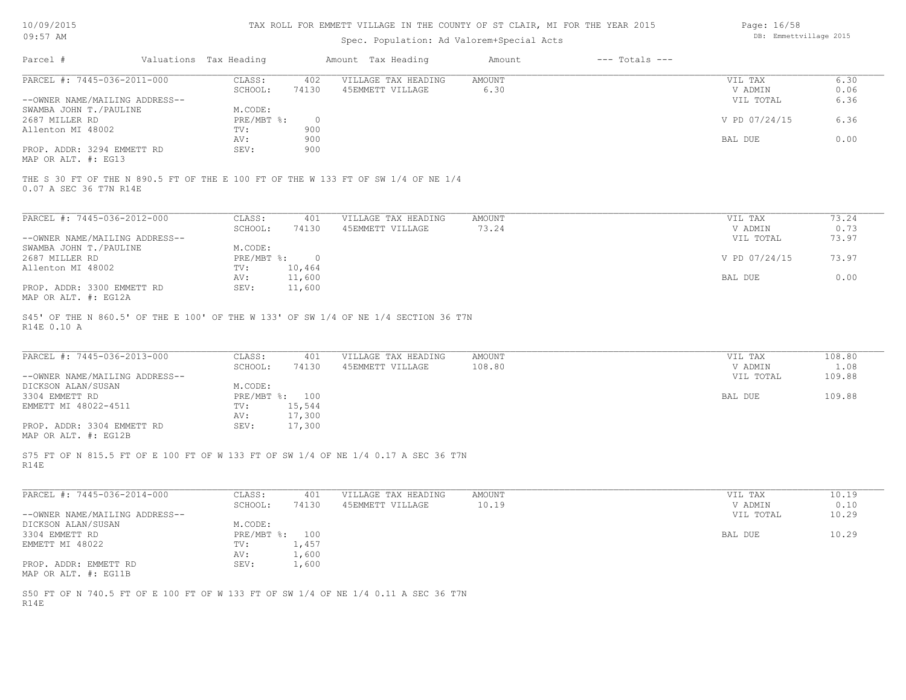# TAX ROLL FOR EMMETT VILLAGE IN THE COUNTY OF ST CLAIR, MI FOR THE YEAR 2015

Spec. Population: Ad Valorem+Special Acts

| Parcel # | Valuations | Tax Heading | Amount | Tax Heading | Amount | --- Totals --- | |
|---|---|---|---|---|---|---|---|

---

**PARCEL #: 7445-036-2011-000**

| | | | | | | |
|---|---|---|---|---|---|---|
| CLASS: | 402 | VILLAGE TAX HEADING | AMOUNT | | VIL TAX | 6.30 |
| SCHOOL: | 74130 | 45EMMETT VILLAGE | 6.30 | | V ADMIN | 0.06 |
| | | | | | VIL TOTAL | 6.36 |
| M.CODE: | | | | | | |
| PRE/MBT %: | 0 | | | | V PD 07/24/15 | 6.36 |
| TV: | 900 | | | | | |
| AV: | 900 | | | | BAL DUE | 0.00 |
| SEV: | 900 | | | | | |

--OWNER NAME/MAILING ADDRESS--
SWAMBA JOHN T./PAULINE
2687 MILLER RD
Allenton MI 48002

PROP. ADDR: 3294 EMMETT RD
MAP OR ALT. #: EG13

THE S 30 FT OF THE N 890.5 FT OF THE E 100 FT OF THE W 133 FT OF SW 1/4 OF NE 1/4 0.07 A SEC 36 T7N R14E

---

**PARCEL #: 7445-036-2012-000**

| | | | | | | |
|---|---|---|---|---|---|---|
| CLASS: | 401 | VILLAGE TAX HEADING | AMOUNT | | VIL TAX | 73.24 |
| SCHOOL: | 74130 | 45EMMETT VILLAGE | 73.24 | | V ADMIN | 0.73 |
| | | | | | VIL TOTAL | 73.97 |
| M.CODE: | | | | | | |
| PRE/MBT %: | 0 | | | | V PD 07/24/15 | 73.97 |
| TV: | 10,464 | | | | | |
| AV: | 11,600 | | | | BAL DUE | 0.00 |
| SEV: | 11,600 | | | | | |

--OWNER NAME/MAILING ADDRESS--
SWAMBA JOHN T./PAULINE
2687 MILLER RD
Allenton MI 48002

PROP. ADDR: 3300 EMMETT RD
MAP OR ALT. #: EG12A

S45' OF THE N 860.5' OF THE E 100' OF THE W 133' OF SW 1/4 OF NE 1/4 SECTION 36 T7N R14E 0.10 A

---

**PARCEL #: 7445-036-2013-000**

| | | | | | | |
|---|---|---|---|---|---|---|
| CLASS: | 401 | VILLAGE TAX HEADING | AMOUNT | | VIL TAX | 108.80 |
| SCHOOL: | 74130 | 45EMMETT VILLAGE | 108.80 | | V ADMIN | 1.08 |
| | | | | | VIL TOTAL | 109.88 |
| M.CODE: | | | | | | |
| PRE/MBT %: | 100 | | | | BAL DUE | 109.88 |
| TV: | 15,544 | | | | | |
| AV: | 17,300 | | | | | |
| SEV: | 17,300 | | | | | |

--OWNER NAME/MAILING ADDRESS--
DICKSON ALAN/SUSAN
3304 EMMETT RD
EMMETT MI 48022-4511

PROP. ADDR: 3304 EMMETT RD
MAP OR ALT. #: EG12B

S75 FT OF N 815.5 FT OF E 100 FT OF W 133 FT OF SW 1/4 OF NE 1/4 0.17 A SEC 36 T7N R14E

---

**PARCEL #: 7445-036-2014-000**

| | | | | | | |
|---|---|---|---|---|---|---|
| CLASS: | 401 | VILLAGE TAX HEADING | AMOUNT | | VIL TAX | 10.19 |
| SCHOOL: | 74130 | 45EMMETT VILLAGE | 10.19 | | V ADMIN | 0.10 |
| | | | | | VIL TOTAL | 10.29 |
| M.CODE: | | | | | | |
| PRE/MBT %: | 100 | | | | BAL DUE | 10.29 |
| TV: | 1,457 | | | | | |
| AV: | 1,600 | | | | | |
| SEV: | 1,600 | | | | | |

--OWNER NAME/MAILING ADDRESS--
DICKSON ALAN/SUSAN
3304 EMMETT RD
EMMETT MI 48022

PROP. ADDR: EMMETT RD
MAP OR ALT. #: EG11B

S50 FT OF N 740.5 FT OF E 100 FT OF W 133 FT OF SW 1/4 OF NE 1/4 0.11 A SEC 36 T7N R14E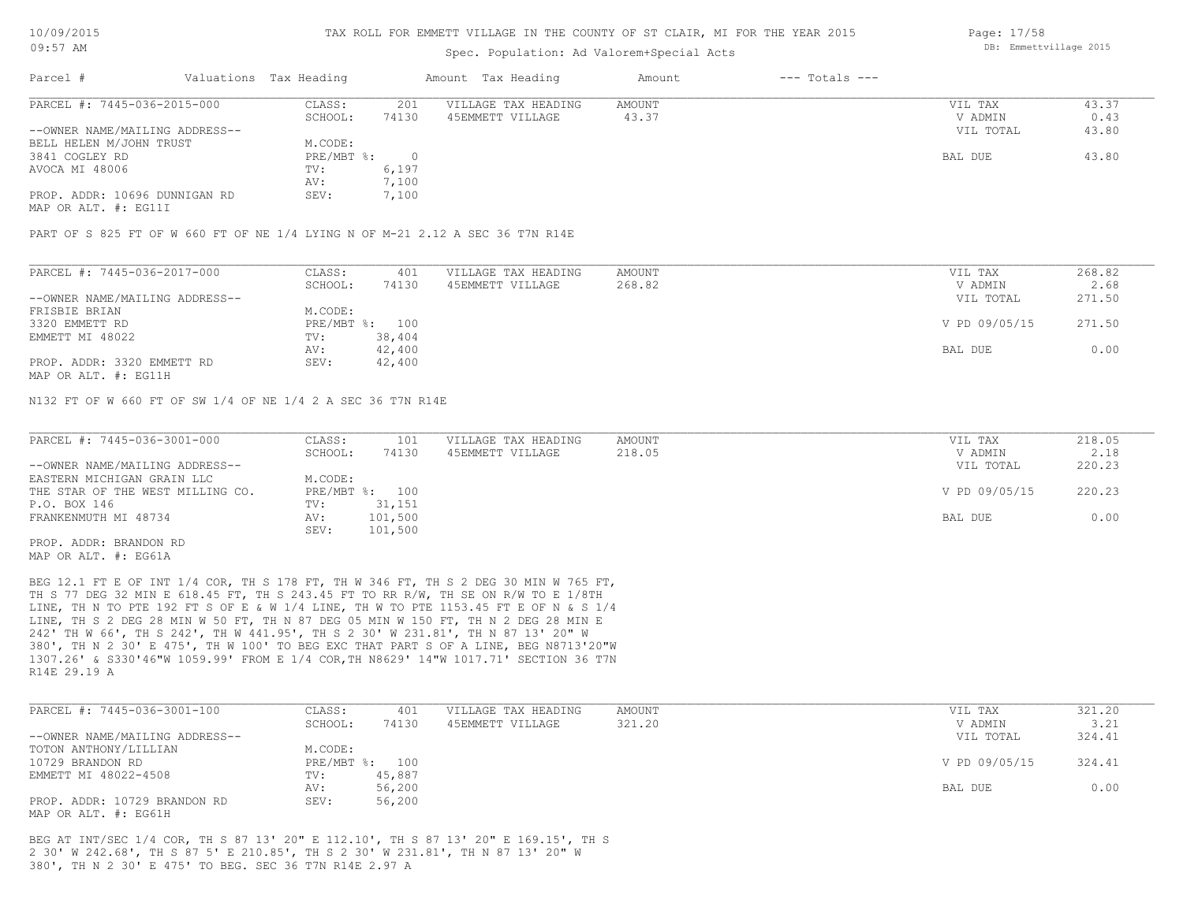TAX ROLL FOR EMMETT VILLAGE IN THE COUNTY OF ST CLAIR, MI FOR THE YEAR 2015

Spec. Population: Ad Valorem+Special Acts

| Parcel # | Valuations | Tax Heading | Amount | Tax Heading | Amount | --- Totals --- | |
|---|---|---|---|---|---|---|---|
| PARCEL #: 7445-036-2015-000 | CLASS: | 201 | VILLAGE TAX HEADING | AMOUNT | | VIL TAX | 43.37 |
| | SCHOOL: | 74130 | 45EMMETT VILLAGE | 43.37 | | V ADMIN | 0.43 |
| --OWNER NAME/MAILING ADDRESS-- | | | | | | VIL TOTAL | 43.80 |
| BELL HELEN M/JOHN TRUST | M.CODE: | | | | | | |
| 3841 COGLEY RD | PRE/MBT %: | 0 | | | | BAL DUE | 43.80 |
| AVOCA MI 48006 | TV: | 6,197 | | | | | |
| | AV: | 7,100 | | | | | |
| PROP. ADDR: 10696 DUNNIGAN RD | SEV: | 7,100 | | | | | |
| MAP OR ALT. #: EG11I | | | | | | | |

PART OF S 825 FT OF W 660 FT OF NE 1/4 LYING N OF M-21 2.12 A SEC 36 T7N R14E

| Parcel # | Valuations | Tax Heading | Amount | Tax Heading | Amount | --- Totals --- | |
|---|---|---|---|---|---|---|---|
| PARCEL #: 7445-036-2017-000 | CLASS: | 401 | VILLAGE TAX HEADING | AMOUNT | | VIL TAX | 268.82 |
| | SCHOOL: | 74130 | 45EMMETT VILLAGE | 268.82 | | V ADMIN | 2.68 |
| --OWNER NAME/MAILING ADDRESS-- | | | | | | VIL TOTAL | 271.50 |
| FRISBIE BRIAN | M.CODE: | | | | | | |
| 3320 EMMETT RD | PRE/MBT %: | 100 | | | | V PD 09/05/15 | 271.50 |
| EMMETT MI 48022 | TV: | 38,404 | | | | | |
| | AV: | 42,400 | | | | BAL DUE | 0.00 |
| PROP. ADDR: 3320 EMMETT RD | SEV: | 42,400 | | | | | |
| MAP OR ALT. #: EG11H | | | | | | | |

N132 FT OF W 660 FT OF SW 1/4 OF NE 1/4 2 A SEC 36 T7N R14E

| Parcel # | Valuations | Tax Heading | Amount | Tax Heading | Amount | --- Totals --- | |
|---|---|---|---|---|---|---|---|
| PARCEL #: 7445-036-3001-000 | CLASS: | 101 | VILLAGE TAX HEADING | AMOUNT | | VIL TAX | 218.05 |
| | SCHOOL: | 74130 | 45EMMETT VILLAGE | 218.05 | | V ADMIN | 2.18 |
| --OWNER NAME/MAILING ADDRESS-- | | | | | | VIL TOTAL | 220.23 |
| EASTERN MICHIGAN GRAIN LLC | M.CODE: | | | | | | |
| THE STAR OF THE WEST MILLING CO. | PRE/MBT %: | 100 | | | | V PD 09/05/15 | 220.23 |
| P.O. BOX 146 | TV: | 31,151 | | | | | |
| FRANKENMUTH MI 48734 | AV: | 101,500 | | | | BAL DUE | 0.00 |
| | SEV: | 101,500 | | | | | |
| PROP. ADDR: BRANDON RD | | | | | | | |
| MAP OR ALT. #: EG61A | | | | | | | |

BEG 12.1 FT E OF INT 1/4 COR, TH S 178 FT, TH W 346 FT, TH S 2 DEG 30 MIN W 765 FT, TH S 77 DEG 32 MIN E 618.45 FT, TH S 243.45 FT TO RR R/W, TH SE ON R/W TO E 1/8TH LINE, TH N TO PTE 192 FT S OF E & W 1/4 LINE, TH W TO PTE 1153.45 FT E OF N & S 1/4 LINE, TH S 2 DEG 28 MIN W 50 FT, TH N 87 DEG 05 MIN W 150 FT, TH N 2 DEG 28 MIN E 242' TH W 66', TH S 242', TH W 441.95', TH S 2 30' W 231.81', TH N 87 13' 20" W 380', TH N 2 30' E 475', TH W 100' TO BEG EXC THAT PART S OF A LINE, BEG N8713'20"W 1307.26' & S330'46"W 1059.99' FROM E 1/4 COR,TH N8629' 14"W 1017.71' SECTION 36 T7N R14E 29.19 A

| Parcel # | Valuations | Tax Heading | Amount | Tax Heading | Amount | --- Totals --- | |
|---|---|---|---|---|---|---|---|
| PARCEL #: 7445-036-3001-100 | CLASS: | 401 | VILLAGE TAX HEADING | AMOUNT | | VIL TAX | 321.20 |
| | SCHOOL: | 74130 | 45EMMETT VILLAGE | 321.20 | | V ADMIN | 3.21 |
| --OWNER NAME/MAILING ADDRESS-- | | | | | | VIL TOTAL | 324.41 |
| TOTON ANTHONY/LILLIAN | M.CODE: | | | | | | |
| 10729 BRANDON RD | PRE/MBT %: | 100 | | | | V PD 09/05/15 | 324.41 |
| EMMETT MI 48022-4508 | TV: | 45,887 | | | | | |
| | AV: | 56,200 | | | | BAL DUE | 0.00 |
| PROP. ADDR: 10729 BRANDON RD | SEV: | 56,200 | | | | | |
| MAP OR ALT. #: EG61H | | | | | | | |

BEG AT INT/SEC 1/4 COR, TH S 87 13' 20" E 112.10', TH S 87 13' 20" E 169.15', TH S 2 30' W 242.68', TH S 87 5' E 210.85', TH S 2 30' W 231.81', TH N 87 13' 20" W 380', TH N 2 30' E 475' TO BEG. SEC 36 T7N R14E 2.97 A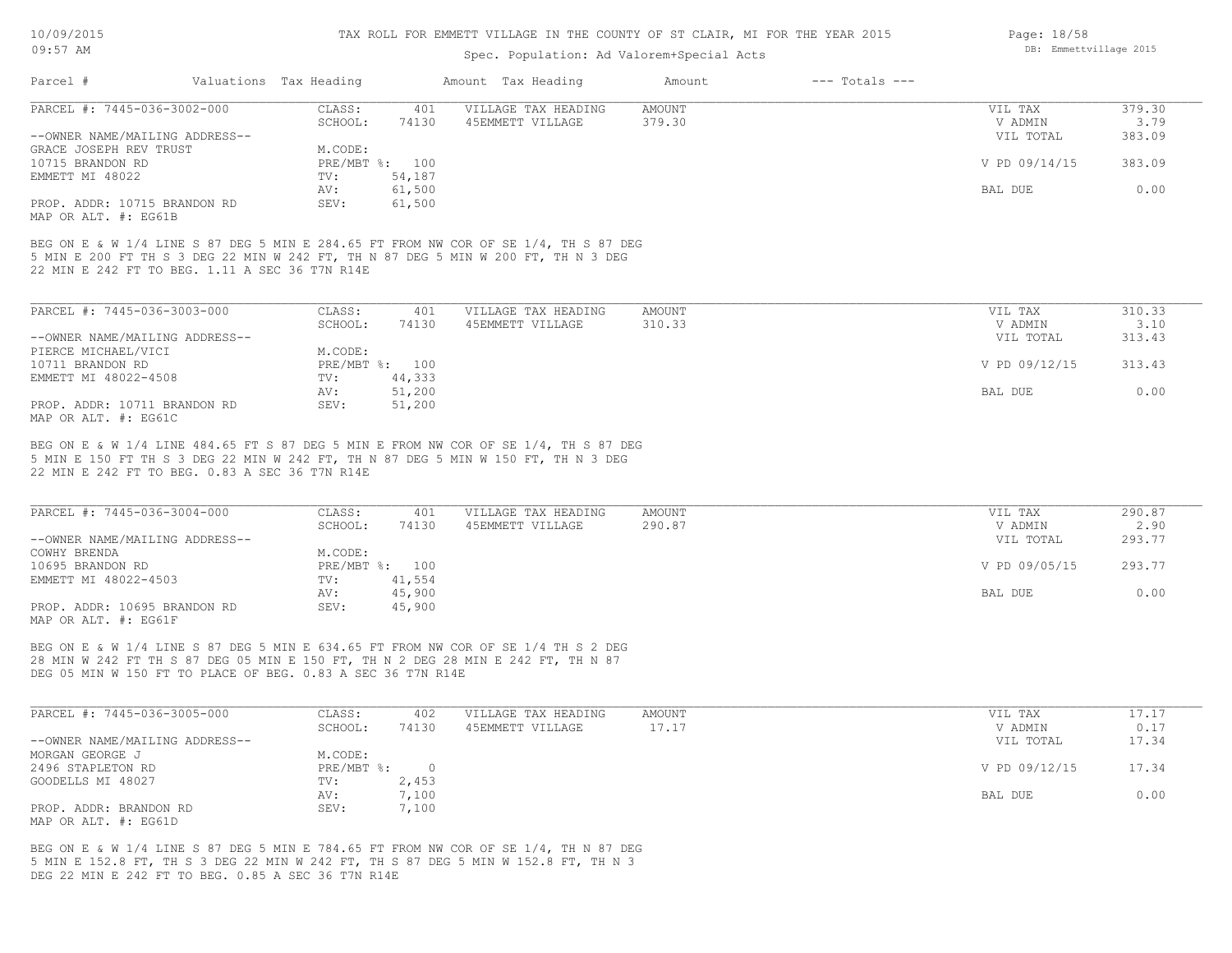# TAX ROLL FOR EMMETT VILLAGE IN THE COUNTY OF ST CLAIR, MI FOR THE YEAR 2015

Spec. Population: Ad Valorem+Special Acts

| Parcel # | Valuations | Tax Heading | Amount | Tax Heading | Amount | --- Totals --- | |
|---|---|---|---|---|---|---|---|
| PARCEL #: 7445-036-3002-000 | CLASS: | 401 | VILLAGE TAX HEADING | AMOUNT | | VIL TAX | 379.30 |
| | SCHOOL: | 74130 | 45EMMETT VILLAGE | 379.30 | | V ADMIN | 3.79 |
| --OWNER NAME/MAILING ADDRESS-- | | | | | | VIL TOTAL | 383.09 |
| GRACE JOSEPH REV TRUST | M.CODE: | | | | | | |
| 10715 BRANDON RD | PRE/MBT %: | 100 | | | | V PD 09/14/15 | 383.09 |
| EMMETT MI 48022 | TV: | 54,187 | | | | | |
| | AV: | 61,500 | | | | BAL DUE | 0.00 |
| PROP. ADDR: 10715 BRANDON RD | SEV: | 61,500 | | | | | |
| MAP OR ALT. #: EG61B | | | | | | | |

BEG ON E & W 1/4 LINE S 87 DEG 5 MIN E 284.65 FT FROM NW COR OF SE 1/4, TH S 87 DEG 5 MIN E 200 FT TH S 3 DEG 22 MIN W 242 FT, TH N 87 DEG 5 MIN W 200 FT, TH N 3 DEG 22 MIN E 242 FT TO BEG. 1.11 A SEC 36 T7N R14E

| Parcel # | Valuations | Tax Heading | Amount | Tax Heading | Amount | --- Totals --- | |
|---|---|---|---|---|---|---|---|
| PARCEL #: 7445-036-3003-000 | CLASS: | 401 | VILLAGE TAX HEADING | AMOUNT | | VIL TAX | 310.33 |
| | SCHOOL: | 74130 | 45EMMETT VILLAGE | 310.33 | | V ADMIN | 3.10 |
| --OWNER NAME/MAILING ADDRESS-- | | | | | | VIL TOTAL | 313.43 |
| PIERCE MICHAEL/VICI | M.CODE: | | | | | | |
| 10711 BRANDON RD | PRE/MBT %: | 100 | | | | V PD 09/12/15 | 313.43 |
| EMMETT MI 48022-4508 | TV: | 44,333 | | | | | |
| | AV: | 51,200 | | | | BAL DUE | 0.00 |
| PROP. ADDR: 10711 BRANDON RD | SEV: | 51,200 | | | | | |
| MAP OR ALT. #: EG61C | | | | | | | |

BEG ON E & W 1/4 LINE 484.65 FT S 87 DEG 5 MIN E FROM NW COR OF SE 1/4, TH S 87 DEG 5 MIN E 150 FT TH S 3 DEG 22 MIN W 242 FT, TH N 87 DEG 5 MIN W 150 FT, TH N 3 DEG 22 MIN E 242 FT TO BEG. 0.83 A SEC 36 T7N R14E

| Parcel # | Valuations | Tax Heading | Amount | Tax Heading | Amount | --- Totals --- | |
|---|---|---|---|---|---|---|---|
| PARCEL #: 7445-036-3004-000 | CLASS: | 401 | VILLAGE TAX HEADING | AMOUNT | | VIL TAX | 290.87 |
| | SCHOOL: | 74130 | 45EMMETT VILLAGE | 290.87 | | V ADMIN | 2.90 |
| --OWNER NAME/MAILING ADDRESS-- | | | | | | VIL TOTAL | 293.77 |
| COWHY BRENDA | M.CODE: | | | | | | |
| 10695 BRANDON RD | PRE/MBT %: | 100 | | | | V PD 09/05/15 | 293.77 |
| EMMETT MI 48022-4503 | TV: | 41,554 | | | | | |
| | AV: | 45,900 | | | | BAL DUE | 0.00 |
| PROP. ADDR: 10695 BRANDON RD | SEV: | 45,900 | | | | | |
| MAP OR ALT. #: EG61F | | | | | | | |

BEG ON E & W 1/4 LINE S 87 DEG 5 MIN E 634.65 FT FROM NW COR OF SE 1/4 TH S 2 DEG 28 MIN W 242 FT TH S 87 DEG 05 MIN E 150 FT, TH N 2 DEG 28 MIN E 242 FT, TH N 87 DEG 05 MIN W 150 FT TO PLACE OF BEG. 0.83 A SEC 36 T7N R14E

| Parcel # | Valuations | Tax Heading | Amount | Tax Heading | Amount | --- Totals --- | |
|---|---|---|---|---|---|---|---|
| PARCEL #: 7445-036-3005-000 | CLASS: | 402 | VILLAGE TAX HEADING | AMOUNT | | VIL TAX | 17.17 |
| | SCHOOL: | 74130 | 45EMMETT VILLAGE | 17.17 | | V ADMIN | 0.17 |
| --OWNER NAME/MAILING ADDRESS-- | | | | | | VIL TOTAL | 17.34 |
| MORGAN GEORGE J | M.CODE: | | | | | | |
| 2496 STAPLETON RD | PRE/MBT %: | 0 | | | | V PD 09/12/15 | 17.34 |
| GOODELLS MI 48027 | TV: | 2,453 | | | | | |
| | AV: | 7,100 | | | | BAL DUE | 0.00 |
| PROP. ADDR: BRANDON RD | SEV: | 7,100 | | | | | |
| MAP OR ALT. #: EG61D | | | | | | | |

BEG ON E & W 1/4 LINE S 87 DEG 5 MIN E 784.65 FT FROM NW COR OF SE 1/4, TH N 87 DEG 5 MIN E 152.8 FT, TH S 3 DEG 22 MIN W 242 FT, TH S 87 DEG 5 MIN W 152.8 FT, TH N 3 DEG 22 MIN E 242 FT TO BEG. 0.85 A SEC 36 T7N R14E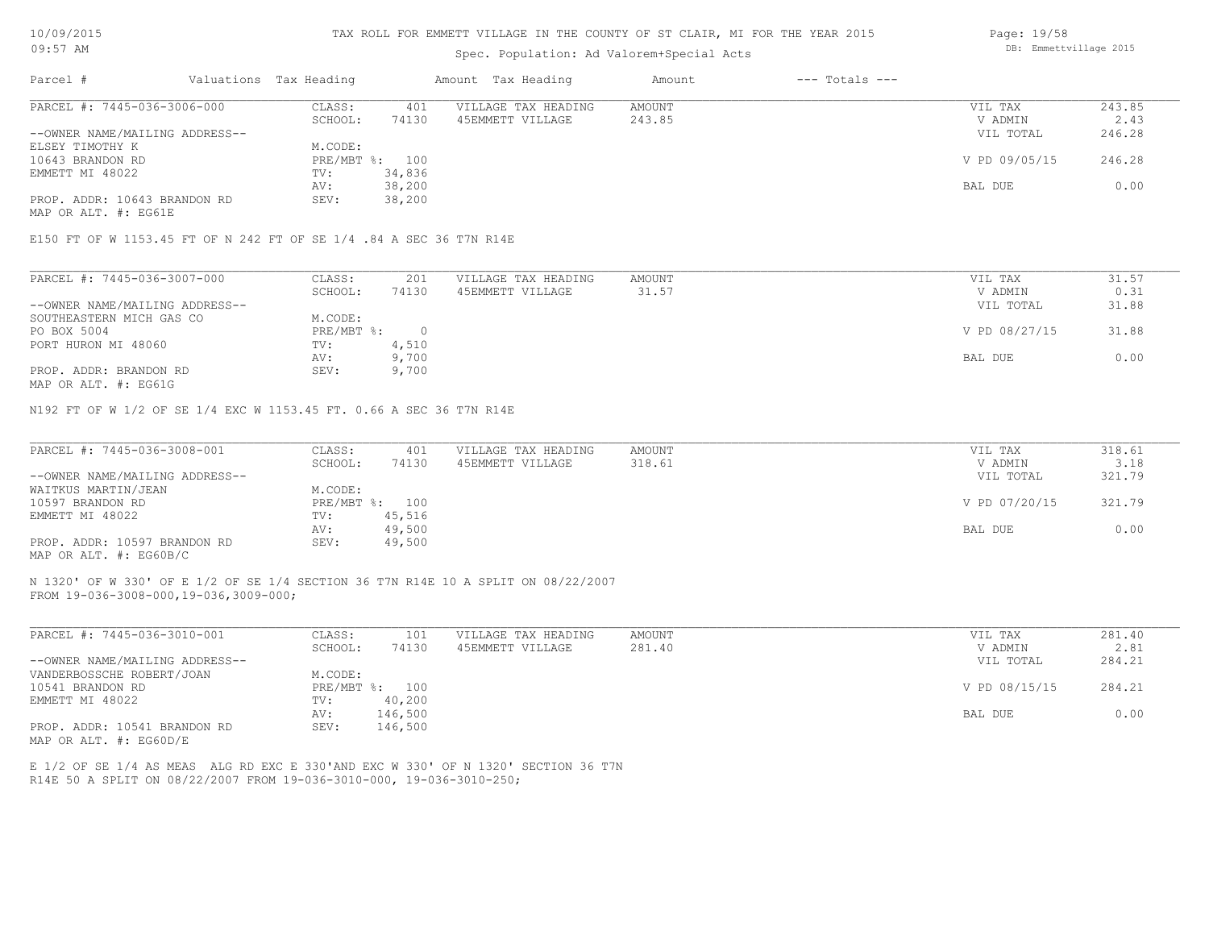# TAX ROLL FOR EMMETT VILLAGE IN THE COUNTY OF ST CLAIR, MI FOR THE YEAR 2015

Spec. Population: Ad Valorem+Special Acts

DB: Emmettvillage 2015

| Parcel # | Valuations | Tax Heading | Amount | Tax Heading | Amount | --- Totals --- | |
|---|---|---|---|---|---|---|---|

## PARCEL #: 7445-036-3006-000

| | | | | | |
|---|---|---|---|---|---|
| CLASS: | 401 | VILLAGE TAX HEADING | AMOUNT | VIL TAX | 243.85 |
| SCHOOL: | 74130 | 45EMMETT VILLAGE | 243.85 | V ADMIN | 2.43 |
| | | | | VIL TOTAL | 246.28 |
| M.CODE: | | | | | |
| PRE/MBT %: | 100 | | | V PD 09/05/15 | 246.28 |
| TV: | 34,836 | | | | |
| AV: | 38,200 | | | BAL DUE | 0.00 |
| SEV: | 38,200 | | | | |

--OWNER NAME/MAILING ADDRESS--
ELSEY TIMOTHY K
10643 BRANDON RD
EMMETT MI 48022

PROP. ADDR: 10643 BRANDON RD
MAP OR ALT. #: EG61E

E150 FT OF W 1153.45 FT OF N 242 FT OF SE 1/4 .84 A SEC 36 T7N R14E

## PARCEL #: 7445-036-3007-000

| | | | | | |
|---|---|---|---|---|---|
| CLASS: | 201 | VILLAGE TAX HEADING | AMOUNT | VIL TAX | 31.57 |
| SCHOOL: | 74130 | 45EMMETT VILLAGE | 31.57 | V ADMIN | 0.31 |
| | | | | VIL TOTAL | 31.88 |
| M.CODE: | | | | | |
| PRE/MBT %: | 0 | | | V PD 08/27/15 | 31.88 |
| TV: | 4,510 | | | | |
| AV: | 9,700 | | | BAL DUE | 0.00 |
| SEV: | 9,700 | | | | |

--OWNER NAME/MAILING ADDRESS--
SOUTHEASTERN MICH GAS CO
PO BOX 5004
PORT HURON MI 48060

PROP. ADDR: BRANDON RD
MAP OR ALT. #: EG61G

N192 FT OF W 1/2 OF SE 1/4 EXC W 1153.45 FT. 0.66 A SEC 36 T7N R14E

## PARCEL #: 7445-036-3008-001

| | | | | | |
|---|---|---|---|---|---|
| CLASS: | 401 | VILLAGE TAX HEADING | AMOUNT | VIL TAX | 318.61 |
| SCHOOL: | 74130 | 45EMMETT VILLAGE | 318.61 | V ADMIN | 3.18 |
| | | | | VIL TOTAL | 321.79 |
| M.CODE: | | | | | |
| PRE/MBT %: | 100 | | | V PD 07/20/15 | 321.79 |
| TV: | 45,516 | | | | |
| AV: | 49,500 | | | BAL DUE | 0.00 |
| SEV: | 49,500 | | | | |

--OWNER NAME/MAILING ADDRESS--
WAITKUS MARTIN/JEAN
10597 BRANDON RD
EMMETT MI 48022

PROP. ADDR: 10597 BRANDON RD
MAP OR ALT. #: EG60B/C

N 1320' OF W 330' OF E 1/2 OF SE 1/4 SECTION 36 T7N R14E 10 A SPLIT ON 08/22/2007
FROM 19-036-3008-000,19-036,3009-000;

## PARCEL #: 7445-036-3010-001

| | | | | | |
|---|---|---|---|---|---|
| CLASS: | 101 | VILLAGE TAX HEADING | AMOUNT | VIL TAX | 281.40 |
| SCHOOL: | 74130 | 45EMMETT VILLAGE | 281.40 | V ADMIN | 2.81 |
| | | | | VIL TOTAL | 284.21 |
| M.CODE: | | | | | |
| PRE/MBT %: | 100 | | | V PD 08/15/15 | 284.21 |
| TV: | 40,200 | | | | |
| AV: | 146,500 | | | BAL DUE | 0.00 |
| SEV: | 146,500 | | | | |

--OWNER NAME/MAILING ADDRESS--
VANDERBOSSCHE ROBERT/JOAN
10541 BRANDON RD
EMMETT MI 48022

PROP. ADDR: 10541 BRANDON RD
MAP OR ALT. #: EG60D/E

E 1/2 OF SE 1/4 AS MEAS ALG RD EXC E 330'AND EXC W 330' OF N 1320' SECTION 36 T7N
R14E 50 A SPLIT ON 08/22/2007 FROM 19-036-3010-000, 19-036-3010-250;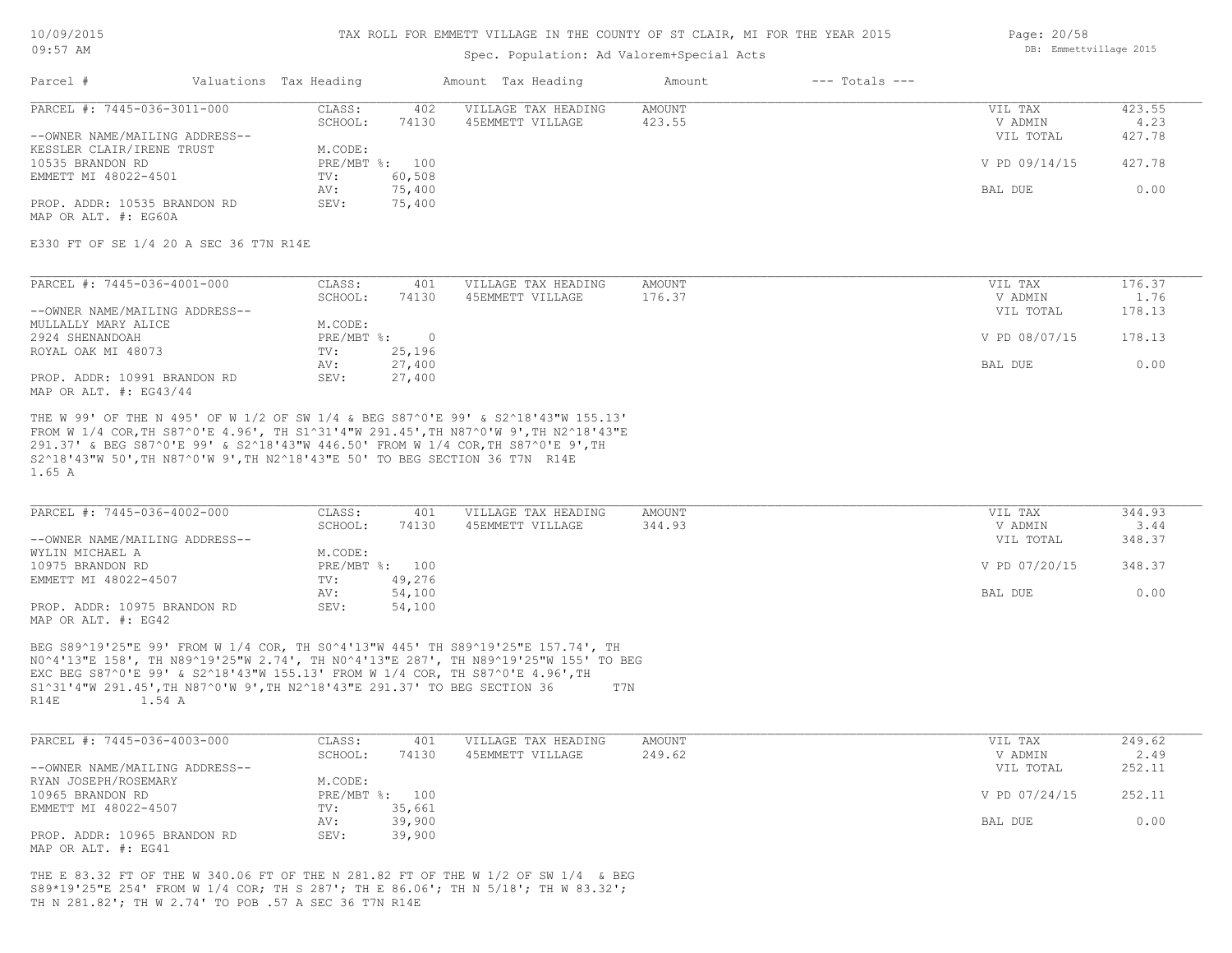TAX ROLL FOR EMMETT VILLAGE IN THE COUNTY OF ST CLAIR, MI FOR THE YEAR 2015

Spec. Population: Ad Valorem+Special Acts

10/09/2015 09:57 AM — DB: Emmettvillage 2015

| Parcel # | Valuations | Tax Heading | Amount | Tax Heading | Amount | --- Totals --- | |
|---|---|---|---|---|---|---|---|

---

**PARCEL #: 7445-036-3011-000**

| | | | | | |
|---|---|---|---|---|---|
| CLASS: | 402 | VILLAGE TAX HEADING | AMOUNT | VIL TAX | 423.55 |
| SCHOOL: | 74130 | 45EMMETT VILLAGE | 423.55 | V ADMIN | 4.23 |
| M.CODE: | | | | VIL TOTAL | 427.78 |
| PRE/MBT %: | 100 | | | V PD 09/14/15 | 427.78 |
| TV: | 60,508 | | | | |
| AV: | 75,400 | | | BAL DUE | 0.00 |
| SEV: | 75,400 | | | | |

--OWNER NAME/MAILING ADDRESS--
KESSLER CLAIR/IRENE TRUST
10535 BRANDON RD
EMMETT MI 48022-4501

PROP. ADDR: 10535 BRANDON RD
MAP OR ALT. #: EG60A

E330 FT OF SE 1/4 20 A SEC 36 T7N R14E

---

**PARCEL #: 7445-036-4001-000**

| | | | | | |
|---|---|---|---|---|---|
| CLASS: | 401 | VILLAGE TAX HEADING | AMOUNT | VIL TAX | 176.37 |
| SCHOOL: | 74130 | 45EMMETT VILLAGE | 176.37 | V ADMIN | 1.76 |
| M.CODE: | | | | VIL TOTAL | 178.13 |
| PRE/MBT %: | 0 | | | V PD 08/07/15 | 178.13 |
| TV: | 25,196 | | | | |
| AV: | 27,400 | | | BAL DUE | 0.00 |
| SEV: | 27,400 | | | | |

--OWNER NAME/MAILING ADDRESS--
MULLALLY MARY ALICE
2924 SHENANDOAH
ROYAL OAK MI 48073

PROP. ADDR: 10991 BRANDON RD
MAP OR ALT. #: EG43/44

THE W 99' OF THE N 495' OF W 1/2 OF SW 1/4 & BEG S87^0'E 99' & S2^18'43"W 155.13' FROM W 1/4 COR,TH S87^0'E 4.96', TH S1^31'4"W 291.45',TH N87^0'W 9',TH N2^18'43"E 291.37' & BEG S87^0'E 99' & S2^18'43"W 446.50' FROM W 1/4 COR,TH S87^0'E 9',TH S2^18'43"W 50',TH N87^0'W 9',TH N2^18'43"E 50' TO BEG SECTION 36 T7N R14E 1.65 A

---

**PARCEL #: 7445-036-4002-000**

| | | | | | |
|---|---|---|---|---|---|
| CLASS: | 401 | VILLAGE TAX HEADING | AMOUNT | VIL TAX | 344.93 |
| SCHOOL: | 74130 | 45EMMETT VILLAGE | 344.93 | V ADMIN | 3.44 |
| M.CODE: | | | | VIL TOTAL | 348.37 |
| PRE/MBT %: | 100 | | | V PD 07/20/15 | 348.37 |
| TV: | 49,276 | | | | |
| AV: | 54,100 | | | BAL DUE | 0.00 |
| SEV: | 54,100 | | | | |

--OWNER NAME/MAILING ADDRESS--
WYLIN MICHAEL A
10975 BRANDON RD
EMMETT MI 48022-4507

PROP. ADDR: 10975 BRANDON RD
MAP OR ALT. #: EG42

BEG S89^19'25"E 99' FROM W 1/4 COR, TH S0^4'13"W 445' TH S89^19'25"E 157.74', TH N0^4'13"E 158', TH N89^19'25"W 2.74', TH N0^4'13"E 287', TH N89^19'25"W 155' TO BEG EXC BEG S87^0'E 99' & S2^18'43"W 155.13' FROM W 1/4 COR, TH S87^0'E 4.96',TH S1^31'4"W 291.45',TH N87^0'W 9',TH N2^18'43"E 291.37' TO BEG SECTION 36 T7N R14E 1.54 A

---

**PARCEL #: 7445-036-4003-000**

| | | | | | |
|---|---|---|---|---|---|
| CLASS: | 401 | VILLAGE TAX HEADING | AMOUNT | VIL TAX | 249.62 |
| SCHOOL: | 74130 | 45EMMETT VILLAGE | 249.62 | V ADMIN | 2.49 |
| M.CODE: | | | | VIL TOTAL | 252.11 |
| PRE/MBT %: | 100 | | | V PD 07/24/15 | 252.11 |
| TV: | 35,661 | | | | |
| AV: | 39,900 | | | BAL DUE | 0.00 |
| SEV: | 39,900 | | | | |

--OWNER NAME/MAILING ADDRESS--
RYAN JOSEPH/ROSEMARY
10965 BRANDON RD
EMMETT MI 48022-4507

PROP. ADDR: 10965 BRANDON RD
MAP OR ALT. #: EG41

THE E 83.32 FT OF THE W 340.06 FT OF THE N 281.82 FT OF THE W 1/2 OF SW 1/4 & BEG S89*19'25"E 254' FROM W 1/4 COR; TH S 287'; TH E 86.06'; TH N 5/18'; TH W 83.32'; TH N 281.82'; TH W 2.74' TO POB .57 A SEC 36 T7N R14E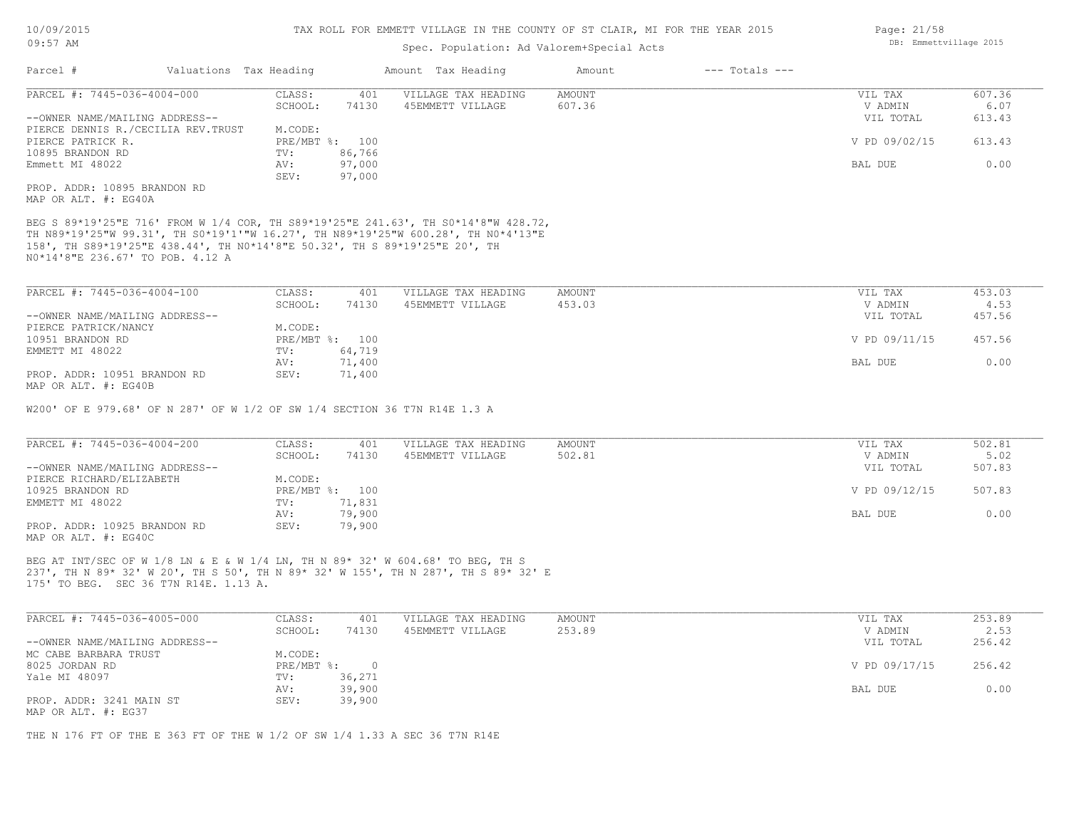# TAX ROLL FOR EMMETT VILLAGE IN THE COUNTY OF ST CLAIR, MI FOR THE YEAR 2015

Spec. Population: Ad Valorem+Special Acts

| Parcel # | Valuations | Tax Heading | Amount | Tax Heading | Amount | --- Totals --- | |
|---|---|---|---|---|---|---|---|

---

**PARCEL #: 7445-036-4004-000**

| | | | | | |
|---|---|---|---|---|---|
| CLASS: | 401 | VILLAGE TAX HEADING | AMOUNT | VIL TAX | 607.36 |
| SCHOOL: | 74130 | 45EMMETT VILLAGE | 607.36 | V ADMIN | 6.07 |
| | | | | VIL TOTAL | 613.43 |
| M.CODE: | | | | | |
| PRE/MBT %: | 100 | | | V PD 09/02/15 | 613.43 |
| TV: | 86,766 | | | | |
| AV: | 97,000 | | | BAL DUE | 0.00 |
| SEV: | 97,000 | | | | |

--OWNER NAME/MAILING ADDRESS--
PIERCE DENNIS R./CECILIA REV.TRUST
PIERCE PATRICK R.
10895 BRANDON RD
Emmett MI 48022

PROP. ADDR: 10895 BRANDON RD
MAP OR ALT. #: EG40A

BEG S 89*19'25"E 716' FROM W 1/4 COR, TH S89*19'25"E 241.63', TH S0*14'8"W 428.72, TH N89*19'25"W 99.31', TH S0*19'1'"W 16.27', TH N89*19'25"W 600.28', TH N0*4'13"E 158', TH S89*19'25"E 438.44', TH N0*14'8"E 50.32', TH S 89*19'25"E 20', TH N0*14'8"E 236.67' TO POB. 4.12 A

---

**PARCEL #: 7445-036-4004-100**

| | | | | | |
|---|---|---|---|---|---|
| CLASS: | 401 | VILLAGE TAX HEADING | AMOUNT | VIL TAX | 453.03 |
| SCHOOL: | 74130 | 45EMMETT VILLAGE | 453.03 | V ADMIN | 4.53 |
| | | | | VIL TOTAL | 457.56 |
| M.CODE: | | | | | |
| PRE/MBT %: | 100 | | | V PD 09/11/15 | 457.56 |
| TV: | 64,719 | | | | |
| AV: | 71,400 | | | BAL DUE | 0.00 |
| SEV: | 71,400 | | | | |

--OWNER NAME/MAILING ADDRESS--
PIERCE PATRICK/NANCY
10951 BRANDON RD
EMMETT MI 48022

PROP. ADDR: 10951 BRANDON RD
MAP OR ALT. #: EG40B

W200' OF E 979.68' OF N 287' OF W 1/2 OF SW 1/4 SECTION 36 T7N R14E 1.3 A

---

**PARCEL #: 7445-036-4004-200**

| | | | | | |
|---|---|---|---|---|---|
| CLASS: | 401 | VILLAGE TAX HEADING | AMOUNT | VIL TAX | 502.81 |
| SCHOOL: | 74130 | 45EMMETT VILLAGE | 502.81 | V ADMIN | 5.02 |
| | | | | VIL TOTAL | 507.83 |
| M.CODE: | | | | | |
| PRE/MBT %: | 100 | | | V PD 09/12/15 | 507.83 |
| TV: | 71,831 | | | | |
| AV: | 79,900 | | | BAL DUE | 0.00 |
| SEV: | 79,900 | | | | |

--OWNER NAME/MAILING ADDRESS--
PIERCE RICHARD/ELIZABETH
10925 BRANDON RD
EMMETT MI 48022

PROP. ADDR: 10925 BRANDON RD
MAP OR ALT. #: EG40C

BEG AT INT/SEC OF W 1/8 LN & E & W 1/4 LN, TH N 89* 32' W 604.68' TO BEG, TH S 237', TH N 89* 32' W 20', TH S 50', TH N 89* 32' W 155', TH N 287', TH S 89* 32' E 175' TO BEG. SEC 36 T7N R14E. 1.13 A.

---

**PARCEL #: 7445-036-4005-000**

| | | | | | |
|---|---|---|---|---|---|
| CLASS: | 401 | VILLAGE TAX HEADING | AMOUNT | VIL TAX | 253.89 |
| SCHOOL: | 74130 | 45EMMETT VILLAGE | 253.89 | V ADMIN | 2.53 |
| | | | | VIL TOTAL | 256.42 |
| M.CODE: | | | | | |
| PRE/MBT %: | 0 | | | V PD 09/17/15 | 256.42 |
| TV: | 36,271 | | | | |
| AV: | 39,900 | | | BAL DUE | 0.00 |
| SEV: | 39,900 | | | | |

--OWNER NAME/MAILING ADDRESS--
MC CABE BARBARA TRUST
8025 JORDAN RD
Yale MI 48097

PROP. ADDR: 3241 MAIN ST
MAP OR ALT. #: EG37

THE N 176 FT OF THE E 363 FT OF THE W 1/2 OF SW 1/4 1.33 A SEC 36 T7N R14E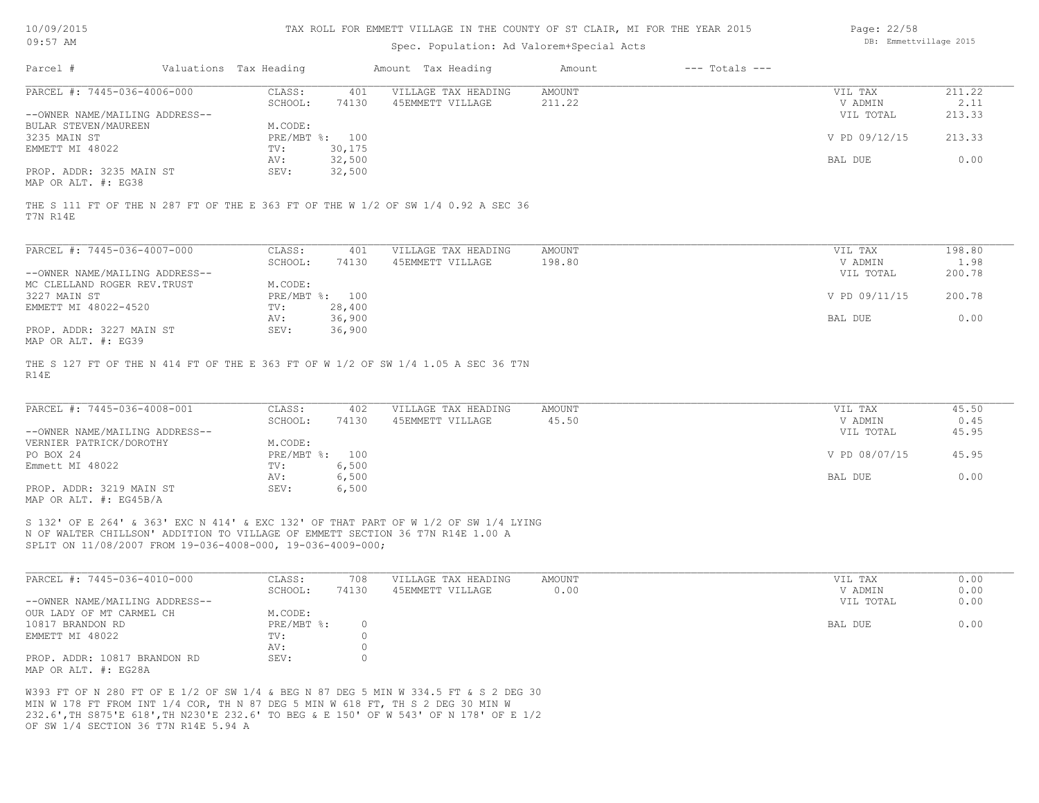# TAX ROLL FOR EMMETT VILLAGE IN THE COUNTY OF ST CLAIR, MI FOR THE YEAR 2015

Spec. Population: Ad Valorem+Special Acts

| Parcel # | Valuations | Tax Heading | Amount | Tax Heading | Amount | --- Totals --- | |
|---|---|---|---|---|---|---|---|

---

**PARCEL #: 7445-036-4006-000**

| | | | | | | |
|---|---|---|---|---|---|---|
| CLASS: | 401 | VILLAGE TAX HEADING | AMOUNT | | VIL TAX | 211.22 |
| SCHOOL: | 74130 | 45EMMETT VILLAGE | 211.22 | | V ADMIN | 2.11 |
| | | | | | VIL TOTAL | 213.33 |
| M.CODE: | | | | | | |
| PRE/MBT %: | 100 | | | | V PD 09/12/15 | 213.33 |
| TV: | 30,175 | | | | | |
| AV: | 32,500 | | | | BAL DUE | 0.00 |
| SEV: | 32,500 | | | | | |

--OWNER NAME/MAILING ADDRESS--
BULAR STEVEN/MAUREEN
3235 MAIN ST
EMMETT MI 48022

PROP. ADDR: 3235 MAIN ST
MAP OR ALT. #: EG38

THE S 111 FT OF THE N 287 FT OF THE E 363 FT OF THE W 1/2 OF SW 1/4 0.92 A SEC 36 T7N R14E

---

**PARCEL #: 7445-036-4007-000**

| | | | | | | |
|---|---|---|---|---|---|---|
| CLASS: | 401 | VILLAGE TAX HEADING | AMOUNT | | VIL TAX | 198.80 |
| SCHOOL: | 74130 | 45EMMETT VILLAGE | 198.80 | | V ADMIN | 1.98 |
| | | | | | VIL TOTAL | 200.78 |
| M.CODE: | | | | | | |
| PRE/MBT %: | 100 | | | | V PD 09/11/15 | 200.78 |
| TV: | 28,400 | | | | | |
| AV: | 36,900 | | | | BAL DUE | 0.00 |
| SEV: | 36,900 | | | | | |

--OWNER NAME/MAILING ADDRESS--
MC CLELLAND ROGER REV.TRUST
3227 MAIN ST
EMMETT MI 48022-4520

PROP. ADDR: 3227 MAIN ST
MAP OR ALT. #: EG39

THE S 127 FT OF THE N 414 FT OF THE E 363 FT OF W 1/2 OF SW 1/4 1.05 A SEC 36 T7N R14E

---

**PARCEL #: 7445-036-4008-001**

| | | | | | | |
|---|---|---|---|---|---|---|
| CLASS: | 402 | VILLAGE TAX HEADING | AMOUNT | | VIL TAX | 45.50 |
| SCHOOL: | 74130 | 45EMMETT VILLAGE | 45.50 | | V ADMIN | 0.45 |
| | | | | | VIL TOTAL | 45.95 |
| M.CODE: | | | | | | |
| PRE/MBT %: | 100 | | | | V PD 08/07/15 | 45.95 |
| TV: | 6,500 | | | | | |
| AV: | 6,500 | | | | BAL DUE | 0.00 |
| SEV: | 6,500 | | | | | |

--OWNER NAME/MAILING ADDRESS--
VERNIER PATRICK/DOROTHY
PO BOX 24
Emmett MI 48022

PROP. ADDR: 3219 MAIN ST
MAP OR ALT. #: EG45B/A

S 132' OF E 264' & 363' EXC N 414' & EXC 132' OF THAT PART OF W 1/2 OF SW 1/4 LYING N OF WALTER CHILLSON' ADDITION TO VILLAGE OF EMMETT SECTION 36 T7N R14E 1.00 A
SPLIT ON 11/08/2007 FROM 19-036-4008-000, 19-036-4009-000;

---

**PARCEL #: 7445-036-4010-000**

| | | | | | | |
|---|---|---|---|---|---|---|
| CLASS: | 708 | VILLAGE TAX HEADING | AMOUNT | | VIL TAX | 0.00 |
| SCHOOL: | 74130 | 45EMMETT VILLAGE | 0.00 | | V ADMIN | 0.00 |
| | | | | | VIL TOTAL | 0.00 |
| M.CODE: | | | | | | |
| PRE/MBT %: | 0 | | | | BAL DUE | 0.00 |
| TV: | 0 | | | | | |
| AV: | 0 | | | | | |
| SEV: | 0 | | | | | |

--OWNER NAME/MAILING ADDRESS--
OUR LADY OF MT CARMEL CH
10817 BRANDON RD
EMMETT MI 48022

PROP. ADDR: 10817 BRANDON RD
MAP OR ALT. #: EG28A

W393 FT OF N 280 FT OF E 1/2 OF SW 1/4 & BEG N 87 DEG 5 MIN W 334.5 FT & S 2 DEG 30 MIN W 178 FT FROM INT 1/4 COR, TH N 87 DEG 5 MIN W 618 FT, TH S 2 DEG 30 MIN W 232.6',TH S875'E 618',TH N230'E 232.6' TO BEG & E 150' OF W 543' OF N 178' OF E 1/2 OF SW 1/4 SECTION 36 T7N R14E 5.94 A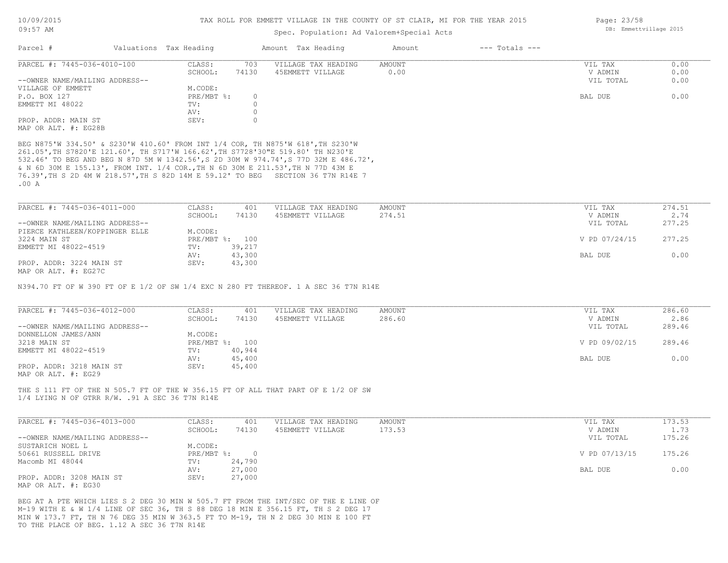# TAX ROLL FOR EMMETT VILLAGE IN THE COUNTY OF ST CLAIR, MI FOR THE YEAR 2015

Spec. Population: Ad Valorem+Special Acts

10/09/2015 09:57 AM — DB: Emmettvillage 2015

| Parcel # | Valuations | Tax Heading | Amount | Tax Heading | Amount | --- Totals --- | |
|---|---|---|---|---|---|---|---|

---

**PARCEL #: 7445-036-4010-100**

| | | | | | |
|---|---|---|---|---|---|
| CLASS: | 703 | VILLAGE TAX HEADING | AMOUNT | VIL TAX | 0.00 |
| SCHOOL: | 74130 | 45EMMETT VILLAGE | 0.00 | V ADMIN | 0.00 |
| | | | | VIL TOTAL | 0.00 |
| M.CODE: | | | | | |
| PRE/MBT %: | 0 | | | BAL DUE | 0.00 |
| TV: | 0 | | | | |
| AV: | 0 | | | | |
| SEV: | 0 | | | | |

--OWNER NAME/MAILING ADDRESS--
VILLAGE OF EMMETT
P.O. BOX 127
EMMETT MI 48022

PROP. ADDR: MAIN ST
MAP OR ALT. #: EG28B

BEG N875'W 334.50' & S230'W 410.60' FROM INT 1/4 COR, TH N875'W 618', TH S230'W 261.05', TH S7820'E 121.60', TH S717'W 166.62', TH S7728'30"E 519.80' TH N230'E 532.46' TO BEG AND BEG N 87D 5M W 1342.56', S 2D 30M W 974.74', S 77D 32M E 486.72', & N 6D 30M E 155.13', FROM INT. 1/4 COR., TH N 6D 30M E 211.53', TH N 77D 43M E 76.39', TH S 2D 4M W 218.57', TH S 82D 14M E 59.12' TO BEG SECTION 36 T7N R14E 7 .00 A

---

**PARCEL #: 7445-036-4011-000**

| | | | | | |
|---|---|---|---|---|---|
| CLASS: | 401 | VILLAGE TAX HEADING | AMOUNT | VIL TAX | 274.51 |
| SCHOOL: | 74130 | 45EMMETT VILLAGE | 274.51 | V ADMIN | 2.74 |
| | | | | VIL TOTAL | 277.25 |
| M.CODE: | | | | | |
| PRE/MBT %: | 100 | | | V PD 07/24/15 | 277.25 |
| TV: | 39,217 | | | | |
| AV: | 43,300 | | | BAL DUE | 0.00 |
| SEV: | 43,300 | | | | |

--OWNER NAME/MAILING ADDRESS--
PIERCE KATHLEEN/KOPPINGER ELLE
3224 MAIN ST
EMMETT MI 48022-4519

PROP. ADDR: 3224 MAIN ST
MAP OR ALT. #: EG27C

N394.70 FT OF W 390 FT OF E 1/2 OF SW 1/4 EXC N 280 FT THEREOF. 1 A SEC 36 T7N R14E

---

**PARCEL #: 7445-036-4012-000**

| | | | | | |
|---|---|---|---|---|---|
| CLASS: | 401 | VILLAGE TAX HEADING | AMOUNT | VIL TAX | 286.60 |
| SCHOOL: | 74130 | 45EMMETT VILLAGE | 286.60 | V ADMIN | 2.86 |
| | | | | VIL TOTAL | 289.46 |
| M.CODE: | | | | | |
| PRE/MBT %: | 100 | | | V PD 09/02/15 | 289.46 |
| TV: | 40,944 | | | | |
| AV: | 45,400 | | | BAL DUE | 0.00 |
| SEV: | 45,400 | | | | |

--OWNER NAME/MAILING ADDRESS--
DONNELLON JAMES/ANN
3218 MAIN ST
EMMETT MI 48022-4519

PROP. ADDR: 3218 MAIN ST
MAP OR ALT. #: EG29

THE S 111 FT OF THE N 505.7 FT OF THE W 356.15 FT OF ALL THAT PART OF E 1/2 OF SW 1/4 LYING N OF GTRR R/W. .91 A SEC 36 T7N R14E

---

**PARCEL #: 7445-036-4013-000**

| | | | | | |
|---|---|---|---|---|---|
| CLASS: | 401 | VILLAGE TAX HEADING | AMOUNT | VIL TAX | 173.53 |
| SCHOOL: | 74130 | 45EMMETT VILLAGE | 173.53 | V ADMIN | 1.73 |
| | | | | VIL TOTAL | 175.26 |
| M.CODE: | | | | | |
| PRE/MBT %: | 0 | | | V PD 07/13/15 | 175.26 |
| TV: | 24,790 | | | | |
| AV: | 27,000 | | | BAL DUE | 0.00 |
| SEV: | 27,000 | | | | |

--OWNER NAME/MAILING ADDRESS--
SUSTARICH NOEL L
50661 RUSSELL DRIVE
Macomb MI 48044

PROP. ADDR: 3208 MAIN ST
MAP OR ALT. #: EG30

BEG AT A PTE WHICH LIES S 2 DEG 30 MIN W 505.7 FT FROM THE INT/SEC OF THE E LINE OF M-19 WITH E & W 1/4 LINE OF SEC 36, TH S 88 DEG 18 MIN E 356.15 FT, TH S 2 DEG 17 MIN W 173.7 FT, TH N 76 DEG 35 MIN W 363.5 FT TO M-19, TH N 2 DEG 30 MIN E 100 FT TO THE PLACE OF BEG. 1.12 A SEC 36 T7N R14E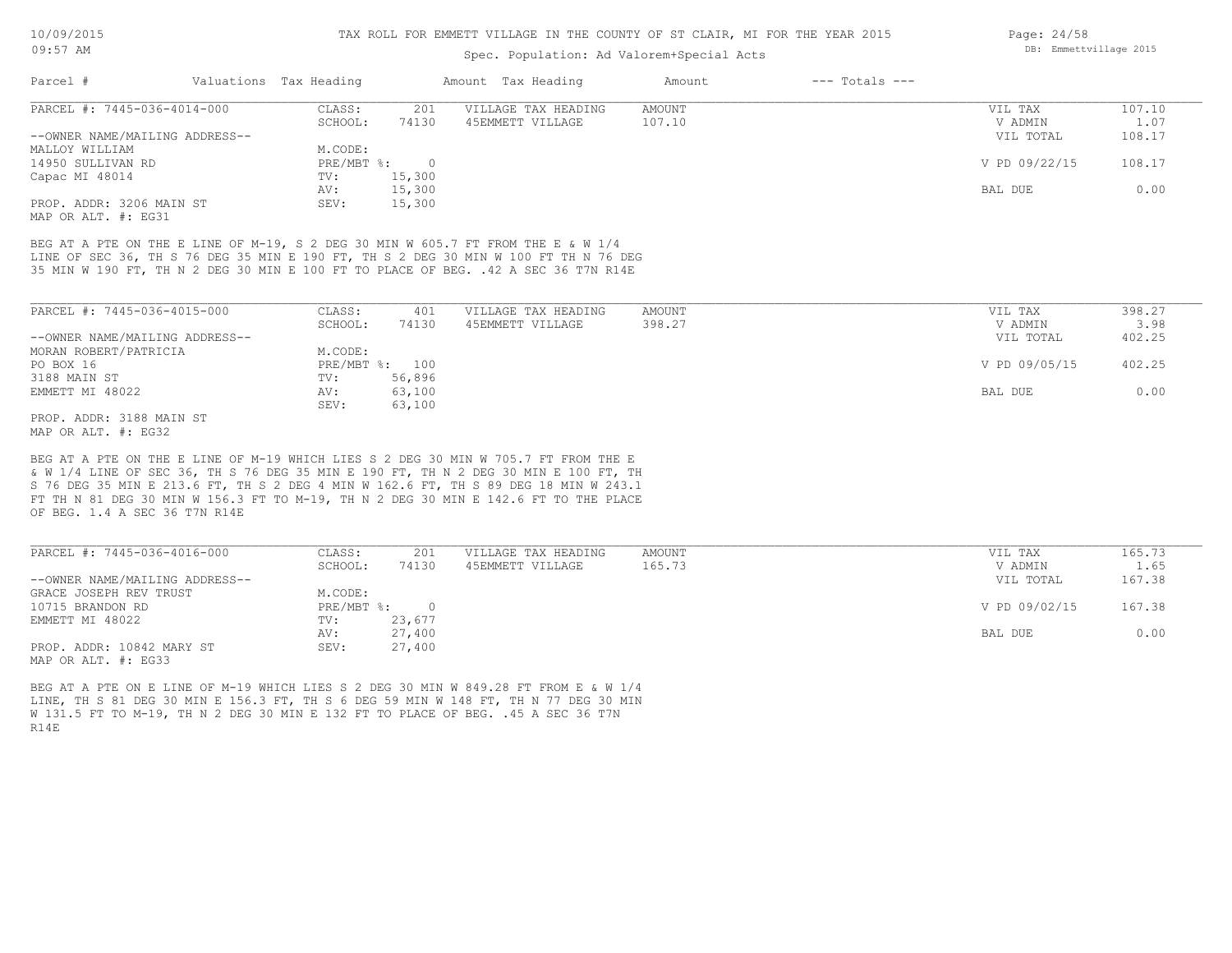TAX ROLL FOR EMMETT VILLAGE IN THE COUNTY OF ST CLAIR, MI FOR THE YEAR 2015

Spec. Population: Ad Valorem+Special Acts

| Parcel # | Valuations | Tax Heading | Amount | Tax Heading | Amount | --- Totals --- | |
|---|---|---|---|---|---|---|---|
| PARCEL #: 7445-036-4014-000 | CLASS: | 201 | VILLAGE TAX HEADING | AMOUNT | | VIL TAX | 107.10 |
| | SCHOOL: | 74130 | 45EMMETT VILLAGE | 107.10 | | V ADMIN | 1.07 |
| --OWNER NAME/MAILING ADDRESS-- | | | | | | VIL TOTAL | 108.17 |
| MALLOY WILLIAM | M.CODE: | | | | | | |
| 14950 SULLIVAN RD | PRE/MBT %: | 0 | | | | V PD 09/22/15 | 108.17 |
| Capac MI 48014 | TV: | 15,300 | | | | | |
| | AV: | 15,300 | | | | BAL DUE | 0.00 |
| PROP. ADDR: 3206 MAIN ST | SEV: | 15,300 | | | | | |
| MAP OR ALT. #: EG31 | | | | | | | |

BEG AT A PTE ON THE E LINE OF M-19, S 2 DEG 30 MIN W 605.7 FT FROM THE E & W 1/4 LINE OF SEC 36, TH S 76 DEG 35 MIN E 190 FT, TH S 2 DEG 30 MIN W 100 FT TH N 76 DEG 35 MIN W 190 FT, TH N 2 DEG 30 MIN E 100 FT TO PLACE OF BEG. .42 A SEC 36 T7N R14E

| Parcel # | Valuations | Tax Heading | Amount | Tax Heading | Amount | --- Totals --- | |
|---|---|---|---|---|---|---|---|
| PARCEL #: 7445-036-4015-000 | CLASS: | 401 | VILLAGE TAX HEADING | AMOUNT | | VIL TAX | 398.27 |
| | SCHOOL: | 74130 | 45EMMETT VILLAGE | 398.27 | | V ADMIN | 3.98 |
| --OWNER NAME/MAILING ADDRESS-- | | | | | | VIL TOTAL | 402.25 |
| MORAN ROBERT/PATRICIA | M.CODE: | | | | | | |
| PO BOX 16 | PRE/MBT %: | 100 | | | | V PD 09/05/15 | 402.25 |
| 3188 MAIN ST | TV: | 56,896 | | | | | |
| EMMETT MI 48022 | AV: | 63,100 | | | | BAL DUE | 0.00 |
| | SEV: | 63,100 | | | | | |
| PROP. ADDR: 3188 MAIN ST | | | | | | | |
| MAP OR ALT. #: EG32 | | | | | | | |

BEG AT A PTE ON THE E LINE OF M-19 WHICH LIES S 2 DEG 30 MIN W 705.7 FT FROM THE E & W 1/4 LINE OF SEC 36, TH S 76 DEG 35 MIN E 190 FT, TH N 2 DEG 30 MIN E 100 FT, TH S 76 DEG 35 MIN E 213.6 FT, TH S 2 DEG 4 MIN W 162.6 FT, TH S 89 DEG 18 MIN W 243.1 FT TH N 81 DEG 30 MIN W 156.3 FT TO M-19, TH N 2 DEG 30 MIN E 142.6 FT TO THE PLACE OF BEG. 1.4 A SEC 36 T7N R14E

| Parcel # | Valuations | Tax Heading | Amount | Tax Heading | Amount | --- Totals --- | |
|---|---|---|---|---|---|---|---|
| PARCEL #: 7445-036-4016-000 | CLASS: | 201 | VILLAGE TAX HEADING | AMOUNT | | VIL TAX | 165.73 |
| | SCHOOL: | 74130 | 45EMMETT VILLAGE | 165.73 | | V ADMIN | 1.65 |
| --OWNER NAME/MAILING ADDRESS-- | | | | | | VIL TOTAL | 167.38 |
| GRACE JOSEPH REV TRUST | M.CODE: | | | | | | |
| 10715 BRANDON RD | PRE/MBT %: | 0 | | | | V PD 09/02/15 | 167.38 |
| EMMETT MI 48022 | TV: | 23,677 | | | | | |
| | AV: | 27,400 | | | | BAL DUE | 0.00 |
| PROP. ADDR: 10842 MARY ST | SEV: | 27,400 | | | | | |
| MAP OR ALT. #: EG33 | | | | | | | |

BEG AT A PTE ON E LINE OF M-19 WHICH LIES S 2 DEG 30 MIN W 849.28 FT FROM E & W 1/4 LINE, TH S 81 DEG 30 MIN E 156.3 FT, TH S 6 DEG 59 MIN W 148 FT, TH N 77 DEG 30 MIN W 131.5 FT TO M-19, TH N 2 DEG 30 MIN E 132 FT TO PLACE OF BEG. .45 A SEC 36 T7N R14E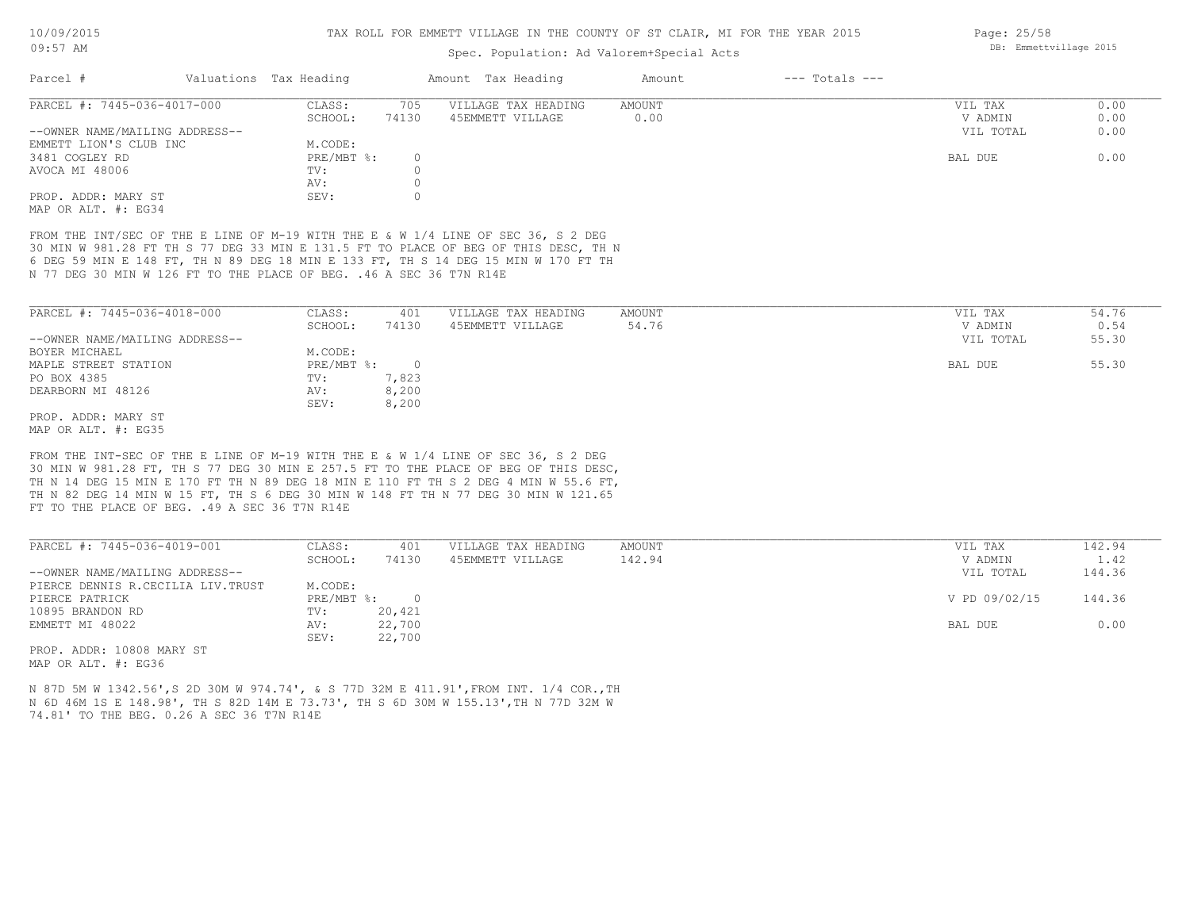TAX ROLL FOR EMMETT VILLAGE IN THE COUNTY OF ST CLAIR, MI FOR THE YEAR 2015

Spec. Population: Ad Valorem+Special Acts

| Parcel # | Valuations | Tax Heading | Amount | Tax Heading | Amount | --- Totals --- | |
|---|---|---|---|---|---|---|---|
| PARCEL #: 7445-036-4017-000 | CLASS: | 705 | VILLAGE TAX HEADING | AMOUNT | | VIL TAX | 0.00 |
| | SCHOOL: | 74130 | 45EMMETT VILLAGE | 0.00 | | V ADMIN | 0.00 |
| --OWNER NAME/MAILING ADDRESS-- | | | | | | VIL TOTAL | 0.00 |
| EMMETT LION'S CLUB INC | M.CODE: | | | | | | |
| 3481 COGLEY RD | PRE/MBT %: | 0 | | | | BAL DUE | 0.00 |
| AVOCA MI 48006 | TV: | 0 | | | | | |
| | AV: | 0 | | | | | |
| PROP. ADDR: MARY ST | SEV: | 0 | | | | | |
| MAP OR ALT. #: EG34 | | | | | | | |

FROM THE INT/SEC OF THE E LINE OF M-19 WITH THE E & W 1/4 LINE OF SEC 36, S 2 DEG 30 MIN W 981.28 FT TH S 77 DEG 33 MIN E 131.5 FT TO PLACE OF BEG OF THIS DESC, TH N 6 DEG 59 MIN E 148 FT, TH N 89 DEG 18 MIN E 133 FT, TH S 14 DEG 15 MIN W 170 FT TH N 77 DEG 30 MIN W 126 FT TO THE PLACE OF BEG. .46 A SEC 36 T7N R14E

| Parcel # | Valuations | Tax Heading | Amount | Tax Heading | Amount | --- Totals --- | |
|---|---|---|---|---|---|---|---|
| PARCEL #: 7445-036-4018-000 | CLASS: | 401 | VILLAGE TAX HEADING | AMOUNT | | VIL TAX | 54.76 |
| | SCHOOL: | 74130 | 45EMMETT VILLAGE | 54.76 | | V ADMIN | 0.54 |
| --OWNER NAME/MAILING ADDRESS-- | | | | | | VIL TOTAL | 55.30 |
| BOYER MICHAEL | M.CODE: | | | | | | |
| MAPLE STREET STATION | PRE/MBT %: | 0 | | | | BAL DUE | 55.30 |
| PO BOX 4385 | TV: | 7,823 | | | | | |
| DEARBORN MI 48126 | AV: | 8,200 | | | | | |
| | SEV: | 8,200 | | | | | |
| PROP. ADDR: MARY ST | | | | | | | |
| MAP OR ALT. #: EG35 | | | | | | | |

FROM THE INT-SEC OF THE E LINE OF M-19 WITH THE E & W 1/4 LINE OF SEC 36, S 2 DEG 30 MIN W 981.28 FT, TH S 77 DEG 30 MIN E 257.5 FT TO THE PLACE OF BEG OF THIS DESC, TH N 14 DEG 15 MIN E 170 FT TH N 89 DEG 18 MIN E 110 FT TH S 2 DEG 4 MIN W 55.6 FT, TH N 82 DEG 14 MIN W 15 FT, TH S 6 DEG 30 MIN W 148 FT TH N 77 DEG 30 MIN W 121.65 FT TO THE PLACE OF BEG. .49 A SEC 36 T7N R14E

| Parcel # | Valuations | Tax Heading | Amount | Tax Heading | Amount | --- Totals --- | |
|---|---|---|---|---|---|---|---|
| PARCEL #: 7445-036-4019-001 | CLASS: | 401 | VILLAGE TAX HEADING | AMOUNT | | VIL TAX | 142.94 |
| | SCHOOL: | 74130 | 45EMMETT VILLAGE | 142.94 | | V ADMIN | 1.42 |
| --OWNER NAME/MAILING ADDRESS-- | | | | | | VIL TOTAL | 144.36 |
| PIERCE DENNIS R.CECILIA LIV.TRUST | M.CODE: | | | | | | |
| PIERCE PATRICK | PRE/MBT %: | 0 | | | | V PD 09/02/15 | 144.36 |
| 10895 BRANDON RD | TV: | 20,421 | | | | | |
| EMMETT MI 48022 | AV: | 22,700 | | | | BAL DUE | 0.00 |
| | SEV: | 22,700 | | | | | |
| PROP. ADDR: 10808 MARY ST | | | | | | | |
| MAP OR ALT. #: EG36 | | | | | | | |

N 87D 5M W 1342.56',S 2D 30M W 974.74', & S 77D 32M E 411.91',FROM INT. 1/4 COR.,TH N 6D 46M 1S E 148.98', TH S 82D 14M E 73.73', TH S 6D 30M W 155.13',TH N 77D 32M W 74.81' TO THE BEG. 0.26 A SEC 36 T7N R14E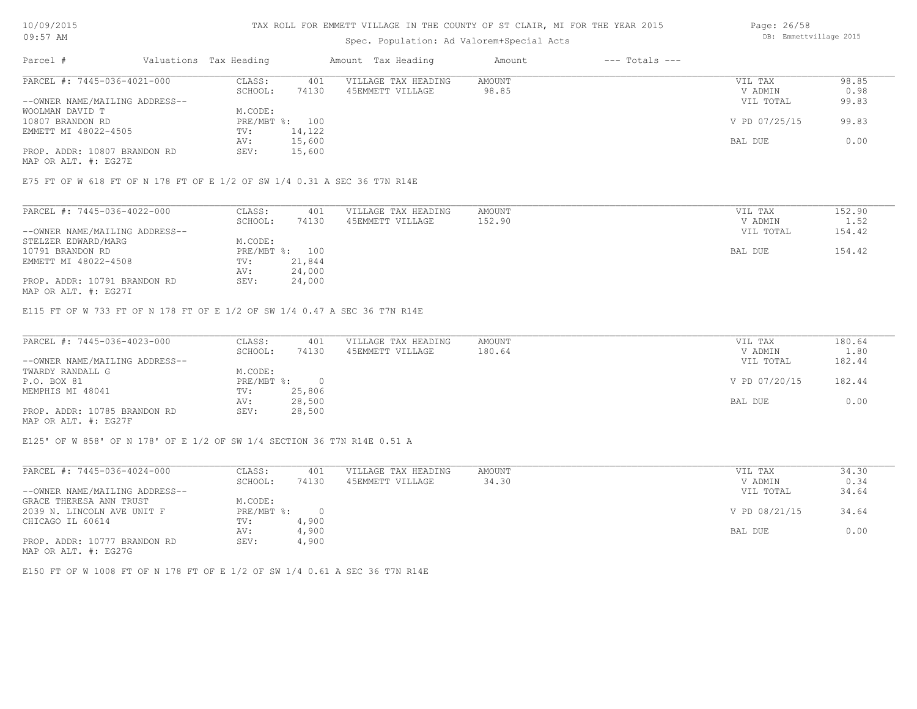# TAX ROLL FOR EMMETT VILLAGE IN THE COUNTY OF ST CLAIR, MI FOR THE YEAR 2015

Spec. Population: Ad Valorem+Special Acts

| Parcel # | Valuations | Tax Heading | Amount | Tax Heading | Amount | --- Totals --- | |
|---|---|---|---|---|---|---|---|
| PARCEL #: 7445-036-4021-000 | CLASS: | 401 | VILLAGE TAX HEADING | AMOUNT | | VIL TAX | 98.85 |
| | SCHOOL: | 74130 | 45EMMETT VILLAGE | 98.85 | | V ADMIN | 0.98 |
| --OWNER NAME/MAILING ADDRESS-- | | | | | | VIL TOTAL | 99.83 |
| WOOLMAN DAVID T | M.CODE: | | | | | | |
| 10807 BRANDON RD | PRE/MBT %: | 100 | | | | V PD 07/25/15 | 99.83 |
| EMMETT MI 48022-4505 | TV: | 14,122 | | | | | |
| | AV: | 15,600 | | | | BAL DUE | 0.00 |
| PROP. ADDR: 10807 BRANDON RD | SEV: | 15,600 | | | | | |
| MAP OR ALT. #: EG27E | | | | | | | |

E75 FT OF W 618 FT OF N 178 FT OF E 1/2 OF SW 1/4 0.31 A SEC 36 T7N R14E

| Parcel # | Valuations | Tax Heading | Amount | Tax Heading | Amount | --- Totals --- | |
|---|---|---|---|---|---|---|---|
| PARCEL #: 7445-036-4022-000 | CLASS: | 401 | VILLAGE TAX HEADING | AMOUNT | | VIL TAX | 152.90 |
| | SCHOOL: | 74130 | 45EMMETT VILLAGE | 152.90 | | V ADMIN | 1.52 |
| --OWNER NAME/MAILING ADDRESS-- | | | | | | VIL TOTAL | 154.42 |
| STELZER EDWARD/MARG | M.CODE: | | | | | | |
| 10791 BRANDON RD | PRE/MBT %: | 100 | | | | BAL DUE | 154.42 |
| EMMETT MI 48022-4508 | TV: | 21,844 | | | | | |
| | AV: | 24,000 | | | | | |
| PROP. ADDR: 10791 BRANDON RD | SEV: | 24,000 | | | | | |
| MAP OR ALT. #: EG27I | | | | | | | |

E115 FT OF W 733 FT OF N 178 FT OF E 1/2 OF SW 1/4 0.47 A SEC 36 T7N R14E

| Parcel # | Valuations | Tax Heading | Amount | Tax Heading | Amount | --- Totals --- | |
|---|---|---|---|---|---|---|---|
| PARCEL #: 7445-036-4023-000 | CLASS: | 401 | VILLAGE TAX HEADING | AMOUNT | | VIL TAX | 180.64 |
| | SCHOOL: | 74130 | 45EMMETT VILLAGE | 180.64 | | V ADMIN | 1.80 |
| --OWNER NAME/MAILING ADDRESS-- | | | | | | VIL TOTAL | 182.44 |
| TWARDY RANDALL G | M.CODE: | | | | | | |
| P.O. BOX 81 | PRE/MBT %: | 0 | | | | V PD 07/20/15 | 182.44 |
| MEMPHIS MI 48041 | TV: | 25,806 | | | | | |
| | AV: | 28,500 | | | | BAL DUE | 0.00 |
| PROP. ADDR: 10785 BRANDON RD | SEV: | 28,500 | | | | | |
| MAP OR ALT. #: EG27F | | | | | | | |

E125' OF W 858' OF N 178' OF E 1/2 OF SW 1/4 SECTION 36 T7N R14E 0.51 A

| Parcel # | Valuations | Tax Heading | Amount | Tax Heading | Amount | --- Totals --- | |
|---|---|---|---|---|---|---|---|
| PARCEL #: 7445-036-4024-000 | CLASS: | 401 | VILLAGE TAX HEADING | AMOUNT | | VIL TAX | 34.30 |
| | SCHOOL: | 74130 | 45EMMETT VILLAGE | 34.30 | | V ADMIN | 0.34 |
| --OWNER NAME/MAILING ADDRESS-- | | | | | | VIL TOTAL | 34.64 |
| GRACE THERESA ANN TRUST | M.CODE: | | | | | | |
| 2039 N. LINCOLN AVE UNIT F | PRE/MBT %: | 0 | | | | V PD 08/21/15 | 34.64 |
| CHICAGO IL 60614 | TV: | 4,900 | | | | | |
| | AV: | 4,900 | | | | BAL DUE | 0.00 |
| PROP. ADDR: 10777 BRANDON RD | SEV: | 4,900 | | | | | |
| MAP OR ALT. #: EG27G | | | | | | | |

E150 FT OF W 1008 FT OF N 178 FT OF E 1/2 OF SW 1/4 0.61 A SEC 36 T7N R14E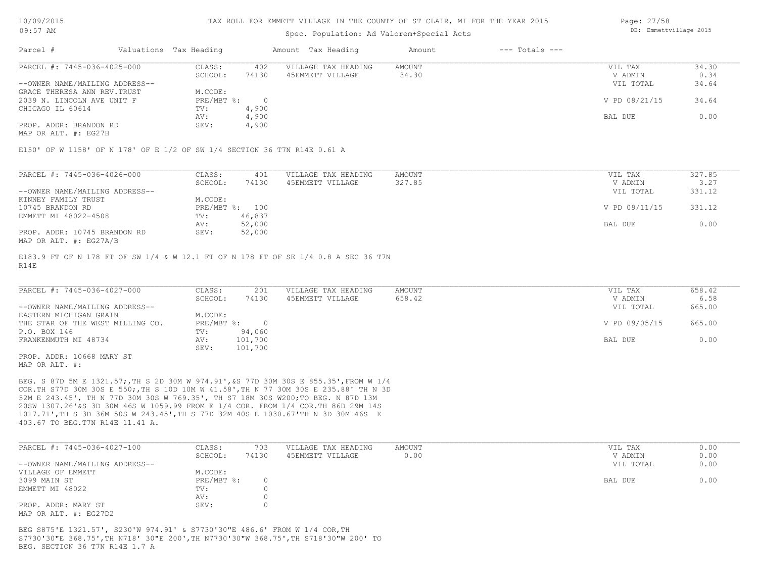TAX ROLL FOR EMMETT VILLAGE IN THE COUNTY OF ST CLAIR, MI FOR THE YEAR 2015

Spec. Population: Ad Valorem+Special Acts

| Parcel # | Valuations | Tax Heading | Amount | Tax Heading | Amount | --- Totals --- |
|---|---|---|---|---|---|---|

---

**PARCEL #: 7445-036-4025-000**

| | | | | | |
|---|---|---|---|---|---|
| CLASS: | 402 | VILLAGE TAX HEADING | AMOUNT | VIL TAX | 34.30 |
| SCHOOL: | 74130 | 45EMMETT VILLAGE | 34.30 | V ADMIN | 0.34 |
| M.CODE: | | | | VIL TOTAL | 34.64 |
| PRE/MBT %: | 0 | | | V PD 08/21/15 | 34.64 |
| TV: | 4,900 | | | | |
| AV: | 4,900 | | | BAL DUE | 0.00 |
| SEV: | 4,900 | | | | |

--OWNER NAME/MAILING ADDRESS--
GRACE THERESA ANN REV.TRUST
2039 N. LINCOLN AVE UNIT F
CHICAGO IL 60614

PROP. ADDR: BRANDON RD
MAP OR ALT. #: EG27H

E150' OF W 1158' OF N 178' OF E 1/2 OF SW 1/4 SECTION 36 T7N R14E 0.61 A

---

**PARCEL #: 7445-036-4026-000**

| | | | | | |
|---|---|---|---|---|---|
| CLASS: | 401 | VILLAGE TAX HEADING | AMOUNT | VIL TAX | 327.85 |
| SCHOOL: | 74130 | 45EMMETT VILLAGE | 327.85 | V ADMIN | 3.27 |
| M.CODE: | | | | VIL TOTAL | 331.12 |
| PRE/MBT %: | 100 | | | V PD 09/11/15 | 331.12 |
| TV: | 46,837 | | | | |
| AV: | 52,000 | | | BAL DUE | 0.00 |
| SEV: | 52,000 | | | | |

--OWNER NAME/MAILING ADDRESS--
KINNEY FAMILY TRUST
10745 BRANDON RD
EMMETT MI 48022-4508

PROP. ADDR: 10745 BRANDON RD
MAP OR ALT. #: EG27A/B

E183.9 FT OF N 178 FT OF SW 1/4 & W 12.1 FT OF N 178 FT OF SE 1/4 0.8 A SEC 36 T7N R14E

---

**PARCEL #: 7445-036-4027-000**

| | | | | | |
|---|---|---|---|---|---|
| CLASS: | 201 | VILLAGE TAX HEADING | AMOUNT | VIL TAX | 658.42 |
| SCHOOL: | 74130 | 45EMMETT VILLAGE | 658.42 | V ADMIN | 6.58 |
| M.CODE: | | | | VIL TOTAL | 665.00 |
| PRE/MBT %: | 0 | | | V PD 09/05/15 | 665.00 |
| TV: | 94,060 | | | | |
| AV: | 101,700 | | | BAL DUE | 0.00 |
| SEV: | 101,700 | | | | |

--OWNER NAME/MAILING ADDRESS--
EASTERN MICHIGAN GRAIN
THE STAR OF THE WEST MILLING CO.
P.O. BOX 146
FRANKENMUTH MI 48734

PROP. ADDR: 10668 MARY ST
MAP OR ALT. #:

BEG. S 87D 5M E 1321.57;,TH S 2D 30M W 974.91',&S 77D 30M 30S E 855.35',FROM W 1/4 COR.TH S77D 30M 30S E 550;,TH S 10D 10M W 41.58',TH N 77 30M 30S E 235.88' TH N 3D 52M E 243.45', TH N 77D 30M 30S W 769.35', TH S7 18M 30S W200;TO BEG. N 87D 13M 20SW 1307.26'&S 3D 30M 46S W 1059.99 FROM E 1/4 COR. FROM 1/4 COR.TH 86D 29M 14S 1017.71',TH S 3D 36M 50S W 243.45',TH S 77D 32M 40S E 1030.67'TH N 3D 30M 46S E 403.67 TO BEG.T7N R14E 11.41 A.

---

**PARCEL #: 7445-036-4027-100**

| | | | | | |
|---|---|---|---|---|---|
| CLASS: | 703 | VILLAGE TAX HEADING | AMOUNT | VIL TAX | 0.00 |
| SCHOOL: | 74130 | 45EMMETT VILLAGE | 0.00 | V ADMIN | 0.00 |
| M.CODE: | | | | VIL TOTAL | 0.00 |
| PRE/MBT %: | 0 | | | BAL DUE | 0.00 |
| TV: | 0 | | | | |
| AV: | 0 | | | | |
| SEV: | 0 | | | | |

--OWNER NAME/MAILING ADDRESS--
VILLAGE OF EMMETT
3099 MAIN ST
EMMETT MI 48022

PROP. ADDR: MARY ST
MAP OR ALT. #: EG27D2

BEG S875'E 1321.57', S230'W 974.91' & S7730'30"E 486.6' FROM W 1/4 COR,TH S7730'30"E 368.75',TH N718' 30"E 200',TH N7730'30"W 368.75',TH S718'30"W 200' TO BEG. SECTION 36 T7N R14E 1.7 A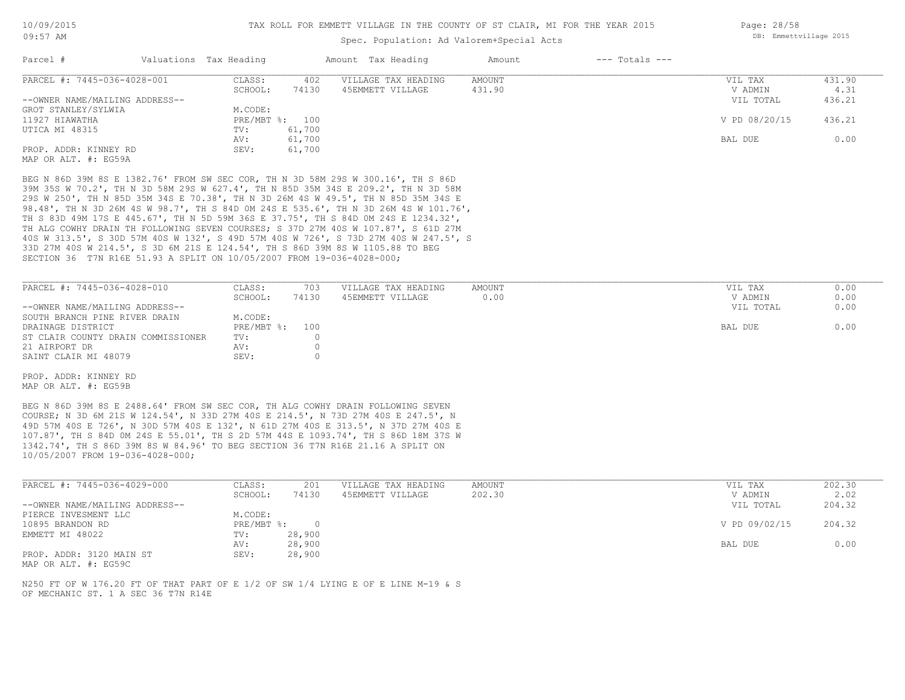# TAX ROLL FOR EMMETT VILLAGE IN THE COUNTY OF ST CLAIR, MI FOR THE YEAR 2015

Spec. Population: Ad Valorem+Special Acts

| Parcel # | Valuations | Tax Heading | Amount | Tax Heading | Amount | --- Totals --- | |
|---|---|---|---|---|---|---|---|
| PARCEL #: 7445-036-4028-001 | CLASS: | 402 | VILLAGE TAX HEADING | AMOUNT | | VIL TAX | 431.90 |
| | SCHOOL: | 74130 | 45EMMETT VILLAGE | 431.90 | | V ADMIN | 4.31 |
| --OWNER NAME/MAILING ADDRESS-- | | | | | | VIL TOTAL | 436.21 |
| GROT STANLEY/SYLWIA | M.CODE: | | | | | | |
| 11927 HIAWATHA | PRE/MBT %: | 100 | | | | V PD 08/20/15 | 436.21 |
| UTICA MI 48315 | TV: | 61,700 | | | | | |
| | AV: | 61,700 | | | | BAL DUE | 0.00 |
| PROP. ADDR: KINNEY RD | SEV: | 61,700 | | | | | |
| MAP OR ALT. #: EG59A | | | | | | | |

BEG N 86D 39M 8S E 1382.76' FROM SW SEC COR, TH N 3D 58M 29S W 300.16', TH S 86D 39M 35S W 70.2', TH N 3D 58M 29S W 627.4', TH N 85D 35M 34S E 209.2', TH N 3D 58M 29S W 250', TH N 85D 35M 34S E 70.38', TH N 3D 26M 4S W 49.5', TH N 85D 35M 34S E 98.48', TH N 3D 26M 4S W 98.7', TH S 84D 0M 24S E 535.6', TH N 3D 26M 4S W 101.76', TH S 83D 49M 17S E 445.67', TH N 5D 59M 36S E 37.75', TH S 84D 0M 24S E 1234.32', TH ALG COWHY DRAIN TH FOLLOWING SEVEN COURSES; S 37D 27M 40S W 107.87', S 61D 27M 40S W 313.5', S 30D 57M 40S W 132', S 49D 57M 40S W 726', S 73D 27M 40S W 247.5', S 33D 27M 40S W 214.5', S 3D 6M 21S E 124.54', TH S 86D 39M 8S W 1105.88 TO BEG SECTION 36 T7N R16E 51.93 A SPLIT ON 10/05/2007 FROM 19-036-4028-000;

| Parcel # | Valuations | Tax Heading | Amount | Tax Heading | Amount | --- Totals --- | |
|---|---|---|---|---|---|---|---|
| PARCEL #: 7445-036-4028-010 | CLASS: | 703 | VILLAGE TAX HEADING | AMOUNT | | VIL TAX | 0.00 |
| | SCHOOL: | 74130 | 45EMMETT VILLAGE | 0.00 | | V ADMIN | 0.00 |
| --OWNER NAME/MAILING ADDRESS-- | | | | | | VIL TOTAL | 0.00 |
| SOUTH BRANCH PINE RIVER DRAIN | M.CODE: | | | | | | |
| DRAINAGE DISTRICT | PRE/MBT %: | 100 | | | | BAL DUE | 0.00 |
| ST CLAIR COUNTY DRAIN COMMISSIONER | TV: | 0 | | | | | |
| 21 AIRPORT DR | AV: | 0 | | | | | |
| SAINT CLAIR MI 48079 | SEV: | 0 | | | | | |
| PROP. ADDR: KINNEY RD | | | | | | | |
| MAP OR ALT. #: EG59B | | | | | | | |

BEG N 86D 39M 8S E 2488.64' FROM SW SEC COR, TH ALG COWHY DRAIN FOLLOWING SEVEN COURSE; N 3D 6M 21S W 124.54', N 33D 27M 40S E 214.5', N 73D 27M 40S E 247.5', N 49D 57M 40S E 726', N 30D 57M 40S E 132', N 61D 27M 40S E 313.5', N 37D 27M 40S E 107.87', TH S 84D 0M 24S E 55.01', TH S 2D 57M 44S E 1093.74', TH S 86D 18M 37S W 1342.74', TH S 86D 39M 8S W 84.96' TO BEG SECTION 36 T7N R16E 21.16 A SPLIT ON 10/05/2007 FROM 19-036-4028-000;

| Parcel # | Valuations | Tax Heading | Amount | Tax Heading | Amount | --- Totals --- | |
|---|---|---|---|---|---|---|---|
| PARCEL #: 7445-036-4029-000 | CLASS: | 201 | VILLAGE TAX HEADING | AMOUNT | | VIL TAX | 202.30 |
| | SCHOOL: | 74130 | 45EMMETT VILLAGE | 202.30 | | V ADMIN | 2.02 |
| --OWNER NAME/MAILING ADDRESS-- | | | | | | VIL TOTAL | 204.32 |
| PIERCE INVESMENT LLC | M.CODE: | | | | | | |
| 10895 BRANDON RD | PRE/MBT %: | 0 | | | | V PD 09/02/15 | 204.32 |
| EMMETT MI 48022 | TV: | 28,900 | | | | | |
| | AV: | 28,900 | | | | BAL DUE | 0.00 |
| PROP. ADDR: 3120 MAIN ST | SEV: | 28,900 | | | | | |
| MAP OR ALT. #: EG59C | | | | | | | |

N250 FT OF W 176.20 FT OF THAT PART OF E 1/2 OF SW 1/4 LYING E OF E LINE M-19 & S OF MECHANIC ST. 1 A SEC 36 T7N R14E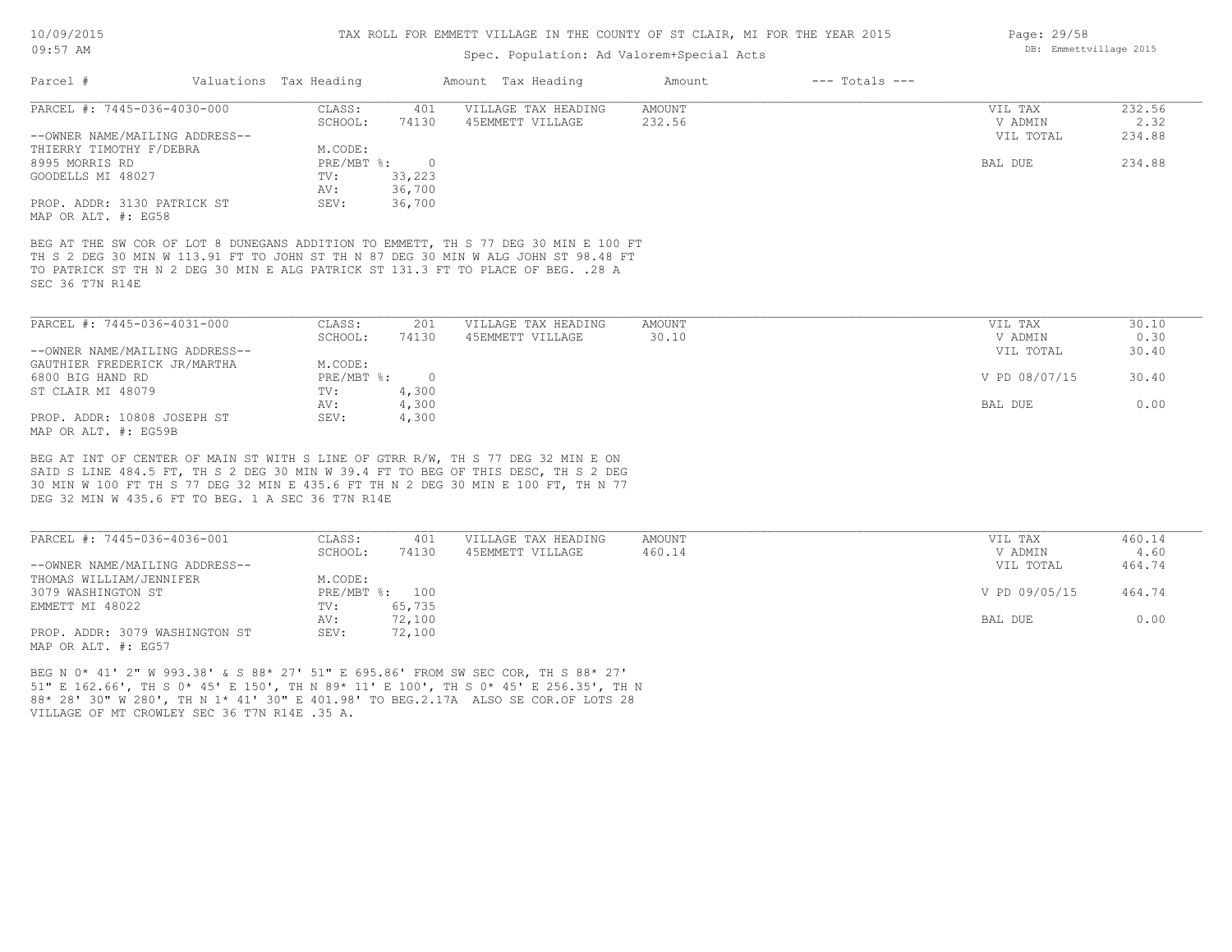# TAX ROLL FOR EMMETT VILLAGE IN THE COUNTY OF ST CLAIR, MI FOR THE YEAR 2015

Spec. Population: Ad Valorem+Special Acts

| Parcel # | Valuations | Tax Heading | Amount | Tax Heading | Amount | --- Totals --- | |
|---|---|---|---|---|---|---|---|
| PARCEL #: 7445-036-4030-000 | CLASS: | 401 | VILLAGE TAX HEADING | AMOUNT | | VIL TAX | 232.56 |
| | SCHOOL: | 74130 | 45EMMETT VILLAGE | 232.56 | | V ADMIN | 2.32 |
| --OWNER NAME/MAILING ADDRESS-- | | | | | | VIL TOTAL | 234.88 |
| THIERRY TIMOTHY F/DEBRA | M.CODE: | | | | | | |
| 8995 MORRIS RD | PRE/MBT %: | 0 | | | | BAL DUE | 234.88 |
| GOODELLS MI 48027 | TV: | 33,223 | | | | | |
| | AV: | 36,700 | | | | | |
| PROP. ADDR: 3130 PATRICK ST | SEV: | 36,700 | | | | | |
| MAP OR ALT. #: EG58 | | | | | | | |

BEG AT THE SW COR OF LOT 8 DUNEGANS ADDITION TO EMMETT, TH S 77 DEG 30 MIN E 100 FT TH S 2 DEG 30 MIN W 113.91 FT TO JOHN ST TH N 87 DEG 30 MIN W ALG JOHN ST 98.48 FT TO PATRICK ST TH N 2 DEG 30 MIN E ALG PATRICK ST 131.3 FT TO PLACE OF BEG. .28 A SEC 36 T7N R14E

| Parcel # | Valuations | Tax Heading | Amount | Tax Heading | Amount | --- Totals --- | |
|---|---|---|---|---|---|---|---|
| PARCEL #: 7445-036-4031-000 | CLASS: | 201 | VILLAGE TAX HEADING | AMOUNT | | VIL TAX | 30.10 |
| | SCHOOL: | 74130 | 45EMMETT VILLAGE | 30.10 | | V ADMIN | 0.30 |
| --OWNER NAME/MAILING ADDRESS-- | | | | | | VIL TOTAL | 30.40 |
| GAUTHIER FREDERICK JR/MARTHA | M.CODE: | | | | | | |
| 6800 BIG HAND RD | PRE/MBT %: | 0 | | | | V PD 08/07/15 | 30.40 |
| ST CLAIR MI 48079 | TV: | 4,300 | | | | | |
| | AV: | 4,300 | | | | BAL DUE | 0.00 |
| PROP. ADDR: 10808 JOSEPH ST | SEV: | 4,300 | | | | | |
| MAP OR ALT. #: EG59B | | | | | | | |

BEG AT INT OF CENTER OF MAIN ST WITH S LINE OF GTRR R/W, TH S 77 DEG 32 MIN E ON SAID S LINE 484.5 FT, TH S 2 DEG 30 MIN W 39.4 FT TO BEG OF THIS DESC, TH S 2 DEG 30 MIN W 100 FT TH S 77 DEG 32 MIN E 435.6 FT TH N 2 DEG 30 MIN E 100 FT, TH N 77 DEG 32 MIN W 435.6 FT TO BEG. 1 A SEC 36 T7N R14E

| Parcel # | Valuations | Tax Heading | Amount | Tax Heading | Amount | --- Totals --- | |
|---|---|---|---|---|---|---|---|
| PARCEL #: 7445-036-4036-001 | CLASS: | 401 | VILLAGE TAX HEADING | AMOUNT | | VIL TAX | 460.14 |
| | SCHOOL: | 74130 | 45EMMETT VILLAGE | 460.14 | | V ADMIN | 4.60 |
| --OWNER NAME/MAILING ADDRESS-- | | | | | | VIL TOTAL | 464.74 |
| THOMAS WILLIAM/JENNIFER | M.CODE: | | | | | | |
| 3079 WASHINGTON ST | PRE/MBT %: | 100 | | | | V PD 09/05/15 | 464.74 |
| EMMETT MI 48022 | TV: | 65,735 | | | | | |
| | AV: | 72,100 | | | | BAL DUE | 0.00 |
| PROP. ADDR: 3079 WASHINGTON ST | SEV: | 72,100 | | | | | |
| MAP OR ALT. #: EG57 | | | | | | | |

BEG N 0* 41' 2" W 993.38' & S 88* 27' 51" E 695.86' FROM SW SEC COR, TH S 88* 27' 51" E 162.66', TH S 0* 45' E 150', TH N 89* 11' E 100', TH S 0* 45' E 256.35', TH N 88* 28' 30" W 280', TH N 1* 41' 30" E 401.98' TO BEG.2.17A ALSO SE COR.OF LOTS 28 VILLAGE OF MT CROWLEY SEC 36 T7N R14E .35 A.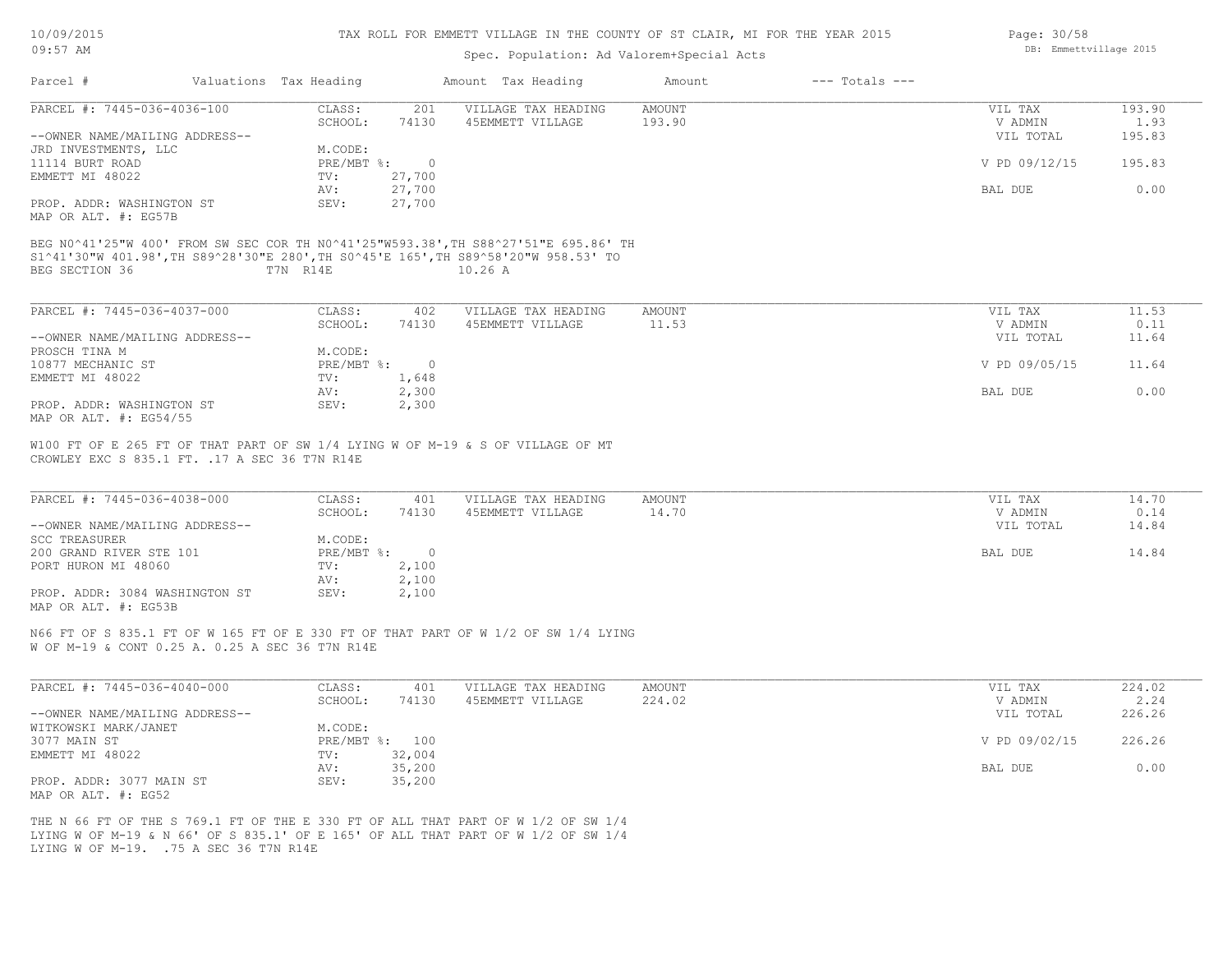TAX ROLL FOR EMMETT VILLAGE IN THE COUNTY OF ST CLAIR, MI FOR THE YEAR 2015

Spec. Population: Ad Valorem+Special Acts

| Parcel # | Valuations | Tax Heading | Amount | Tax Heading | Amount | --- Totals --- | |
|---|---|---|---|---|---|---|---|
| PARCEL #: 7445-036-4036-100 | CLASS: | 201 | VILLAGE TAX HEADING | AMOUNT | | VIL TAX | 193.90 |
| | SCHOOL: | 74130 | 45EMMETT VILLAGE | 193.90 | | V ADMIN | 1.93 |
| --OWNER NAME/MAILING ADDRESS-- | | | | | | VIL TOTAL | 195.83 |
| JRD INVESTMENTS, LLC | M.CODE: | | | | | | |
| 11114 BURT ROAD | PRE/MBT %: | 0 | | | | V PD 09/12/15 | 195.83 |
| EMMETT MI 48022 | TV: | 27,700 | | | | | |
| | AV: | 27,700 | | | | BAL DUE | 0.00 |
| PROP. ADDR: WASHINGTON ST | SEV: | 27,700 | | | | | |
| MAP OR ALT. #: EG57B | | | | | | | |

BEG N0^41'25"W 400' FROM SW SEC COR TH N0^41'25"W593.38', TH S88^27'51"E 695.86' TH S1^41'30"W 401.98', TH S89^28'30"E 280', TH S0^45'E 165', TH S89^58'20"W 958.53' TO BEG SECTION 36 T7N R14E 10.26 A

| Parcel # | Valuations | Tax Heading | Amount | Tax Heading | Amount | --- Totals --- | |
|---|---|---|---|---|---|---|---|
| PARCEL #: 7445-036-4037-000 | CLASS: | 402 | VILLAGE TAX HEADING | AMOUNT | | VIL TAX | 11.53 |
| | SCHOOL: | 74130 | 45EMMETT VILLAGE | 11.53 | | V ADMIN | 0.11 |
| --OWNER NAME/MAILING ADDRESS-- | | | | | | VIL TOTAL | 11.64 |
| PROSCH TINA M | M.CODE: | | | | | | |
| 10877 MECHANIC ST | PRE/MBT %: | 0 | | | | V PD 09/05/15 | 11.64 |
| EMMETT MI 48022 | TV: | 1,648 | | | | | |
| | AV: | 2,300 | | | | BAL DUE | 0.00 |
| PROP. ADDR: WASHINGTON ST | SEV: | 2,300 | | | | | |
| MAP OR ALT. #: EG54/55 | | | | | | | |

W100 FT OF E 265 FT OF THAT PART OF SW 1/4 LYING W OF M-19 & S OF VILLAGE OF MT CROWLEY EXC S 835.1 FT. .17 A SEC 36 T7N R14E

| Parcel # | Valuations | Tax Heading | Amount | Tax Heading | Amount | --- Totals --- | |
|---|---|---|---|---|---|---|---|
| PARCEL #: 7445-036-4038-000 | CLASS: | 401 | VILLAGE TAX HEADING | AMOUNT | | VIL TAX | 14.70 |
| | SCHOOL: | 74130 | 45EMMETT VILLAGE | 14.70 | | V ADMIN | 0.14 |
| --OWNER NAME/MAILING ADDRESS-- | | | | | | VIL TOTAL | 14.84 |
| SCC TREASURER | M.CODE: | | | | | | |
| 200 GRAND RIVER STE 101 | PRE/MBT %: | 0 | | | | BAL DUE | 14.84 |
| PORT HURON MI 48060 | TV: | 2,100 | | | | | |
| | AV: | 2,100 | | | | | |
| PROP. ADDR: 3084 WASHINGTON ST | SEV: | 2,100 | | | | | |
| MAP OR ALT. #: EG53B | | | | | | | |

N66 FT OF S 835.1 FT OF W 165 FT OF E 330 FT OF THAT PART OF W 1/2 OF SW 1/4 LYING W OF M-19 & CONT 0.25 A. 0.25 A SEC 36 T7N R14E

| Parcel # | Valuations | Tax Heading | Amount | Tax Heading | Amount | --- Totals --- | |
|---|---|---|---|---|---|---|---|
| PARCEL #: 7445-036-4040-000 | CLASS: | 401 | VILLAGE TAX HEADING | AMOUNT | | VIL TAX | 224.02 |
| | SCHOOL: | 74130 | 45EMMETT VILLAGE | 224.02 | | V ADMIN | 2.24 |
| --OWNER NAME/MAILING ADDRESS-- | | | | | | VIL TOTAL | 226.26 |
| WITKOWSKI MARK/JANET | M.CODE: | | | | | | |
| 3077 MAIN ST | PRE/MBT %: | 100 | | | | V PD 09/02/15 | 226.26 |
| EMMETT MI 48022 | TV: | 32,004 | | | | | |
| | AV: | 35,200 | | | | BAL DUE | 0.00 |
| PROP. ADDR: 3077 MAIN ST | SEV: | 35,200 | | | | | |
| MAP OR ALT. #: EG52 | | | | | | | |

THE N 66 FT OF THE S 769.1 FT OF THE E 330 FT OF ALL THAT PART OF W 1/2 OF SW 1/4 LYING W OF M-19 & N 66' OF S 835.1' OF E 165' OF ALL THAT PART OF W 1/2 OF SW 1/4 LYING W OF M-19. .75 A SEC 36 T7N R14E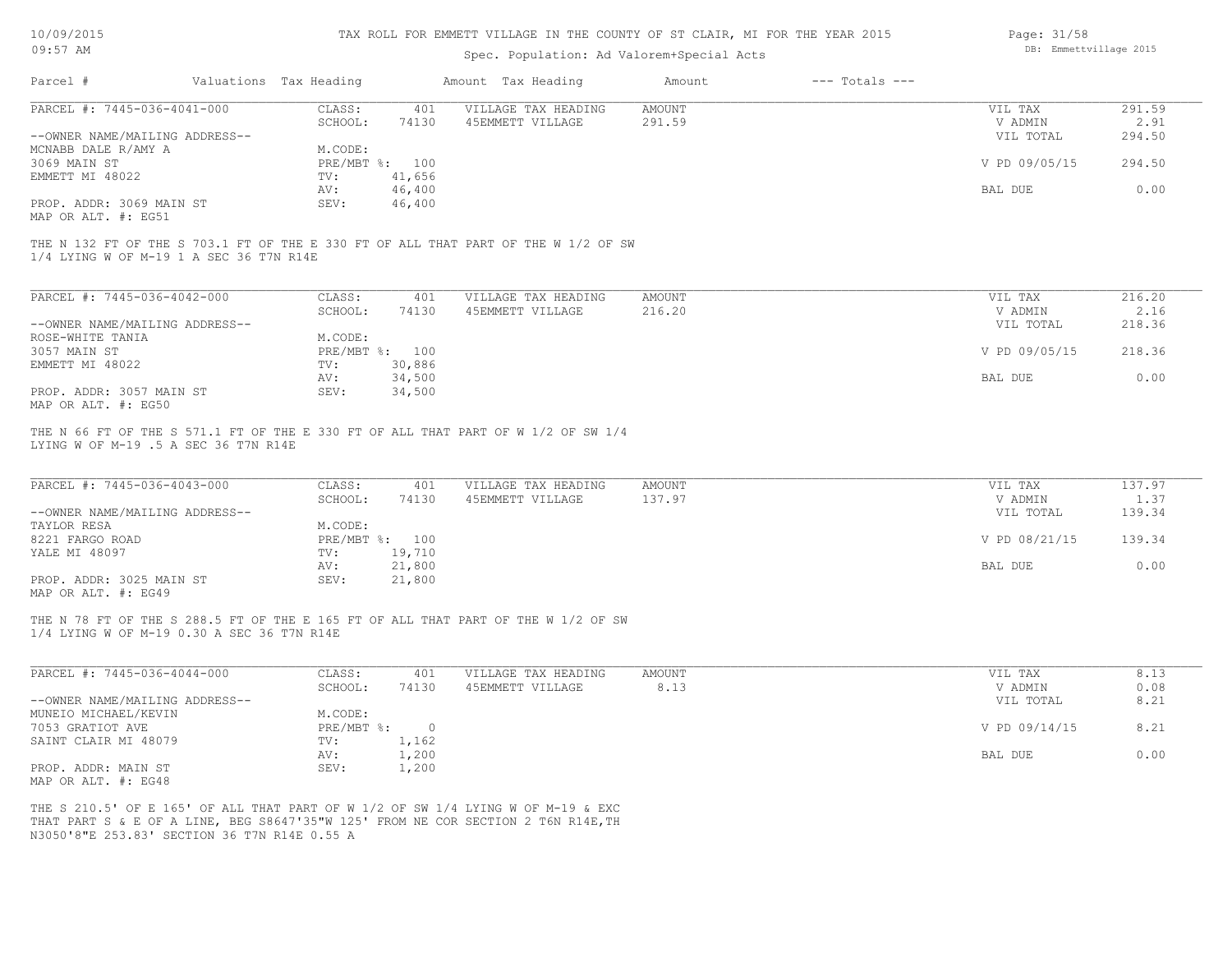TAX ROLL FOR EMMETT VILLAGE IN THE COUNTY OF ST CLAIR, MI FOR THE YEAR 2015

Spec. Population: Ad Valorem+Special Acts

| Parcel # | Valuations | Tax Heading | Amount | Tax Heading | Amount | --- Totals --- | |
|---|---|---|---|---|---|---|---|
| PARCEL #: 7445-036-4041-000 | CLASS: | 401 | VILLAGE TAX HEADING | AMOUNT | | VIL TAX | 291.59 |
| | SCHOOL: | 74130 | 45EMMETT VILLAGE | 291.59 | | V ADMIN | 2.91 |
| --OWNER NAME/MAILING ADDRESS-- | | | | | | VIL TOTAL | 294.50 |
| MCNABB DALE R/AMY A | M.CODE: | | | | | | |
| 3069 MAIN ST | PRE/MBT %: | 100 | | | | V PD 09/05/15 | 294.50 |
| EMMETT MI 48022 | TV: | 41,656 | | | | | |
| | AV: | 46,400 | | | | BAL DUE | 0.00 |
| PROP. ADDR: 3069 MAIN ST | SEV: | 46,400 | | | | | |
| MAP OR ALT. #: EG51 | | | | | | | |

THE N 132 FT OF THE S 703.1 FT OF THE E 330 FT OF ALL THAT PART OF THE W 1/2 OF SW 1/4 LYING W OF M-19 1 A SEC 36 T7N R14E

| Parcel # | Valuations | Tax Heading | Amount | Tax Heading | Amount | --- Totals --- | |
|---|---|---|---|---|---|---|---|
| PARCEL #: 7445-036-4042-000 | CLASS: | 401 | VILLAGE TAX HEADING | AMOUNT | | VIL TAX | 216.20 |
| | SCHOOL: | 74130 | 45EMMETT VILLAGE | 216.20 | | V ADMIN | 2.16 |
| --OWNER NAME/MAILING ADDRESS-- | | | | | | VIL TOTAL | 218.36 |
| ROSE-WHITE TANIA | M.CODE: | | | | | | |
| 3057 MAIN ST | PRE/MBT %: | 100 | | | | V PD 09/05/15 | 218.36 |
| EMMETT MI 48022 | TV: | 30,886 | | | | | |
| | AV: | 34,500 | | | | BAL DUE | 0.00 |
| PROP. ADDR: 3057 MAIN ST | SEV: | 34,500 | | | | | |
| MAP OR ALT. #: EG50 | | | | | | | |

THE N 66 FT OF THE S 571.1 FT OF THE E 330 FT OF ALL THAT PART OF W 1/2 OF SW 1/4 LYING W OF M-19 .5 A SEC 36 T7N R14E

| Parcel # | Valuations | Tax Heading | Amount | Tax Heading | Amount | --- Totals --- | |
|---|---|---|---|---|---|---|---|
| PARCEL #: 7445-036-4043-000 | CLASS: | 401 | VILLAGE TAX HEADING | AMOUNT | | VIL TAX | 137.97 |
| | SCHOOL: | 74130 | 45EMMETT VILLAGE | 137.97 | | V ADMIN | 1.37 |
| --OWNER NAME/MAILING ADDRESS-- | | | | | | VIL TOTAL | 139.34 |
| TAYLOR RESA | M.CODE: | | | | | | |
| 8221 FARGO ROAD | PRE/MBT %: | 100 | | | | V PD 08/21/15 | 139.34 |
| YALE MI 48097 | TV: | 19,710 | | | | | |
| | AV: | 21,800 | | | | BAL DUE | 0.00 |
| PROP. ADDR: 3025 MAIN ST | SEV: | 21,800 | | | | | |
| MAP OR ALT. #: EG49 | | | | | | | |

THE N 78 FT OF THE S 288.5 FT OF THE E 165 FT OF ALL THAT PART OF THE W 1/2 OF SW 1/4 LYING W OF M-19 0.30 A SEC 36 T7N R14E

| Parcel # | Valuations | Tax Heading | Amount | Tax Heading | Amount | --- Totals --- | |
|---|---|---|---|---|---|---|---|
| PARCEL #: 7445-036-4044-000 | CLASS: | 401 | VILLAGE TAX HEADING | AMOUNT | | VIL TAX | 8.13 |
| | SCHOOL: | 74130 | 45EMMETT VILLAGE | 8.13 | | V ADMIN | 0.08 |
| --OWNER NAME/MAILING ADDRESS-- | | | | | | VIL TOTAL | 8.21 |
| MUNEIO MICHAEL/KEVIN | M.CODE: | | | | | | |
| 7053 GRATIOT AVE | PRE/MBT %: | 0 | | | | V PD 09/14/15 | 8.21 |
| SAINT CLAIR MI 48079 | TV: | 1,162 | | | | | |
| | AV: | 1,200 | | | | BAL DUE | 0.00 |
| PROP. ADDR: MAIN ST | SEV: | 1,200 | | | | | |
| MAP OR ALT. #: EG48 | | | | | | | |

THE S 210.5' OF E 165' OF ALL THAT PART OF W 1/2 OF SW 1/4 LYING W OF M-19 & EXC THAT PART S & E OF A LINE, BEG S8647'35"W 125' FROM NE COR SECTION 2 T6N R14E,TH N3050'8"E 253.83' SECTION 36 T7N R14E 0.55 A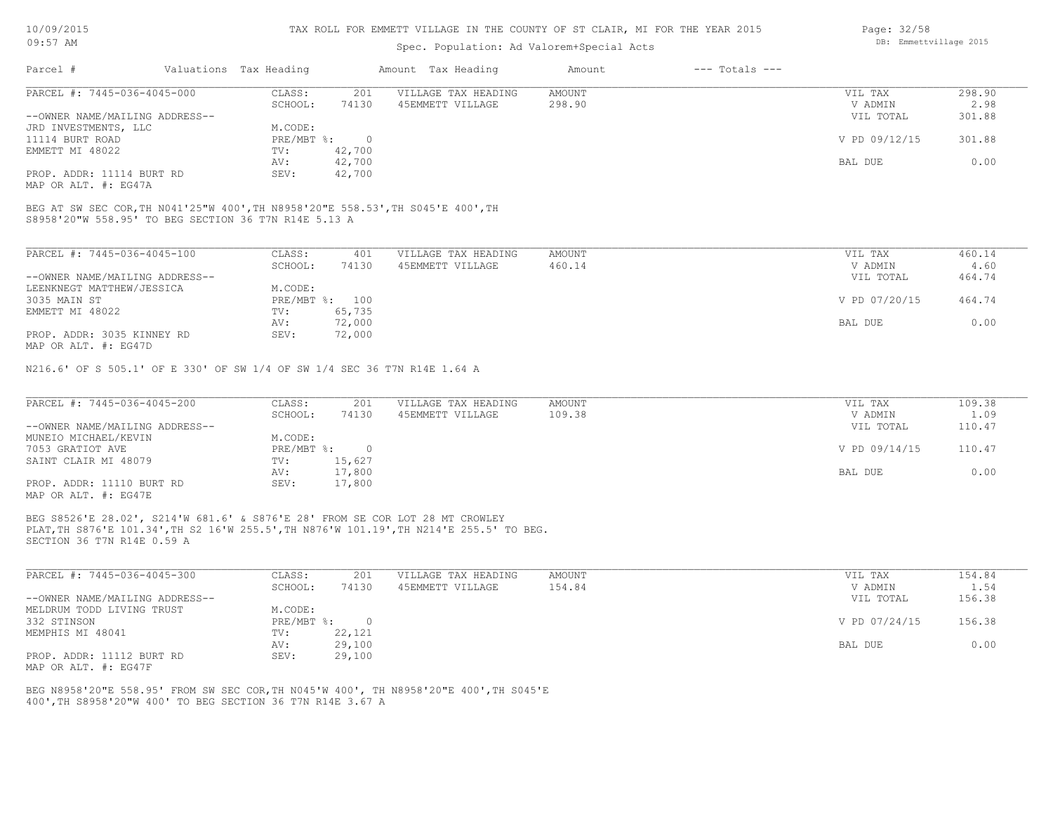TAX ROLL FOR EMMETT VILLAGE IN THE COUNTY OF ST CLAIR, MI FOR THE YEAR 2015

Spec. Population: Ad Valorem+Special Acts

| Parcel # | Valuations | Tax Heading | Amount | Tax Heading | Amount | --- Totals --- | |
|---|---|---|---|---|---|---|---|
| PARCEL #: 7445-036-4045-000 | CLASS: | 201 | VILLAGE TAX HEADING | AMOUNT | | VIL TAX | 298.90 |
| | SCHOOL: | 74130 | 45EMMETT VILLAGE | 298.90 | | V ADMIN | 2.98 |
| --OWNER NAME/MAILING ADDRESS-- | | | | | | VIL TOTAL | 301.88 |
| JRD INVESTMENTS, LLC | M.CODE: | | | | | | |
| 11114 BURT ROAD | PRE/MBT %: | 0 | | | | V PD 09/12/15 | 301.88 |
| EMMETT MI 48022 | TV: | 42,700 | | | | | |
| | AV: | 42,700 | | | | BAL DUE | 0.00 |
| PROP. ADDR: 11114 BURT RD | SEV: | 42,700 | | | | | |
| MAP OR ALT. #: EG47A | | | | | | | |

BEG AT SW SEC COR,TH N041'25"W 400',TH N8958'20"E 558.53',TH S045'E 400',TH S8958'20"W 558.95' TO BEG SECTION 36 T7N R14E 5.13 A

| Parcel # | Valuations | Tax Heading | Amount | Tax Heading | Amount | --- Totals --- | |
|---|---|---|---|---|---|---|---|
| PARCEL #: 7445-036-4045-100 | CLASS: | 401 | VILLAGE TAX HEADING | AMOUNT | | VIL TAX | 460.14 |
| | SCHOOL: | 74130 | 45EMMETT VILLAGE | 460.14 | | V ADMIN | 4.60 |
| --OWNER NAME/MAILING ADDRESS-- | | | | | | VIL TOTAL | 464.74 |
| LEENKNEGT MATTHEW/JESSICA | M.CODE: | | | | | | |
| 3035 MAIN ST | PRE/MBT %: | 100 | | | | V PD 07/20/15 | 464.74 |
| EMMETT MI 48022 | TV: | 65,735 | | | | | |
| | AV: | 72,000 | | | | BAL DUE | 0.00 |
| PROP. ADDR: 3035 KINNEY RD | SEV: | 72,000 | | | | | |
| MAP OR ALT. #: EG47D | | | | | | | |

N216.6' OF S 505.1' OF E 330' OF SW 1/4 OF SW 1/4 SEC 36 T7N R14E 1.64 A

| Parcel # | Valuations | Tax Heading | Amount | Tax Heading | Amount | --- Totals --- | |
|---|---|---|---|---|---|---|---|
| PARCEL #: 7445-036-4045-200 | CLASS: | 201 | VILLAGE TAX HEADING | AMOUNT | | VIL TAX | 109.38 |
| | SCHOOL: | 74130 | 45EMMETT VILLAGE | 109.38 | | V ADMIN | 1.09 |
| --OWNER NAME/MAILING ADDRESS-- | | | | | | VIL TOTAL | 110.47 |
| MUNEIO MICHAEL/KEVIN | M.CODE: | | | | | | |
| 7053 GRATIOT AVE | PRE/MBT %: | 0 | | | | V PD 09/14/15 | 110.47 |
| SAINT CLAIR MI 48079 | TV: | 15,627 | | | | | |
| | AV: | 17,800 | | | | BAL DUE | 0.00 |
| PROP. ADDR: 11110 BURT RD | SEV: | 17,800 | | | | | |
| MAP OR ALT. #: EG47E | | | | | | | |

BEG S8526'E 28.02', S214'W 681.6' & S876'E 28' FROM SE COR LOT 28 MT CROWLEY PLAT,TH S876'E 101.34',TH S2 16'W 255.5',TH N876'W 101.19',TH N214'E 255.5' TO BEG. SECTION 36 T7N R14E 0.59 A

| Parcel # | Valuations | Tax Heading | Amount | Tax Heading | Amount | --- Totals --- | |
|---|---|---|---|---|---|---|---|
| PARCEL #: 7445-036-4045-300 | CLASS: | 201 | VILLAGE TAX HEADING | AMOUNT | | VIL TAX | 154.84 |
| | SCHOOL: | 74130 | 45EMMETT VILLAGE | 154.84 | | V ADMIN | 1.54 |
| --OWNER NAME/MAILING ADDRESS-- | | | | | | VIL TOTAL | 156.38 |
| MELDRUM TODD LIVING TRUST | M.CODE: | | | | | | |
| 332 STINSON | PRE/MBT %: | 0 | | | | V PD 07/24/15 | 156.38 |
| MEMPHIS MI 48041 | TV: | 22,121 | | | | | |
| | AV: | 29,100 | | | | BAL DUE | 0.00 |
| PROP. ADDR: 11112 BURT RD | SEV: | 29,100 | | | | | |
| MAP OR ALT. #: EG47F | | | | | | | |

BEG N8958'20"E 558.95' FROM SW SEC COR,TH N045'W 400', TH N8958'20"E 400',TH S045'E 400',TH S8958'20"W 400' TO BEG SECTION 36 T7N R14E 3.67 A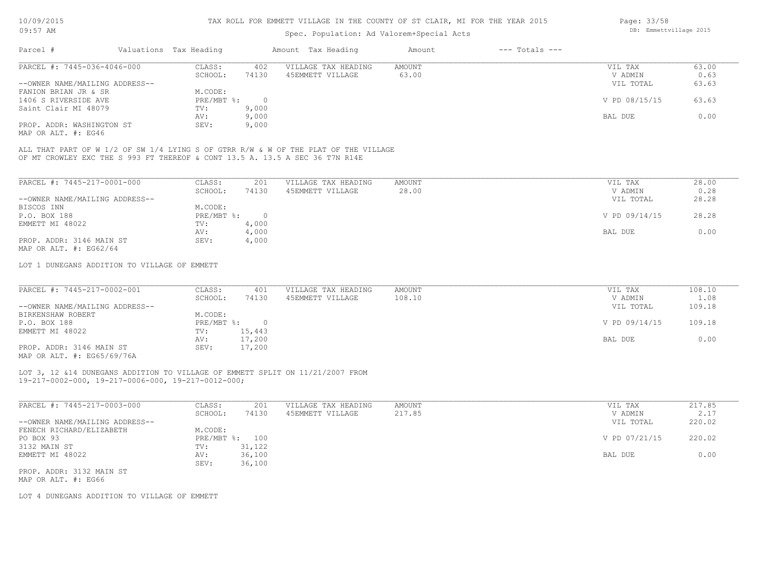# TAX ROLL FOR EMMETT VILLAGE IN THE COUNTY OF ST CLAIR, MI FOR THE YEAR 2015

Spec. Population: Ad Valorem+Special Acts

| Parcel # | Valuations | Tax Heading | Amount | Tax Heading | Amount | --- Totals --- | |
|---|---|---|---|---|---|---|---|

---

PARCEL #: 7445-036-4046-000

| | | | | | |
|---|---|---|---|---|---|
| CLASS: | 402 | VILLAGE TAX HEADING | AMOUNT | VIL TAX | 63.00 |
| SCHOOL: | 74130 | 45EMMETT VILLAGE | 63.00 | V ADMIN | 0.63 |
| M.CODE: | | | | VIL TOTAL | 63.63 |
| PRE/MBT %: | 0 | | | V PD 08/15/15 | 63.63 |
| TV: | 9,000 | | | | |
| AV: | 9,000 | | | BAL DUE | 0.00 |
| SEV: | 9,000 | | | | |

--OWNER NAME/MAILING ADDRESS--
FANION BRIAN JR & SR
1406 S RIVERSIDE AVE
Saint Clair MI 48079

PROP. ADDR: WASHINGTON ST
MAP OR ALT. #: EG46

ALL THAT PART OF W 1/2 OF SW 1/4 LYING S OF GTRR R/W & W OF THE PLAT OF THE VILLAGE OF MT CROWLEY EXC THE S 993 FT THEREOF & CONT 13.5 A. 13.5 A SEC 36 T7N R14E

---

PARCEL #: 7445-217-0001-000

| | | | | | |
|---|---|---|---|---|---|
| CLASS: | 201 | VILLAGE TAX HEADING | AMOUNT | VIL TAX | 28.00 |
| SCHOOL: | 74130 | 45EMMETT VILLAGE | 28.00 | V ADMIN | 0.28 |
| M.CODE: | | | | VIL TOTAL | 28.28 |
| PRE/MBT %: | 0 | | | V PD 09/14/15 | 28.28 |
| TV: | 4,000 | | | | |
| AV: | 4,000 | | | BAL DUE | 0.00 |
| SEV: | 4,000 | | | | |

--OWNER NAME/MAILING ADDRESS--
BISCOS INN
P.O. BOX 188
EMMETT MI 48022

PROP. ADDR: 3146 MAIN ST
MAP OR ALT. #: EG62/64

LOT 1 DUNEGANS ADDITION TO VILLAGE OF EMMETT

---

PARCEL #: 7445-217-0002-001

| | | | | | |
|---|---|---|---|---|---|
| CLASS: | 401 | VILLAGE TAX HEADING | AMOUNT | VIL TAX | 108.10 |
| SCHOOL: | 74130 | 45EMMETT VILLAGE | 108.10 | V ADMIN | 1.08 |
| M.CODE: | | | | VIL TOTAL | 109.18 |
| PRE/MBT %: | 0 | | | V PD 09/14/15 | 109.18 |
| TV: | 15,443 | | | | |
| AV: | 17,200 | | | BAL DUE | 0.00 |
| SEV: | 17,200 | | | | |

--OWNER NAME/MAILING ADDRESS--
BIRKENSHAW ROBERT
P.O. BOX 188
EMMETT MI 48022

PROP. ADDR: 3146 MAIN ST
MAP OR ALT. #: EG65/69/76A

LOT 3, 12 &14 DUNEGANS ADDITION TO VILLAGE OF EMMETT SPLIT ON 11/21/2007 FROM 19-217-0002-000, 19-217-0006-000, 19-217-0012-000;

---

PARCEL #: 7445-217-0003-000

| | | | | | |
|---|---|---|---|---|---|
| CLASS: | 201 | VILLAGE TAX HEADING | AMOUNT | VIL TAX | 217.85 |
| SCHOOL: | 74130 | 45EMMETT VILLAGE | 217.85 | V ADMIN | 2.17 |
| M.CODE: | | | | VIL TOTAL | 220.02 |
| PRE/MBT %: | 100 | | | V PD 07/21/15 | 220.02 |
| TV: | 31,122 | | | | |
| AV: | 36,100 | | | BAL DUE | 0.00 |
| SEV: | 36,100 | | | | |

--OWNER NAME/MAILING ADDRESS--
FENECH RICHARD/ELIZABETH
PO BOX 93
3132 MAIN ST
EMMETT MI 48022

PROP. ADDR: 3132 MAIN ST
MAP OR ALT. #: EG66

LOT 4 DUNEGANS ADDITION TO VILLAGE OF EMMETT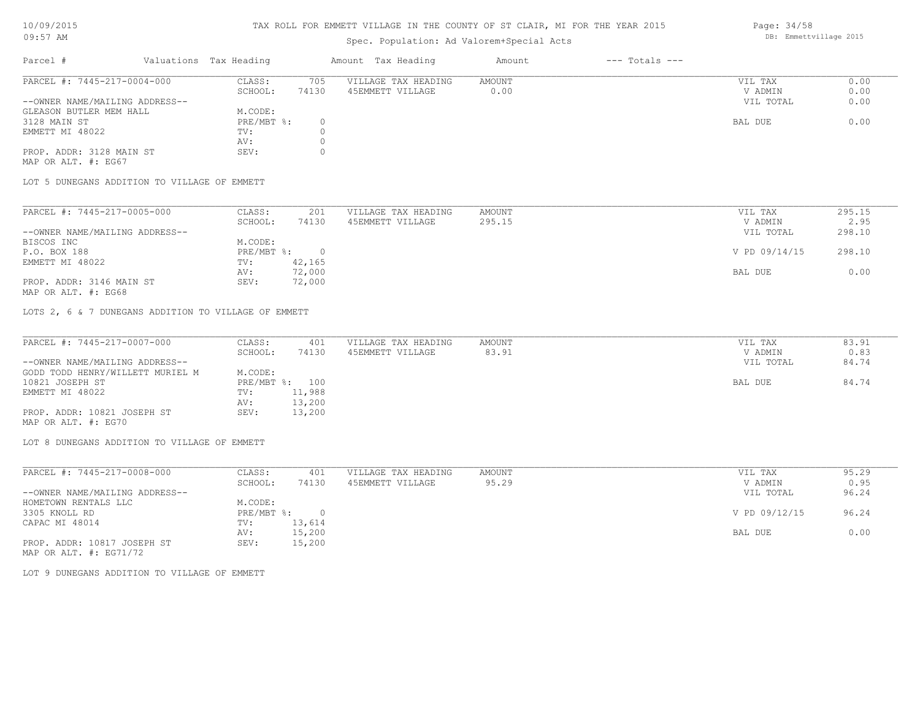# TAX ROLL FOR EMMETT VILLAGE IN THE COUNTY OF ST CLAIR, MI FOR THE YEAR 2015

Spec. Population: Ad Valorem+Special Acts

| Parcel # | Valuations | Tax Heading | Amount | Tax Heading | Amount | --- Totals --- | |
|---|---|---|---|---|---|---|---|
| PARCEL #: 7445-217-0004-000 | CLASS: | 705 | VILLAGE TAX HEADING | AMOUNT | | VIL TAX | 0.00 |
| | SCHOOL: | 74130 | 45EMMETT VILLAGE | 0.00 | | V ADMIN | 0.00 |
| --OWNER NAME/MAILING ADDRESS-- | | | | | | VIL TOTAL | 0.00 |
| GLEASON BUTLER MEM HALL | M.CODE: | | | | | | |
| 3128 MAIN ST | PRE/MBT %: | 0 | | | | BAL DUE | 0.00 |
| EMMETT MI 48022 | TV: | 0 | | | | | |
| | AV: | 0 | | | | | |
| PROP. ADDR: 3128 MAIN ST | SEV: | 0 | | | | | |
| MAP OR ALT. #: EG67 | | | | | | | |

LOT 5 DUNEGANS ADDITION TO VILLAGE OF EMMETT

| Parcel # | Valuations | Tax Heading | Amount | Tax Heading | Amount | --- Totals --- | |
|---|---|---|---|---|---|---|---|
| PARCEL #: 7445-217-0005-000 | CLASS: | 201 | VILLAGE TAX HEADING | AMOUNT | | VIL TAX | 295.15 |
| | SCHOOL: | 74130 | 45EMMETT VILLAGE | 295.15 | | V ADMIN | 2.95 |
| --OWNER NAME/MAILING ADDRESS-- | | | | | | VIL TOTAL | 298.10 |
| BISCOS INC | M.CODE: | | | | | | |
| P.O. BOX 188 | PRE/MBT %: | 0 | | | | V PD 09/14/15 | 298.10 |
| EMMETT MI 48022 | TV: | 42,165 | | | | | |
| | AV: | 72,000 | | | | BAL DUE | 0.00 |
| PROP. ADDR: 3146 MAIN ST | SEV: | 72,000 | | | | | |
| MAP OR ALT. #: EG68 | | | | | | | |

LOTS 2, 6 & 7 DUNEGANS ADDITION TO VILLAGE OF EMMETT

| Parcel # | Valuations | Tax Heading | Amount | Tax Heading | Amount | --- Totals --- | |
|---|---|---|---|---|---|---|---|
| PARCEL #: 7445-217-0007-000 | CLASS: | 401 | VILLAGE TAX HEADING | AMOUNT | | VIL TAX | 83.91 |
| | SCHOOL: | 74130 | 45EMMETT VILLAGE | 83.91 | | V ADMIN | 0.83 |
| --OWNER NAME/MAILING ADDRESS-- | | | | | | VIL TOTAL | 84.74 |
| GODD TODD HENRY/WILLETT MURIEL M | M.CODE: | | | | | | |
| 10821 JOSEPH ST | PRE/MBT %: | 100 | | | | BAL DUE | 84.74 |
| EMMETT MI 48022 | TV: | 11,988 | | | | | |
| | AV: | 13,200 | | | | | |
| PROP. ADDR: 10821 JOSEPH ST | SEV: | 13,200 | | | | | |
| MAP OR ALT. #: EG70 | | | | | | | |

LOT 8 DUNEGANS ADDITION TO VILLAGE OF EMMETT

| Parcel # | Valuations | Tax Heading | Amount | Tax Heading | Amount | --- Totals --- | |
|---|---|---|---|---|---|---|---|
| PARCEL #: 7445-217-0008-000 | CLASS: | 401 | VILLAGE TAX HEADING | AMOUNT | | VIL TAX | 95.29 |
| | SCHOOL: | 74130 | 45EMMETT VILLAGE | 95.29 | | V ADMIN | 0.95 |
| --OWNER NAME/MAILING ADDRESS-- | | | | | | VIL TOTAL | 96.24 |
| HOMETOWN RENTALS LLC | M.CODE: | | | | | | |
| 3305 KNOLL RD | PRE/MBT %: | 0 | | | | V PD 09/12/15 | 96.24 |
| CAPAC MI 48014 | TV: | 13,614 | | | | | |
| | AV: | 15,200 | | | | BAL DUE | 0.00 |
| PROP. ADDR: 10817 JOSEPH ST | SEV: | 15,200 | | | | | |
| MAP OR ALT. #: EG71/72 | | | | | | | |

LOT 9 DUNEGANS ADDITION TO VILLAGE OF EMMETT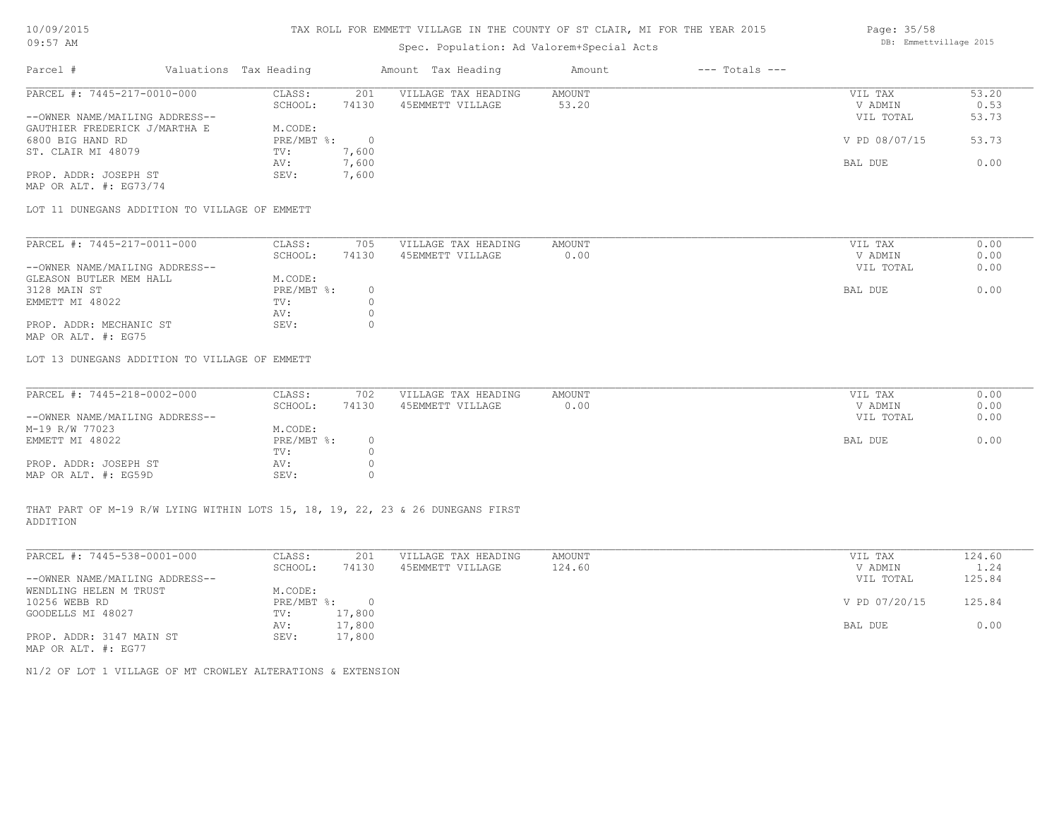TAX ROLL FOR EMMETT VILLAGE IN THE COUNTY OF ST CLAIR, MI FOR THE YEAR 2015

Spec. Population: Ad Valorem+Special Acts

| Parcel # | Valuations | Tax Heading | Amount | Tax Heading | Amount | --- Totals --- | |
|---|---|---|---|---|---|---|---|
| PARCEL #: 7445-217-0010-000 | CLASS: | 201 | VILLAGE TAX HEADING | AMOUNT | | VIL TAX | 53.20 |
| | SCHOOL: | 74130 | 45EMMETT VILLAGE | 53.20 | | V ADMIN | 0.53 |
| --OWNER NAME/MAILING ADDRESS-- | | | | | | VIL TOTAL | 53.73 |
| GAUTHIER FREDERICK J/MARTHA E | M.CODE: | | | | | | |
| 6800 BIG HAND RD | PRE/MBT %: | 0 | | | | V PD 08/07/15 | 53.73 |
| ST. CLAIR MI 48079 | TV: | 7,600 | | | | | |
| | AV: | 7,600 | | | | BAL DUE | 0.00 |
| PROP. ADDR: JOSEPH ST | SEV: | 7,600 | | | | | |
| MAP OR ALT. #: EG73/74 | | | | | | | |

LOT 11 DUNEGANS ADDITION TO VILLAGE OF EMMETT

| Parcel # | Valuations | Tax Heading | Amount | Tax Heading | Amount | --- Totals --- | |
|---|---|---|---|---|---|---|---|
| PARCEL #: 7445-217-0011-000 | CLASS: | 705 | VILLAGE TAX HEADING | AMOUNT | | VIL TAX | 0.00 |
| | SCHOOL: | 74130 | 45EMMETT VILLAGE | 0.00 | | V ADMIN | 0.00 |
| --OWNER NAME/MAILING ADDRESS-- | | | | | | VIL TOTAL | 0.00 |
| GLEASON BUTLER MEM HALL | M.CODE: | | | | | | |
| 3128 MAIN ST | PRE/MBT %: | 0 | | | | BAL DUE | 0.00 |
| EMMETT MI 48022 | TV: | 0 | | | | | |
| | AV: | 0 | | | | | |
| PROP. ADDR: MECHANIC ST | SEV: | 0 | | | | | |
| MAP OR ALT. #: EG75 | | | | | | | |

LOT 13 DUNEGANS ADDITION TO VILLAGE OF EMMETT

| Parcel # | Valuations | Tax Heading | Amount | Tax Heading | Amount | --- Totals --- | |
|---|---|---|---|---|---|---|---|
| PARCEL #: 7445-218-0002-000 | CLASS: | 702 | VILLAGE TAX HEADING | AMOUNT | | VIL TAX | 0.00 |
| | SCHOOL: | 74130 | 45EMMETT VILLAGE | 0.00 | | V ADMIN | 0.00 |
| --OWNER NAME/MAILING ADDRESS-- | | | | | | VIL TOTAL | 0.00 |
| M-19 R/W 77023 | M.CODE: | | | | | | |
| EMMETT MI 48022 | PRE/MBT %: | 0 | | | | BAL DUE | 0.00 |
| | TV: | 0 | | | | | |
| PROP. ADDR: JOSEPH ST | AV: | 0 | | | | | |
| MAP OR ALT. #: EG59D | SEV: | 0 | | | | | |

THAT PART OF M-19 R/W LYING WITHIN LOTS 15, 18, 19, 22, 23 & 26 DUNEGANS FIRST ADDITION

| Parcel # | Valuations | Tax Heading | Amount | Tax Heading | Amount | --- Totals --- | |
|---|---|---|---|---|---|---|---|
| PARCEL #: 7445-538-0001-000 | CLASS: | 201 | VILLAGE TAX HEADING | AMOUNT | | VIL TAX | 124.60 |
| | SCHOOL: | 74130 | 45EMMETT VILLAGE | 124.60 | | V ADMIN | 1.24 |
| --OWNER NAME/MAILING ADDRESS-- | | | | | | VIL TOTAL | 125.84 |
| WENDLING HELEN M TRUST | M.CODE: | | | | | | |
| 10256 WEBB RD | PRE/MBT %: | 0 | | | | V PD 07/20/15 | 125.84 |
| GOODELLS MI 48027 | TV: | 17,800 | | | | | |
| | AV: | 17,800 | | | | BAL DUE | 0.00 |
| PROP. ADDR: 3147 MAIN ST | SEV: | 17,800 | | | | | |
| MAP OR ALT. #: EG77 | | | | | | | |

N1/2 OF LOT 1 VILLAGE OF MT CROWLEY ALTERATIONS & EXTENSION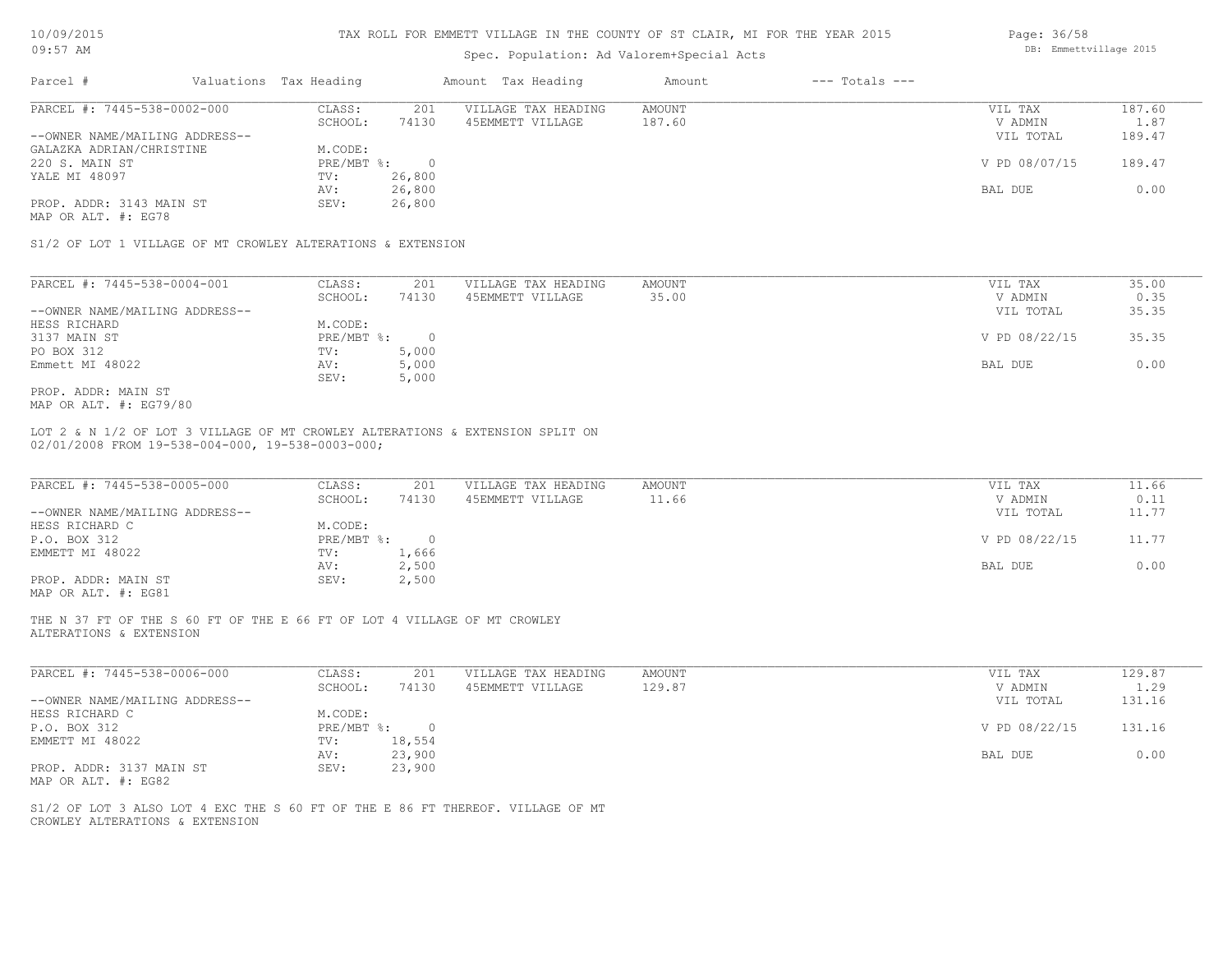# TAX ROLL FOR EMMETT VILLAGE IN THE COUNTY OF ST CLAIR, MI FOR THE YEAR 2015

Spec. Population: Ad Valorem+Special Acts

| Parcel # | Valuations | Tax Heading | Amount | Tax Heading | Amount | --- Totals --- |
|---|---|---|---|---|---|---|

## PARCEL #: 7445-538-0002-000

| | | | | | |
|---|---|---|---|---|---|
| CLASS: | 201 | VILLAGE TAX HEADING | AMOUNT | VIL TAX | 187.60 |
| SCHOOL: | 74130 | 45EMMETT VILLAGE | 187.60 | V ADMIN | 1.87 |
| | | | | VIL TOTAL | 189.47 |
| M.CODE: | | | | | |
| PRE/MBT %: | 0 | | | V PD 08/07/15 | 189.47 |
| TV: | 26,800 | | | | |
| AV: | 26,800 | | | BAL DUE | 0.00 |
| SEV: | 26,800 | | | | |

--OWNER NAME/MAILING ADDRESS--
GALAZKA ADRIAN/CHRISTINE
220 S. MAIN ST
YALE MI 48097

PROP. ADDR: 3143 MAIN ST
MAP OR ALT. #: EG78

S1/2 OF LOT 1 VILLAGE OF MT CROWLEY ALTERATIONS & EXTENSION

## PARCEL #: 7445-538-0004-001

| | | | | | |
|---|---|---|---|---|---|
| CLASS: | 201 | VILLAGE TAX HEADING | AMOUNT | VIL TAX | 35.00 |
| SCHOOL: | 74130 | 45EMMETT VILLAGE | 35.00 | V ADMIN | 0.35 |
| | | | | VIL TOTAL | 35.35 |
| M.CODE: | | | | | |
| PRE/MBT %: | 0 | | | V PD 08/22/15 | 35.35 |
| TV: | 5,000 | | | | |
| AV: | 5,000 | | | BAL DUE | 0.00 |
| SEV: | 5,000 | | | | |

--OWNER NAME/MAILING ADDRESS--
HESS RICHARD
3137 MAIN ST
PO BOX 312
Emmett MI 48022

PROP. ADDR: MAIN ST
MAP OR ALT. #: EG79/80

LOT 2 & N 1/2 OF LOT 3 VILLAGE OF MT CROWLEY ALTERATIONS & EXTENSION SPLIT ON 02/01/2008 FROM 19-538-004-000, 19-538-0003-000;

## PARCEL #: 7445-538-0005-000

| | | | | | |
|---|---|---|---|---|---|
| CLASS: | 201 | VILLAGE TAX HEADING | AMOUNT | VIL TAX | 11.66 |
| SCHOOL: | 74130 | 45EMMETT VILLAGE | 11.66 | V ADMIN | 0.11 |
| | | | | VIL TOTAL | 11.77 |
| M.CODE: | | | | | |
| PRE/MBT %: | 0 | | | V PD 08/22/15 | 11.77 |
| TV: | 1,666 | | | | |
| AV: | 2,500 | | | BAL DUE | 0.00 |
| SEV: | 2,500 | | | | |

--OWNER NAME/MAILING ADDRESS--
HESS RICHARD C
P.O. BOX 312
EMMETT MI 48022

PROP. ADDR: MAIN ST
MAP OR ALT. #: EG81

THE N 37 FT OF THE S 60 FT OF THE E 66 FT OF LOT 4 VILLAGE OF MT CROWLEY ALTERATIONS & EXTENSION

## PARCEL #: 7445-538-0006-000

| | | | | | |
|---|---|---|---|---|---|
| CLASS: | 201 | VILLAGE TAX HEADING | AMOUNT | VIL TAX | 129.87 |
| SCHOOL: | 74130 | 45EMMETT VILLAGE | 129.87 | V ADMIN | 1.29 |
| | | | | VIL TOTAL | 131.16 |
| M.CODE: | | | | | |
| PRE/MBT %: | 0 | | | V PD 08/22/15 | 131.16 |
| TV: | 18,554 | | | | |
| AV: | 23,900 | | | BAL DUE | 0.00 |
| SEV: | 23,900 | | | | |

--OWNER NAME/MAILING ADDRESS--
HESS RICHARD C
P.O. BOX 312
EMMETT MI 48022

PROP. ADDR: 3137 MAIN ST
MAP OR ALT. #: EG82

S1/2 OF LOT 3 ALSO LOT 4 EXC THE S 60 FT OF THE E 86 FT THEREOF. VILLAGE OF MT CROWLEY ALTERATIONS & EXTENSION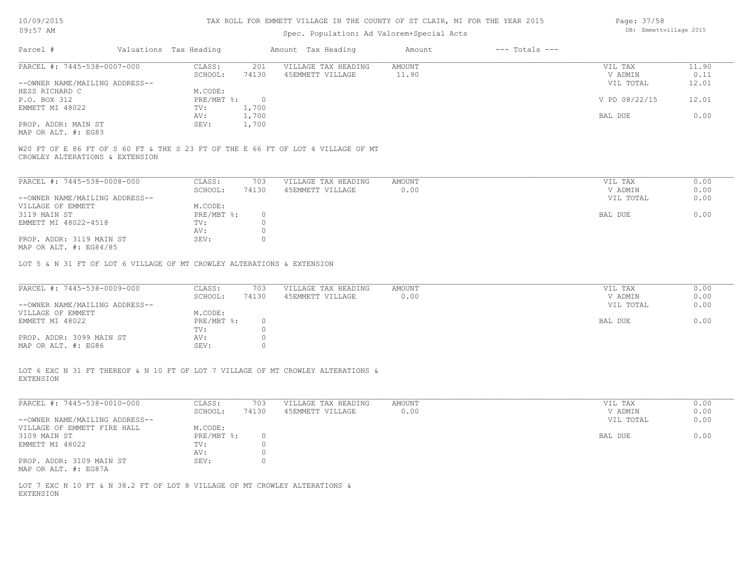TAX ROLL FOR EMMETT VILLAGE IN THE COUNTY OF ST CLAIR, MI FOR THE YEAR 2015

Spec. Population: Ad Valorem+Special Acts

| Parcel # | Valuations | Tax Heading | Amount | Tax Heading | Amount | --- Totals --- | |
|---|---|---|---|---|---|---|---|

**PARCEL #: 7445-538-0007-000**

| | | | | | |
|---|---|---|---|---|---|
| CLASS: | 201 | VILLAGE TAX HEADING | AMOUNT | VIL TAX | 11.90 |
| SCHOOL: | 74130 | 45EMMETT VILLAGE | 11.90 | V ADMIN | 0.11 |
| | | | | VIL TOTAL | 12.01 |
| M.CODE: | | | | | |
| PRE/MBT %: | 0 | | | V PD 08/22/15 | 12.01 |
| TV: | 1,700 | | | | |
| AV: | 1,700 | | | BAL DUE | 0.00 |
| SEV: | 1,700 | | | | |

--OWNER NAME/MAILING ADDRESS--
HESS RICHARD C
P.O. BOX 312
EMMETT MI 48022

PROP. ADDR: MAIN ST
MAP OR ALT. #: EG83

W20 FT OF E 86 FT OF S 60 FT & THE S 23 FT OF THE E 66 FT OF LOT 4 VILLAGE OF MT CROWLEY ALTERATIONS & EXTENSION

**PARCEL #: 7445-538-0008-000**

| | | | | | |
|---|---|---|---|---|---|
| CLASS: | 703 | VILLAGE TAX HEADING | AMOUNT | VIL TAX | 0.00 |
| SCHOOL: | 74130 | 45EMMETT VILLAGE | 0.00 | V ADMIN | 0.00 |
| | | | | VIL TOTAL | 0.00 |
| M.CODE: | | | | | |
| PRE/MBT %: | 0 | | | BAL DUE | 0.00 |
| TV: | 0 | | | | |
| AV: | 0 | | | | |
| SEV: | 0 | | | | |

--OWNER NAME/MAILING ADDRESS--
VILLAGE OF EMMETT
3119 MAIN ST
EMMETT MI 48022-4518

PROP. ADDR: 3119 MAIN ST
MAP OR ALT. #: EG84/85

LOT 5 & N 31 FT OF LOT 6 VILLAGE OF MT CROWLEY ALTERATIONS & EXTENSION

**PARCEL #: 7445-538-0009-000**

| | | | | | |
|---|---|---|---|---|---|
| CLASS: | 703 | VILLAGE TAX HEADING | AMOUNT | VIL TAX | 0.00 |
| SCHOOL: | 74130 | 45EMMETT VILLAGE | 0.00 | V ADMIN | 0.00 |
| | | | | VIL TOTAL | 0.00 |
| M.CODE: | | | | | |
| PRE/MBT %: | 0 | | | BAL DUE | 0.00 |
| TV: | 0 | | | | |
| AV: | 0 | | | | |
| SEV: | 0 | | | | |

--OWNER NAME/MAILING ADDRESS--
VILLAGE OF EMMETT
EMMETT MI 48022

PROP. ADDR: 3099 MAIN ST
MAP OR ALT. #: EG86

LOT 6 EXC N 31 FT THEREOF & N 10 FT OF LOT 7 VILLAGE OF MT CROWLEY ALTERATIONS & EXTENSION

**PARCEL #: 7445-538-0010-000**

| | | | | | |
|---|---|---|---|---|---|
| CLASS: | 703 | VILLAGE TAX HEADING | AMOUNT | VIL TAX | 0.00 |
| SCHOOL: | 74130 | 45EMMETT VILLAGE | 0.00 | V ADMIN | 0.00 |
| | | | | VIL TOTAL | 0.00 |
| M.CODE: | | | | | |
| PRE/MBT %: | 0 | | | BAL DUE | 0.00 |
| TV: | 0 | | | | |
| AV: | 0 | | | | |
| SEV: | 0 | | | | |

--OWNER NAME/MAILING ADDRESS--
VILLAGE OF EMMETT FIRE HALL
3109 MAIN ST
EMMETT MI 48022

PROP. ADDR: 3109 MAIN ST
MAP OR ALT. #: EG87A

LOT 7 EXC N 10 FT & N 38.2 FT OF LOT 8 VILLAGE OF MT CROWLEY ALTERATIONS & EXTENSION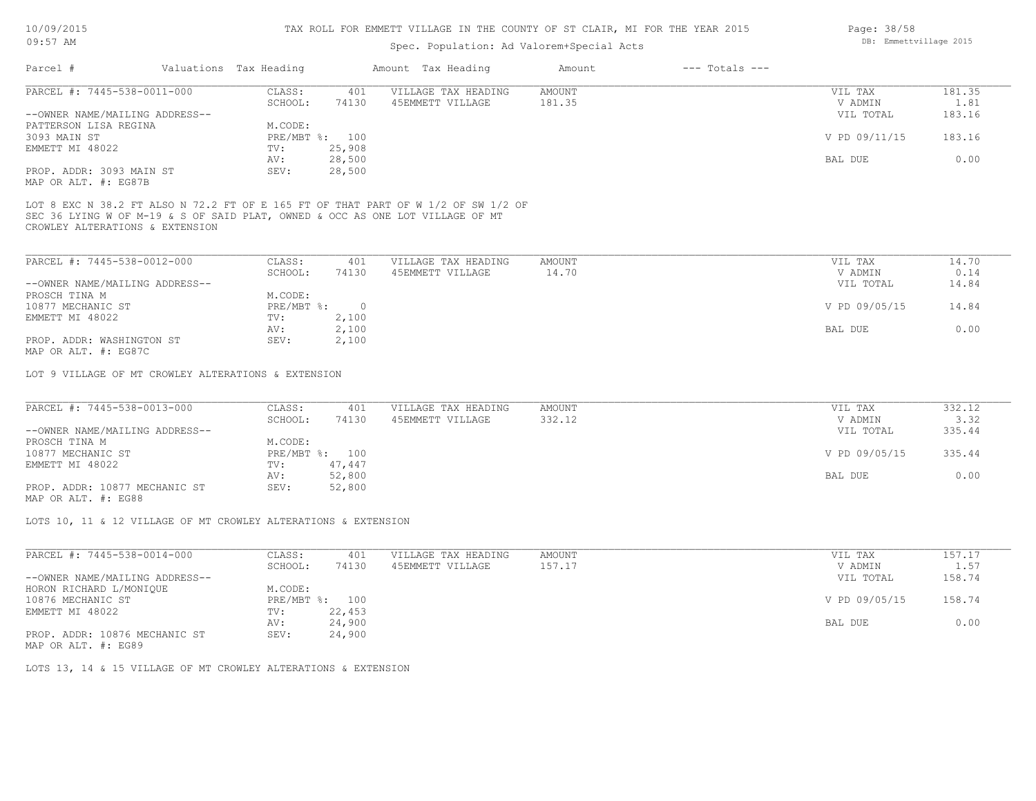# TAX ROLL FOR EMMETT VILLAGE IN THE COUNTY OF ST CLAIR, MI FOR THE YEAR 2015

Spec. Population: Ad Valorem+Special Acts

DB: Emmettvillage 2015

| Parcel # | Valuations | Tax Heading | Amount | Tax Heading | Amount | --- Totals --- | |
|---|---|---|---|---|---|---|---|

## PARCEL #: 7445-538-0011-000

| | | | | | | |
|---|---|---|---|---|---|---|
| --OWNER NAME/MAILING ADDRESS-- | CLASS: | 401 | VILLAGE TAX HEADING | AMOUNT | VIL TAX | 181.35 |
| PATTERSON LISA REGINA | SCHOOL: | 74130 | 45EMMETT VILLAGE | 181.35 | V ADMIN | 1.81 |
| 3093 MAIN ST | M.CODE: | | | | VIL TOTAL | 183.16 |
| EMMETT MI 48022 | PRE/MBT %: | 100 | | | V PD 09/11/15 | 183.16 |
| | TV: | 25,908 | | | | |
| PROP. ADDR: 3093 MAIN ST | AV: | 28,500 | | | BAL DUE | 0.00 |
| MAP OR ALT. #: EG87B | SEV: | 28,500 | | | | |

LOT 8 EXC N 38.2 FT ALSO N 72.2 FT OF E 165 FT OF THAT PART OF W 1/2 OF SW 1/2 OF SEC 36 LYING W OF M-19 & S OF SAID PLAT, OWNED & OCC AS ONE LOT VILLAGE OF MT CROWLEY ALTERATIONS & EXTENSION

## PARCEL #: 7445-538-0012-000

| | | | | | | |
|---|---|---|---|---|---|---|
| --OWNER NAME/MAILING ADDRESS-- | CLASS: | 401 | VILLAGE TAX HEADING | AMOUNT | VIL TAX | 14.70 |
| PROSCH TINA M | SCHOOL: | 74130 | 45EMMETT VILLAGE | 14.70 | V ADMIN | 0.14 |
| 10877 MECHANIC ST | M.CODE: | | | | VIL TOTAL | 14.84 |
| EMMETT MI 48022 | PRE/MBT %: | 0 | | | V PD 09/05/15 | 14.84 |
| | TV: | 2,100 | | | | |
| PROP. ADDR: WASHINGTON ST | AV: | 2,100 | | | BAL DUE | 0.00 |
| MAP OR ALT. #: EG87C | SEV: | 2,100 | | | | |

LOT 9 VILLAGE OF MT CROWLEY ALTERATIONS & EXTENSION

## PARCEL #: 7445-538-0013-000

| | | | | | | |
|---|---|---|---|---|---|---|
| --OWNER NAME/MAILING ADDRESS-- | CLASS: | 401 | VILLAGE TAX HEADING | AMOUNT | VIL TAX | 332.12 |
| PROSCH TINA M | SCHOOL: | 74130 | 45EMMETT VILLAGE | 332.12 | V ADMIN | 3.32 |
| 10877 MECHANIC ST | M.CODE: | | | | VIL TOTAL | 335.44 |
| EMMETT MI 48022 | PRE/MBT %: | 100 | | | V PD 09/05/15 | 335.44 |
| | TV: | 47,447 | | | | |
| PROP. ADDR: 10877 MECHANIC ST | AV: | 52,800 | | | BAL DUE | 0.00 |
| MAP OR ALT. #: EG88 | SEV: | 52,800 | | | | |

LOTS 10, 11 & 12 VILLAGE OF MT CROWLEY ALTERATIONS & EXTENSION

## PARCEL #: 7445-538-0014-000

| | | | | | | |
|---|---|---|---|---|---|---|
| --OWNER NAME/MAILING ADDRESS-- | CLASS: | 401 | VILLAGE TAX HEADING | AMOUNT | VIL TAX | 157.17 |
| HORON RICHARD L/MONIQUE | SCHOOL: | 74130 | 45EMMETT VILLAGE | 157.17 | V ADMIN | 1.57 |
| 10876 MECHANIC ST | M.CODE: | | | | VIL TOTAL | 158.74 |
| EMMETT MI 48022 | PRE/MBT %: | 100 | | | V PD 09/05/15 | 158.74 |
| | TV: | 22,453 | | | | |
| PROP. ADDR: 10876 MECHANIC ST | AV: | 24,900 | | | BAL DUE | 0.00 |
| MAP OR ALT. #: EG89 | SEV: | 24,900 | | | | |

LOTS 13, 14 & 15 VILLAGE OF MT CROWLEY ALTERATIONS & EXTENSION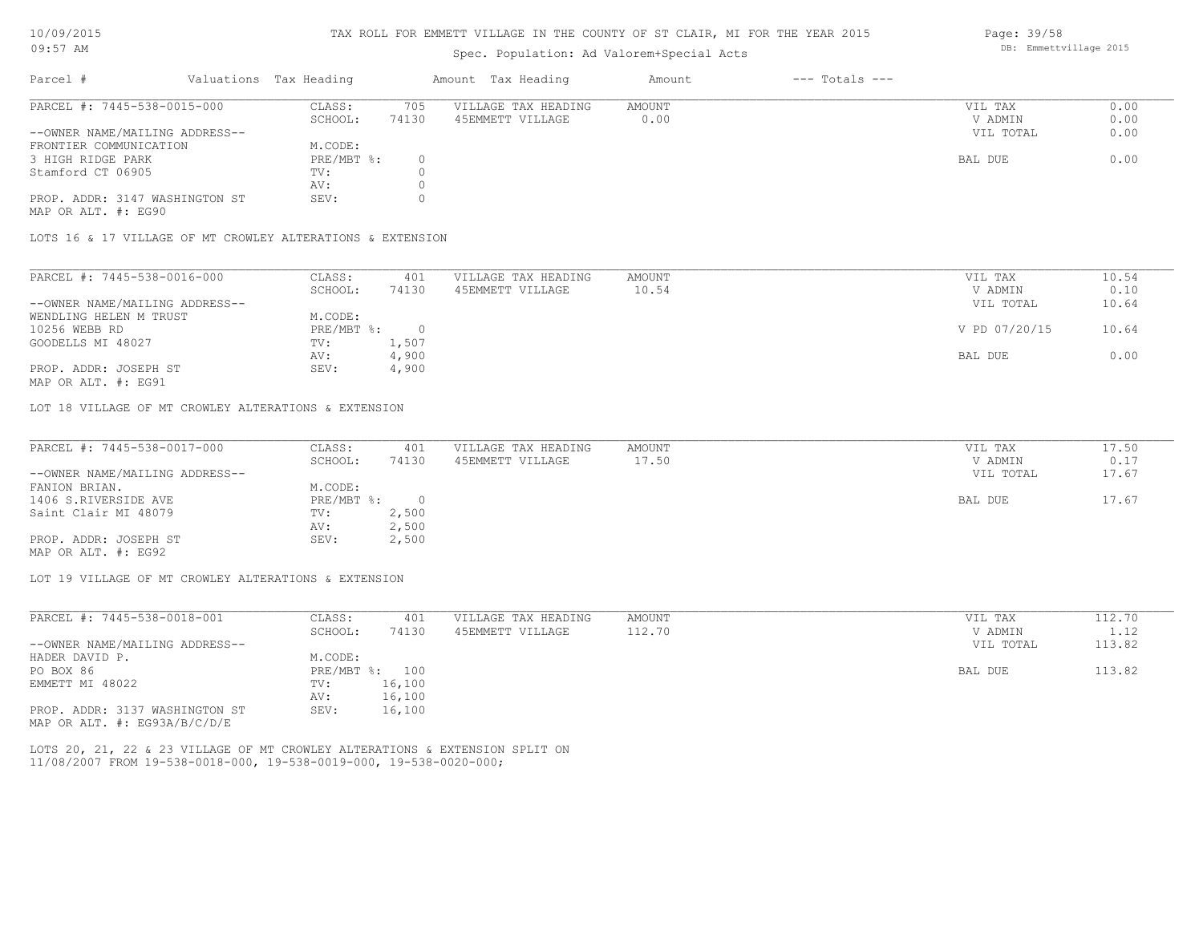# TAX ROLL FOR EMMETT VILLAGE IN THE COUNTY OF ST CLAIR, MI FOR THE YEAR 2015

Spec. Population: Ad Valorem+Special Acts

| Parcel # | Valuations | Tax Heading | Amount | Tax Heading | Amount | --- Totals --- | |
|---|---|---|---|---|---|---|---|
| PARCEL #: 7445-538-0015-000 | CLASS: | 705 | VILLAGE TAX HEADING | AMOUNT | | VIL TAX | 0.00 |
| | SCHOOL: | 74130 | 45EMMETT VILLAGE | 0.00 | | V ADMIN | 0.00 |
| --OWNER NAME/MAILING ADDRESS-- | | | | | | VIL TOTAL | 0.00 |
| FRONTIER COMMUNICATION | M.CODE: | | | | | | |
| 3 HIGH RIDGE PARK | PRE/MBT %: | 0 | | | | BAL DUE | 0.00 |
| Stamford CT 06905 | TV: | 0 | | | | | |
| | AV: | 0 | | | | | |
| PROP. ADDR: 3147 WASHINGTON ST | SEV: | 0 | | | | | |
| MAP OR ALT. #: EG90 | | | | | | | |

LOTS 16 & 17 VILLAGE OF MT CROWLEY ALTERATIONS & EXTENSION

| Parcel # | Valuations | Tax Heading | Amount | Tax Heading | Amount | --- Totals --- | |
|---|---|---|---|---|---|---|---|
| PARCEL #: 7445-538-0016-000 | CLASS: | 401 | VILLAGE TAX HEADING | AMOUNT | | VIL TAX | 10.54 |
| | SCHOOL: | 74130 | 45EMMETT VILLAGE | 10.54 | | V ADMIN | 0.10 |
| --OWNER NAME/MAILING ADDRESS-- | | | | | | VIL TOTAL | 10.64 |
| WENDLING HELEN M TRUST | M.CODE: | | | | | | |
| 10256 WEBB RD | PRE/MBT %: | 0 | | | | V PD 07/20/15 | 10.64 |
| GOODELLS MI 48027 | TV: | 1,507 | | | | | |
| | AV: | 4,900 | | | | BAL DUE | 0.00 |
| PROP. ADDR: JOSEPH ST | SEV: | 4,900 | | | | | |
| MAP OR ALT. #: EG91 | | | | | | | |

LOT 18 VILLAGE OF MT CROWLEY ALTERATIONS & EXTENSION

| Parcel # | Valuations | Tax Heading | Amount | Tax Heading | Amount | --- Totals --- | |
|---|---|---|---|---|---|---|---|
| PARCEL #: 7445-538-0017-000 | CLASS: | 401 | VILLAGE TAX HEADING | AMOUNT | | VIL TAX | 17.50 |
| | SCHOOL: | 74130 | 45EMMETT VILLAGE | 17.50 | | V ADMIN | 0.17 |
| --OWNER NAME/MAILING ADDRESS-- | | | | | | VIL TOTAL | 17.67 |
| FANION BRIAN. | M.CODE: | | | | | | |
| 1406 S.RIVERSIDE AVE | PRE/MBT %: | 0 | | | | BAL DUE | 17.67 |
| Saint Clair MI 48079 | TV: | 2,500 | | | | | |
| | AV: | 2,500 | | | | | |
| PROP. ADDR: JOSEPH ST | SEV: | 2,500 | | | | | |
| MAP OR ALT. #: EG92 | | | | | | | |

LOT 19 VILLAGE OF MT CROWLEY ALTERATIONS & EXTENSION

| Parcel # | Valuations | Tax Heading | Amount | Tax Heading | Amount | --- Totals --- | |
|---|---|---|---|---|---|---|---|
| PARCEL #: 7445-538-0018-001 | CLASS: | 401 | VILLAGE TAX HEADING | AMOUNT | | VIL TAX | 112.70 |
| | SCHOOL: | 74130 | 45EMMETT VILLAGE | 112.70 | | V ADMIN | 1.12 |
| --OWNER NAME/MAILING ADDRESS-- | | | | | | VIL TOTAL | 113.82 |
| HADER DAVID P. | M.CODE: | | | | | | |
| PO BOX 86 | PRE/MBT %: | 100 | | | | BAL DUE | 113.82 |
| EMMETT MI 48022 | TV: | 16,100 | | | | | |
| | AV: | 16,100 | | | | | |
| PROP. ADDR: 3137 WASHINGTON ST | SEV: | 16,100 | | | | | |
| MAP OR ALT. #: EG93A/B/C/D/E | | | | | | | |

LOTS 20, 21, 22 & 23 VILLAGE OF MT CROWLEY ALTERATIONS & EXTENSION SPLIT ON 11/08/2007 FROM 19-538-0018-000, 19-538-0019-000, 19-538-0020-000;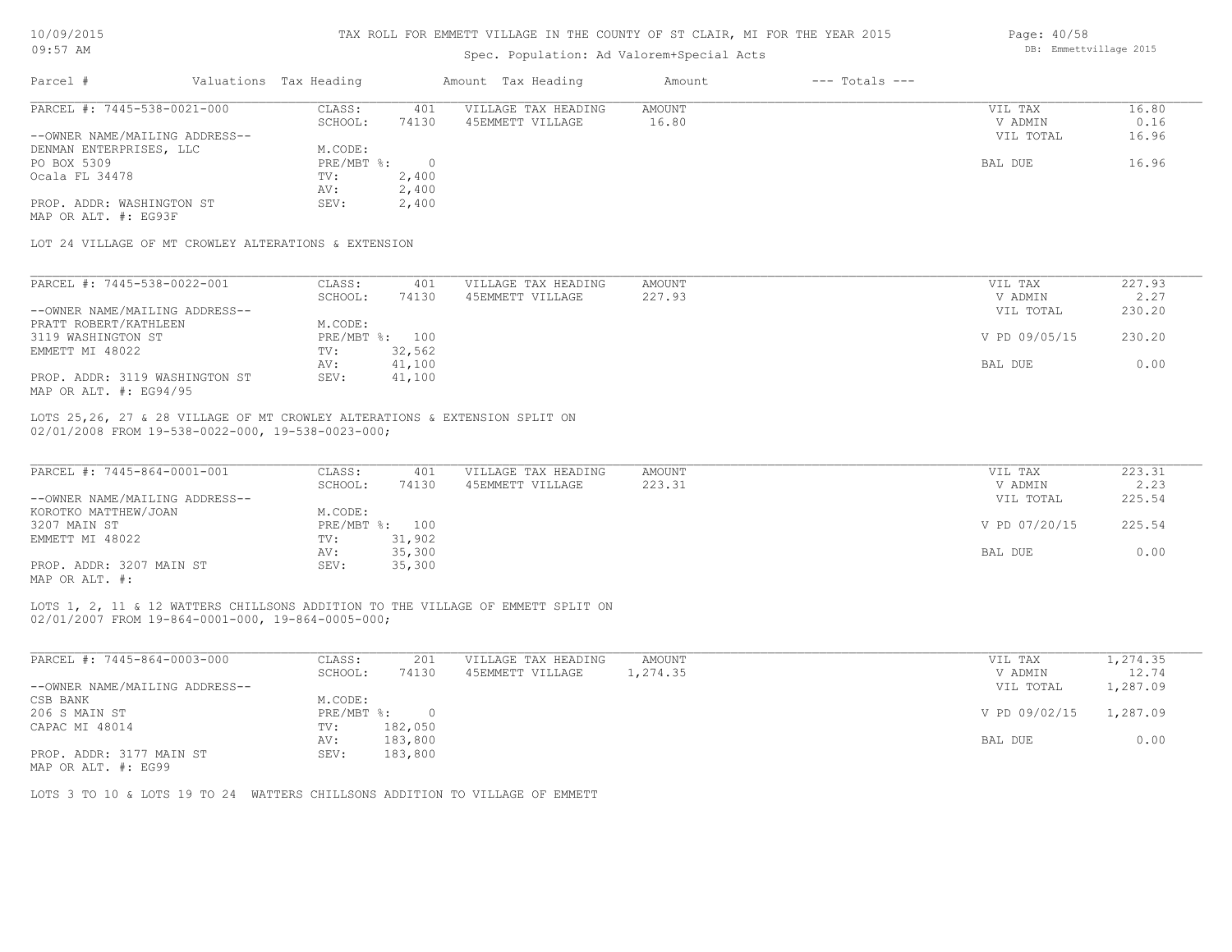TAX ROLL FOR EMMETT VILLAGE IN THE COUNTY OF ST CLAIR, MI FOR THE YEAR 2015

Spec. Population: Ad Valorem+Special Acts

10/09/2015
09:57 AM

DB: Emmettvillage 2015

| Parcel # | Valuations | Tax Heading | Amount | Tax Heading | Amount | --- Totals --- | |
|---|---|---|---|---|---|---|---|

---

**PARCEL #: 7445-538-0021-000**

| | | | | | | |
|---|---|---|---|---|---|---|
| | CLASS: | 401 | VILLAGE TAX HEADING | AMOUNT | VIL TAX | 16.80 |
| | SCHOOL: | 74130 | 45EMMETT VILLAGE | 16.80 | V ADMIN | 0.16 |
| --OWNER NAME/MAILING ADDRESS-- | | | | | VIL TOTAL | 16.96 |
| DENMAN ENTERPRISES, LLC | M.CODE: | | | | | |
| PO BOX 5309 | PRE/MBT %: | 0 | | | BAL DUE | 16.96 |
| Ocala FL 34478 | TV: | 2,400 | | | | |
| | AV: | 2,400 | | | | |
| PROP. ADDR: WASHINGTON ST | SEV: | 2,400 | | | | |
| MAP OR ALT. #: EG93F | | | | | | |

LOT 24 VILLAGE OF MT CROWLEY ALTERATIONS & EXTENSION

---

**PARCEL #: 7445-538-0022-001**

| | | | | | | |
|---|---|---|---|---|---|---|
| | CLASS: | 401 | VILLAGE TAX HEADING | AMOUNT | VIL TAX | 227.93 |
| | SCHOOL: | 74130 | 45EMMETT VILLAGE | 227.93 | V ADMIN | 2.27 |
| --OWNER NAME/MAILING ADDRESS-- | | | | | VIL TOTAL | 230.20 |
| PRATT ROBERT/KATHLEEN | M.CODE: | | | | | |
| 3119 WASHINGTON ST | PRE/MBT %: | 100 | | | V PD 09/05/15 | 230.20 |
| EMMETT MI 48022 | TV: | 32,562 | | | | |
| | AV: | 41,100 | | | BAL DUE | 0.00 |
| PROP. ADDR: 3119 WASHINGTON ST | SEV: | 41,100 | | | | |
| MAP OR ALT. #: EG94/95 | | | | | | |

LOTS 25,26, 27 & 28 VILLAGE OF MT CROWLEY ALTERATIONS & EXTENSION SPLIT ON 02/01/2008 FROM 19-538-0022-000, 19-538-0023-000;

---

**PARCEL #: 7445-864-0001-001**

| | | | | | | |
|---|---|---|---|---|---|---|
| | CLASS: | 401 | VILLAGE TAX HEADING | AMOUNT | VIL TAX | 223.31 |
| | SCHOOL: | 74130 | 45EMMETT VILLAGE | 223.31 | V ADMIN | 2.23 |
| --OWNER NAME/MAILING ADDRESS-- | | | | | VIL TOTAL | 225.54 |
| KOROTKO MATTHEW/JOAN | M.CODE: | | | | | |
| 3207 MAIN ST | PRE/MBT %: | 100 | | | V PD 07/20/15 | 225.54 |
| EMMETT MI 48022 | TV: | 31,902 | | | | |
| | AV: | 35,300 | | | BAL DUE | 0.00 |
| PROP. ADDR: 3207 MAIN ST | SEV: | 35,300 | | | | |
| MAP OR ALT. #: | | | | | | |

LOTS 1, 2, 11 & 12 WATTERS CHILLSONS ADDITION TO THE VILLAGE OF EMMETT SPLIT ON 02/01/2007 FROM 19-864-0001-000, 19-864-0005-000;

---

**PARCEL #: 7445-864-0003-000**

| | | | | | | |
|---|---|---|---|---|---|---|
| | CLASS: | 201 | VILLAGE TAX HEADING | AMOUNT | VIL TAX | 1,274.35 |
| | SCHOOL: | 74130 | 45EMMETT VILLAGE | 1,274.35 | V ADMIN | 12.74 |
| --OWNER NAME/MAILING ADDRESS-- | | | | | VIL TOTAL | 1,287.09 |
| CSB BANK | M.CODE: | | | | | |
| 206 S MAIN ST | PRE/MBT %: | 0 | | | V PD 09/02/15 | 1,287.09 |
| CAPAC MI 48014 | TV: | 182,050 | | | | |
| | AV: | 183,800 | | | BAL DUE | 0.00 |
| PROP. ADDR: 3177 MAIN ST | SEV: | 183,800 | | | | |
| MAP OR ALT. #: EG99 | | | | | | |

LOTS 3 TO 10 & LOTS 19 TO 24 WATTERS CHILLSONS ADDITION TO VILLAGE OF EMMETT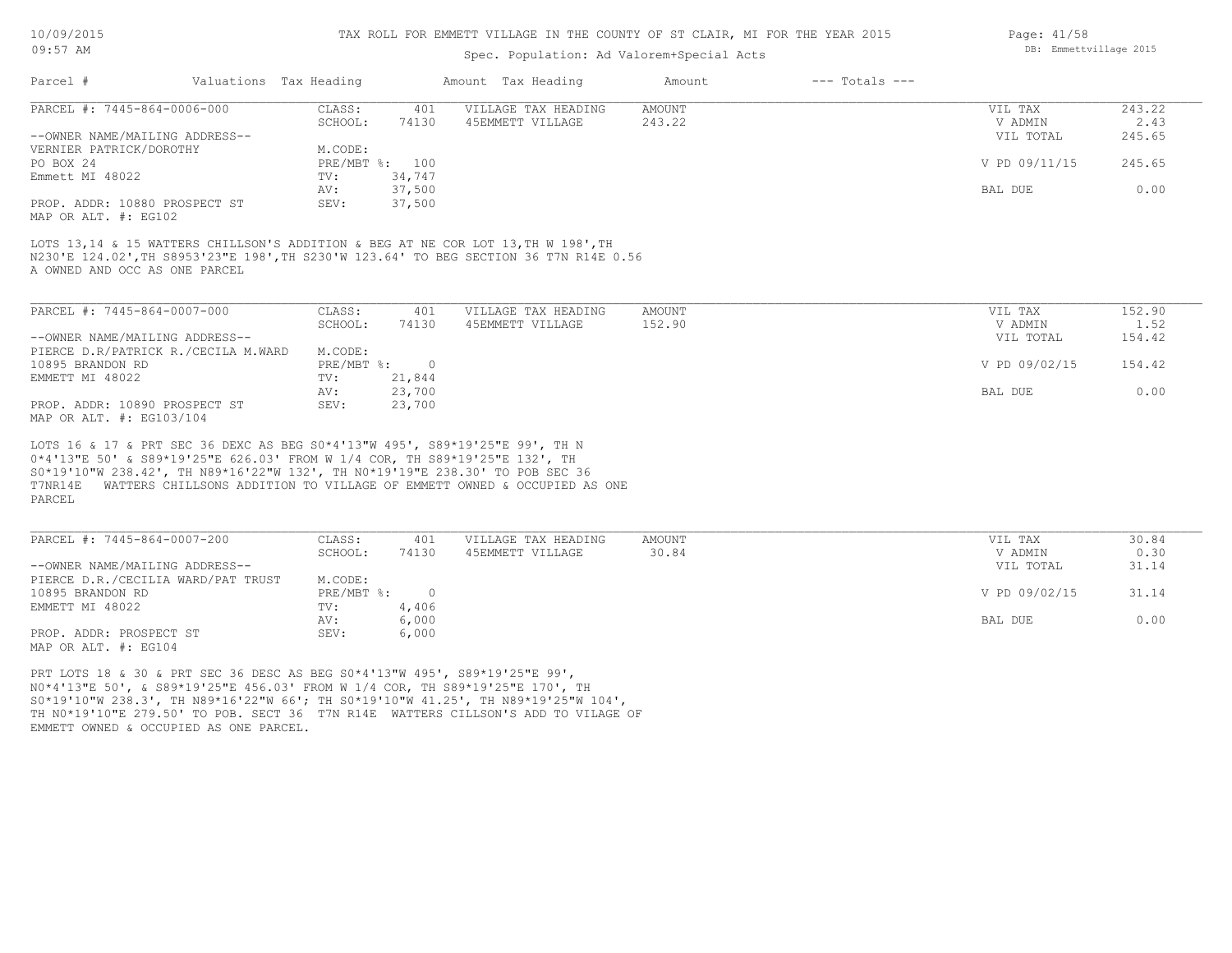TAX ROLL FOR EMMETT VILLAGE IN THE COUNTY OF ST CLAIR, MI FOR THE YEAR 2015

Spec. Population: Ad Valorem+Special Acts

| Parcel # | Valuations | Tax Heading | Amount | Tax Heading | Amount | --- Totals --- | |
|---|---|---|---|---|---|---|---|
| PARCEL #: 7445-864-0006-000 | CLASS: | 401 | VILLAGE TAX HEADING | AMOUNT | | VIL TAX | 243.22 |
| | SCHOOL: | 74130 | 45EMMETT VILLAGE | 243.22 | | V ADMIN | 2.43 |
| --OWNER NAME/MAILING ADDRESS-- | | | | | | VIL TOTAL | 245.65 |
| VERNIER PATRICK/DOROTHY | M.CODE: | | | | | | |
| PO BOX 24 | PRE/MBT %: | 100 | | | | V PD 09/11/15 | 245.65 |
| Emmett MI 48022 | TV: | 34,747 | | | | | |
| | AV: | 37,500 | | | | BAL DUE | 0.00 |
| PROP. ADDR: 10880 PROSPECT ST | SEV: | 37,500 | | | | | |
| MAP OR ALT. #: EG102 | | | | | | | |

LOTS 13,14 & 15 WATTERS CHILLSON'S ADDITION & BEG AT NE COR LOT 13,TH W 198',TH N230'E 124.02',TH S8953'23"E 198',TH S230'W 123.64' TO BEG SECTION 36 T7N R14E 0.56 A OWNED AND OCC AS ONE PARCEL

| Parcel # | Valuations | Tax Heading | Amount | Tax Heading | Amount | --- Totals --- | |
|---|---|---|---|---|---|---|---|
| PARCEL #: 7445-864-0007-000 | CLASS: | 401 | VILLAGE TAX HEADING | AMOUNT | | VIL TAX | 152.90 |
| | SCHOOL: | 74130 | 45EMMETT VILLAGE | 152.90 | | V ADMIN | 1.52 |
| --OWNER NAME/MAILING ADDRESS-- | | | | | | VIL TOTAL | 154.42 |
| PIERCE D.R/PATRICK R./CECILA M.WARD | M.CODE: | | | | | | |
| 10895 BRANDON RD | PRE/MBT %: | 0 | | | | V PD 09/02/15 | 154.42 |
| EMMETT MI 48022 | TV: | 21,844 | | | | | |
| | AV: | 23,700 | | | | BAL DUE | 0.00 |
| PROP. ADDR: 10890 PROSPECT ST | SEV: | 23,700 | | | | | |
| MAP OR ALT. #: EG103/104 | | | | | | | |

LOTS 16 & 17 & PRT SEC 36 DEXC AS BEG S0*4'13"W 495', S89*19'25"E 99', TH N 0*4'13"E 50' & S89*19'25"E 626.03' FROM W 1/4 COR, TH S89*19'25"E 132', TH S0*19'10"W 238.42', TH N89*16'22"W 132', TH N0*19'19"E 238.30' TO POB SEC 36 T7NR14E WATTERS CHILLSONS ADDITION TO VILLAGE OF EMMETT OWNED & OCCUPIED AS ONE PARCEL

| Parcel # | Valuations | Tax Heading | Amount | Tax Heading | Amount | --- Totals --- | |
|---|---|---|---|---|---|---|---|
| PARCEL #: 7445-864-0007-200 | CLASS: | 401 | VILLAGE TAX HEADING | AMOUNT | | VIL TAX | 30.84 |
| | SCHOOL: | 74130 | 45EMMETT VILLAGE | 30.84 | | V ADMIN | 0.30 |
| --OWNER NAME/MAILING ADDRESS-- | | | | | | VIL TOTAL | 31.14 |
| PIERCE D.R./CECILIA WARD/PAT TRUST | M.CODE: | | | | | | |
| 10895 BRANDON RD | PRE/MBT %: | 0 | | | | V PD 09/02/15 | 31.14 |
| EMMETT MI 48022 | TV: | 4,406 | | | | | |
| | AV: | 6,000 | | | | BAL DUE | 0.00 |
| PROP. ADDR: PROSPECT ST | SEV: | 6,000 | | | | | |
| MAP OR ALT. #: EG104 | | | | | | | |

PRT LOTS 18 & 30 & PRT SEC 36 DESC AS BEG S0*4'13"W 495', S89*19'25"E 99', N0*4'13"E 50', & S89*19'25"E 456.03' FROM W 1/4 COR, TH S89*19'25"E 170', TH S0*19'10"W 238.3', TH N89*16'22"W 66'; TH S0*19'10"W 41.25', TH N89*19'25"W 104', TH N0*19'10"E 279.50' TO POB. SECT 36 T7N R14E WATTERS CILLSON'S ADD TO VILAGE OF EMMETT OWNED & OCCUPIED AS ONE PARCEL.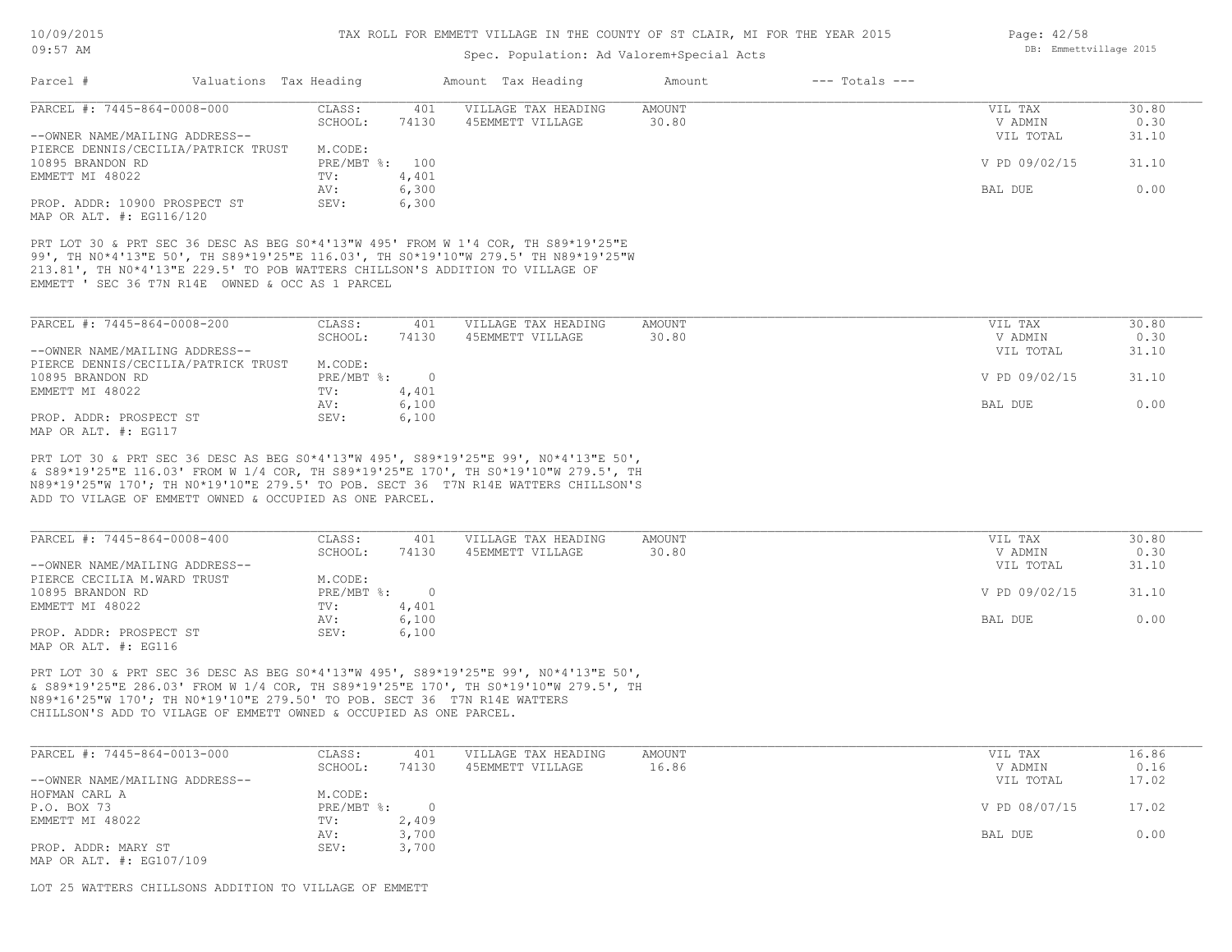TAX ROLL FOR EMMETT VILLAGE IN THE COUNTY OF ST CLAIR, MI FOR THE YEAR 2015

Spec. Population: Ad Valorem+Special Acts

| Parcel # | Valuations | Tax Heading | Amount | Tax Heading | Amount | --- Totals --- | |
|---|---|---|---|---|---|---|---|
| PARCEL #: 7445-864-0008-000 | CLASS: | 401 | VILLAGE TAX HEADING | AMOUNT | | VIL TAX | 30.80 |
| | SCHOOL: | 74130 | 45EMMETT VILLAGE | 30.80 | | V ADMIN | 0.30 |
| --OWNER NAME/MAILING ADDRESS-- | | | | | | VIL TOTAL | 31.10 |
| PIERCE DENNIS/CECILIA/PATRICK TRUST | M.CODE: | | | | | | |
| 10895 BRANDON RD | PRE/MBT %: | 100 | | | | V PD 09/02/15 | 31.10 |
| EMMETT MI 48022 | TV: | 4,401 | | | | | |
| | AV: | 6,300 | | | | BAL DUE | 0.00 |
| PROP. ADDR: 10900 PROSPECT ST | SEV: | 6,300 | | | | | |
| MAP OR ALT. #: EG116/120 | | | | | | | |

PRT LOT 30 & PRT SEC 36 DESC AS BEG S0*4'13"W 495' FROM W 1'4 COR, TH S89*19'25"E 99', TH N0*4'13"E 50', TH S89*19'25"E 116.03', TH S0*19'10"W 279.5' TH N89*19'25"W 213.81', TH N0*4'13"E 229.5' TO POB WATTERS CHILLSON'S ADDITION TO VILLAGE OF EMMETT ' SEC 36 T7N R14E OWNED & OCC AS 1 PARCEL

| Parcel # | Valuations | Tax Heading | Amount | Tax Heading | Amount | --- Totals --- | |
|---|---|---|---|---|---|---|---|
| PARCEL #: 7445-864-0008-200 | CLASS: | 401 | VILLAGE TAX HEADING | AMOUNT | | VIL TAX | 30.80 |
| | SCHOOL: | 74130 | 45EMMETT VILLAGE | 30.80 | | V ADMIN | 0.30 |
| --OWNER NAME/MAILING ADDRESS-- | | | | | | VIL TOTAL | 31.10 |
| PIERCE DENNIS/CECILIA/PATRICK TRUST | M.CODE: | | | | | | |
| 10895 BRANDON RD | PRE/MBT %: | 0 | | | | V PD 09/02/15 | 31.10 |
| EMMETT MI 48022 | TV: | 4,401 | | | | | |
| | AV: | 6,100 | | | | BAL DUE | 0.00 |
| PROP. ADDR: PROSPECT ST | SEV: | 6,100 | | | | | |
| MAP OR ALT. #: EG117 | | | | | | | |

PRT LOT 30 & PRT SEC 36 DESC AS BEG S0*4'13"W 495', S89*19'25"E 99', N0*4'13"E 50', & S89*19'25"E 116.03' FROM W 1/4 COR, TH S89*19'25"E 170', TH S0*19'10"W 279.5', TH N89*19'25"W 170'; TH N0*19'10"E 279.5' TO POB. SECT 36 T7N R14E WATTERS CHILLSON'S ADD TO VILAGE OF EMMETT OWNED & OCCUPIED AS ONE PARCEL.

| Parcel # | Valuations | Tax Heading | Amount | Tax Heading | Amount | --- Totals --- | |
|---|---|---|---|---|---|---|---|
| PARCEL #: 7445-864-0008-400 | CLASS: | 401 | VILLAGE TAX HEADING | AMOUNT | | VIL TAX | 30.80 |
| | SCHOOL: | 74130 | 45EMMETT VILLAGE | 30.80 | | V ADMIN | 0.30 |
| --OWNER NAME/MAILING ADDRESS-- | | | | | | VIL TOTAL | 31.10 |
| PIERCE CECILIA M.WARD TRUST | M.CODE: | | | | | | |
| 10895 BRANDON RD | PRE/MBT %: | 0 | | | | V PD 09/02/15 | 31.10 |
| EMMETT MI 48022 | TV: | 4,401 | | | | | |
| | AV: | 6,100 | | | | BAL DUE | 0.00 |
| PROP. ADDR: PROSPECT ST | SEV: | 6,100 | | | | | |
| MAP OR ALT. #: EG116 | | | | | | | |

PRT LOT 30 & PRT SEC 36 DESC AS BEG S0*4'13"W 495', S89*19'25"E 99', N0*4'13"E 50', & S89*19'25"E 286.03' FROM W 1/4 COR, TH S89*19'25"E 170', TH S0*19'10"W 279.5', TH N89*16'25"W 170'; TH N0*19'10"E 279.50' TO POB. SECT 36 T7N R14E WATTERS CHILLSON'S ADD TO VILAGE OF EMMETT OWNED & OCCUPIED AS ONE PARCEL.

| Parcel # | Valuations | Tax Heading | Amount | Tax Heading | Amount | --- Totals --- | |
|---|---|---|---|---|---|---|---|
| PARCEL #: 7445-864-0013-000 | CLASS: | 401 | VILLAGE TAX HEADING | AMOUNT | | VIL TAX | 16.86 |
| | SCHOOL: | 74130 | 45EMMETT VILLAGE | 16.86 | | V ADMIN | 0.16 |
| --OWNER NAME/MAILING ADDRESS-- | | | | | | VIL TOTAL | 17.02 |
| HOFMAN CARL A | M.CODE: | | | | | | |
| P.O. BOX 73 | PRE/MBT %: | 0 | | | | V PD 08/07/15 | 17.02 |
| EMMETT MI 48022 | TV: | 2,409 | | | | | |
| | AV: | 3,700 | | | | BAL DUE | 0.00 |
| PROP. ADDR: MARY ST | SEV: | 3,700 | | | | | |
| MAP OR ALT. #: EG107/109 | | | | | | | |

LOT 25 WATTERS CHILLSONS ADDITION TO VILLAGE OF EMMETT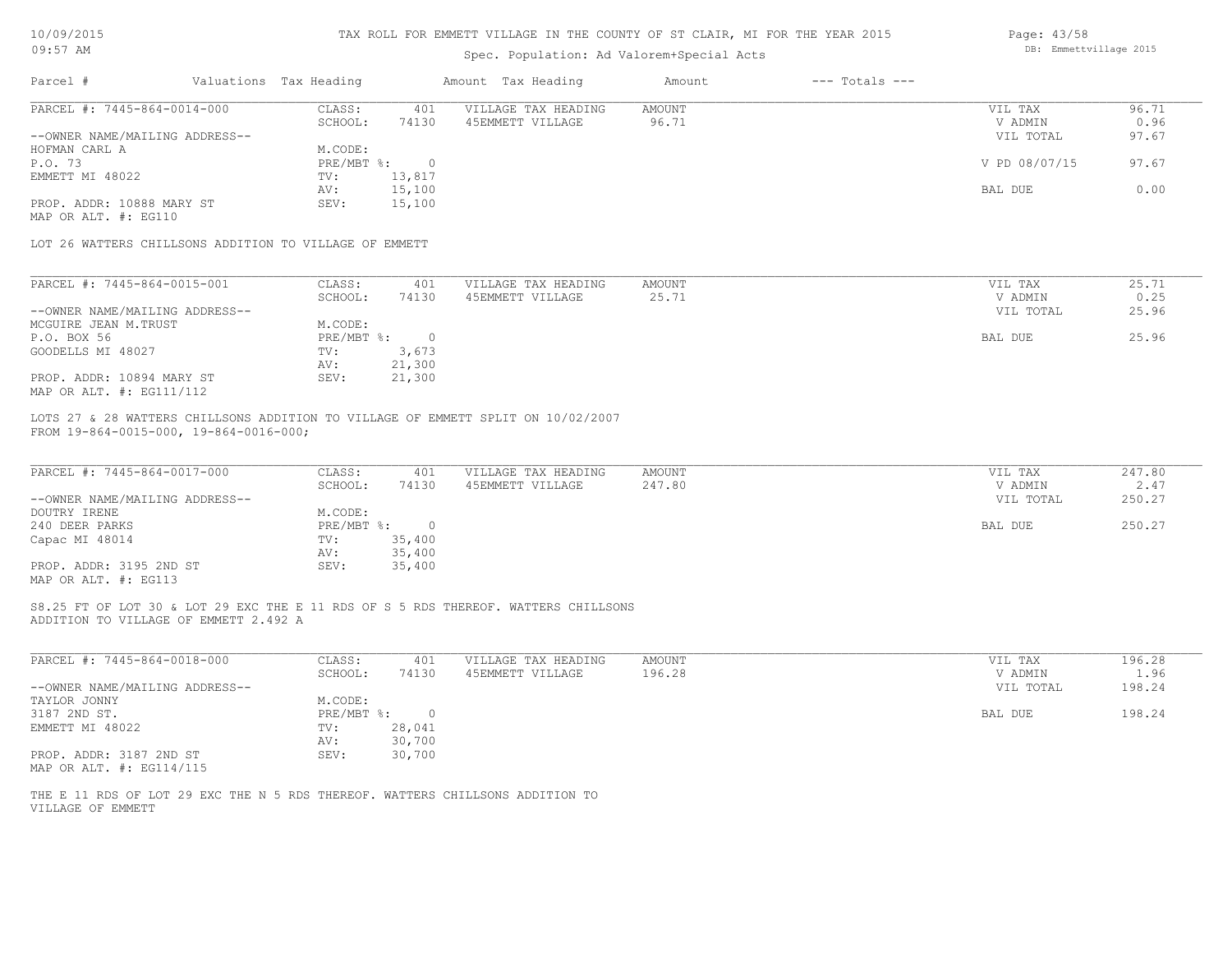# TAX ROLL FOR EMMETT VILLAGE IN THE COUNTY OF ST CLAIR, MI FOR THE YEAR 2015

10/09/2015
09:57 AM

Spec. Population: Ad Valorem+Special Acts

DB: Emmettvillage 2015

| Parcel # | Valuations | Tax Heading | Amount | Tax Heading | Amount | --- Totals --- | |
|---|---|---|---|---|---|---|---|

---

**PARCEL #: 7445-864-0014-000**

| | | | | | |
|---|---|---|---|---|---|
| CLASS: | 401 | VILLAGE TAX HEADING | AMOUNT | VIL TAX | 96.71 |
| SCHOOL: | 74130 | 45EMMETT VILLAGE | 96.71 | V ADMIN | 0.96 |
| M.CODE: | | | | VIL TOTAL | 97.67 |
| PRE/MBT %: | 0 | | | V PD 08/07/15 | 97.67 |
| TV: | 13,817 | | | | |
| AV: | 15,100 | | | BAL DUE | 0.00 |
| SEV: | 15,100 | | | | |

--OWNER NAME/MAILING ADDRESS--
HOFMAN CARL A
P.O. 73
EMMETT MI 48022

PROP. ADDR: 10888 MARY ST
MAP OR ALT. #: EG110

LOT 26 WATTERS CHILLSONS ADDITION TO VILLAGE OF EMMETT

---

**PARCEL #: 7445-864-0015-001**

| | | | | | |
|---|---|---|---|---|---|
| CLASS: | 401 | VILLAGE TAX HEADING | AMOUNT | VIL TAX | 25.71 |
| SCHOOL: | 74130 | 45EMMETT VILLAGE | 25.71 | V ADMIN | 0.25 |
| M.CODE: | | | | VIL TOTAL | 25.96 |
| PRE/MBT %: | 0 | | | BAL DUE | 25.96 |
| TV: | 3,673 | | | | |
| AV: | 21,300 | | | | |
| SEV: | 21,300 | | | | |

--OWNER NAME/MAILING ADDRESS--
MCGUIRE JEAN M.TRUST
P.O. BOX 56
GOODELLS MI 48027

PROP. ADDR: 10894 MARY ST
MAP OR ALT. #: EG111/112

LOTS 27 & 28 WATTERS CHILLSONS ADDITION TO VILLAGE OF EMMETT SPLIT ON 10/02/2007
FROM 19-864-0015-000, 19-864-0016-000;

---

**PARCEL #: 7445-864-0017-000**

| | | | | | |
|---|---|---|---|---|---|
| CLASS: | 401 | VILLAGE TAX HEADING | AMOUNT | VIL TAX | 247.80 |
| SCHOOL: | 74130 | 45EMMETT VILLAGE | 247.80 | V ADMIN | 2.47 |
| M.CODE: | | | | VIL TOTAL | 250.27 |
| PRE/MBT %: | 0 | | | BAL DUE | 250.27 |
| TV: | 35,400 | | | | |
| AV: | 35,400 | | | | |
| SEV: | 35,400 | | | | |

--OWNER NAME/MAILING ADDRESS--
DOUTRY IRENE
240 DEER PARKS
Capac MI 48014

PROP. ADDR: 3195 2ND ST
MAP OR ALT. #: EG113

S8.25 FT OF LOT 30 & LOT 29 EXC THE E 11 RDS OF S 5 RDS THEREOF. WATTERS CHILLSONS
ADDITION TO VILLAGE OF EMMETT 2.492 A

---

**PARCEL #: 7445-864-0018-000**

| | | | | | |
|---|---|---|---|---|---|
| CLASS: | 401 | VILLAGE TAX HEADING | AMOUNT | VIL TAX | 196.28 |
| SCHOOL: | 74130 | 45EMMETT VILLAGE | 196.28 | V ADMIN | 1.96 |
| M.CODE: | | | | VIL TOTAL | 198.24 |
| PRE/MBT %: | 0 | | | BAL DUE | 198.24 |
| TV: | 28,041 | | | | |
| AV: | 30,700 | | | | |
| SEV: | 30,700 | | | | |

--OWNER NAME/MAILING ADDRESS--
TAYLOR JONNY
3187 2ND ST.
EMMETT MI 48022

PROP. ADDR: 3187 2ND ST
MAP OR ALT. #: EG114/115

THE E 11 RDS OF LOT 29 EXC THE N 5 RDS THEREOF. WATTERS CHILLSONS ADDITION TO
VILLAGE OF EMMETT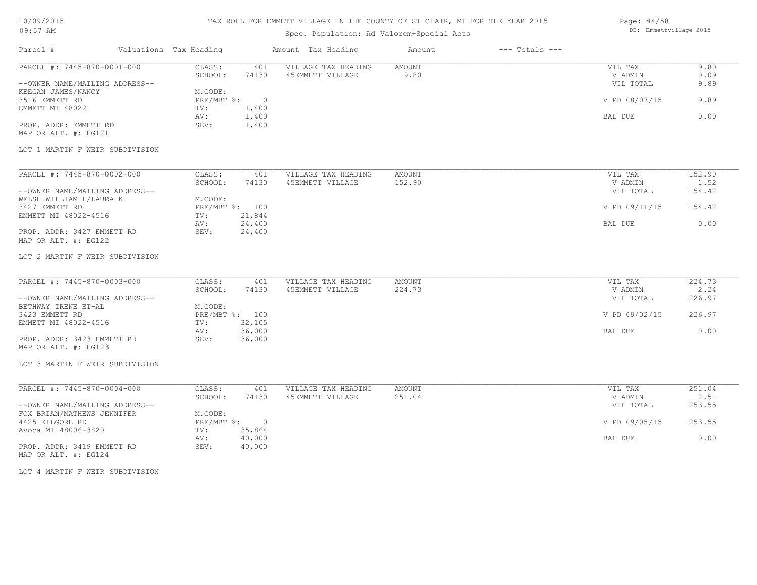# TAX ROLL FOR EMMETT VILLAGE IN THE COUNTY OF ST CLAIR, MI FOR THE YEAR 2015

Spec. Population: Ad Valorem+Special Acts

| Parcel # | Valuations | Tax Heading | Amount | Tax Heading | Amount | --- Totals --- | | |
|---|---|---|---|---|---|---|---|---|
| PARCEL #: 7445-870-0001-000 | CLASS: | 401 | VILLAGE TAX HEADING | AMOUNT | | | VIL TAX | 9.80 |
| | SCHOOL: | 74130 | 45EMMETT VILLAGE | 9.80 | | | V ADMIN | 0.09 |
| --OWNER NAME/MAILING ADDRESS-- | | | | | | | VIL TOTAL | 9.89 |
| KEEGAN JAMES/NANCY | M.CODE: | | | | | | | |
| 3516 EMMETT RD | PRE/MBT %: | 0 | | | | | V PD 08/07/15 | 9.89 |
| EMMETT MI 48022 | TV: | 1,400 | | | | | | |
| | AV: | 1,400 | | | | | BAL DUE | 0.00 |
| PROP. ADDR: EMMETT RD | SEV: | 1,400 | | | | | | |
| MAP OR ALT. #: EG121 | | | | | | | | |
| LOT 1 MARTIN F WEIR SUBDIVISION | | | | | | | | |
| PARCEL #: 7445-870-0002-000 | CLASS: | 401 | VILLAGE TAX HEADING | AMOUNT | | | VIL TAX | 152.90 |
| | SCHOOL: | 74130 | 45EMMETT VILLAGE | 152.90 | | | V ADMIN | 1.52 |
| --OWNER NAME/MAILING ADDRESS-- | | | | | | | VIL TOTAL | 154.42 |
| WELSH WILLIAM L/LAURA K | M.CODE: | | | | | | | |
| 3427 EMMETT RD | PRE/MBT %: | 100 | | | | | V PD 09/11/15 | 154.42 |
| EMMETT MI 48022-4516 | TV: | 21,844 | | | | | | |
| | AV: | 24,400 | | | | | BAL DUE | 0.00 |
| PROP. ADDR: 3427 EMMETT RD | SEV: | 24,400 | | | | | | |
| MAP OR ALT. #: EG122 | | | | | | | | |
| LOT 2 MARTIN F WEIR SUBDIVISION | | | | | | | | |
| PARCEL #: 7445-870-0003-000 | CLASS: | 401 | VILLAGE TAX HEADING | AMOUNT | | | VIL TAX | 224.73 |
| | SCHOOL: | 74130 | 45EMMETT VILLAGE | 224.73 | | | V ADMIN | 2.24 |
| --OWNER NAME/MAILING ADDRESS-- | | | | | | | VIL TOTAL | 226.97 |
| BETHWAY IRENE ET-AL | M.CODE: | | | | | | | |
| 3423 EMMETT RD | PRE/MBT %: | 100 | | | | | V PD 09/02/15 | 226.97 |
| EMMETT MI 48022-4516 | TV: | 32,105 | | | | | | |
| | AV: | 36,000 | | | | | BAL DUE | 0.00 |
| PROP. ADDR: 3423 EMMETT RD | SEV: | 36,000 | | | | | | |
| MAP OR ALT. #: EG123 | | | | | | | | |
| LOT 3 MARTIN F WEIR SUBDIVISION | | | | | | | | |
| PARCEL #: 7445-870-0004-000 | CLASS: | 401 | VILLAGE TAX HEADING | AMOUNT | | | VIL TAX | 251.04 |
| | SCHOOL: | 74130 | 45EMMETT VILLAGE | 251.04 | | | V ADMIN | 2.51 |
| --OWNER NAME/MAILING ADDRESS-- | | | | | | | VIL TOTAL | 253.55 |
| FOX BRIAN/MATHEWS JENNIFER | M.CODE: | | | | | | | |
| 4425 KILGORE RD | PRE/MBT %: | 0 | | | | | V PD 09/05/15 | 253.55 |
| Avoca MI 48006-3820 | TV: | 35,864 | | | | | | |
| | AV: | 40,000 | | | | | BAL DUE | 0.00 |
| PROP. ADDR: 3419 EMMETT RD | SEV: | 40,000 | | | | | | |
| MAP OR ALT. #: EG124 | | | | | | | | |
| LOT 4 MARTIN F WEIR SUBDIVISION | | | | | | | | |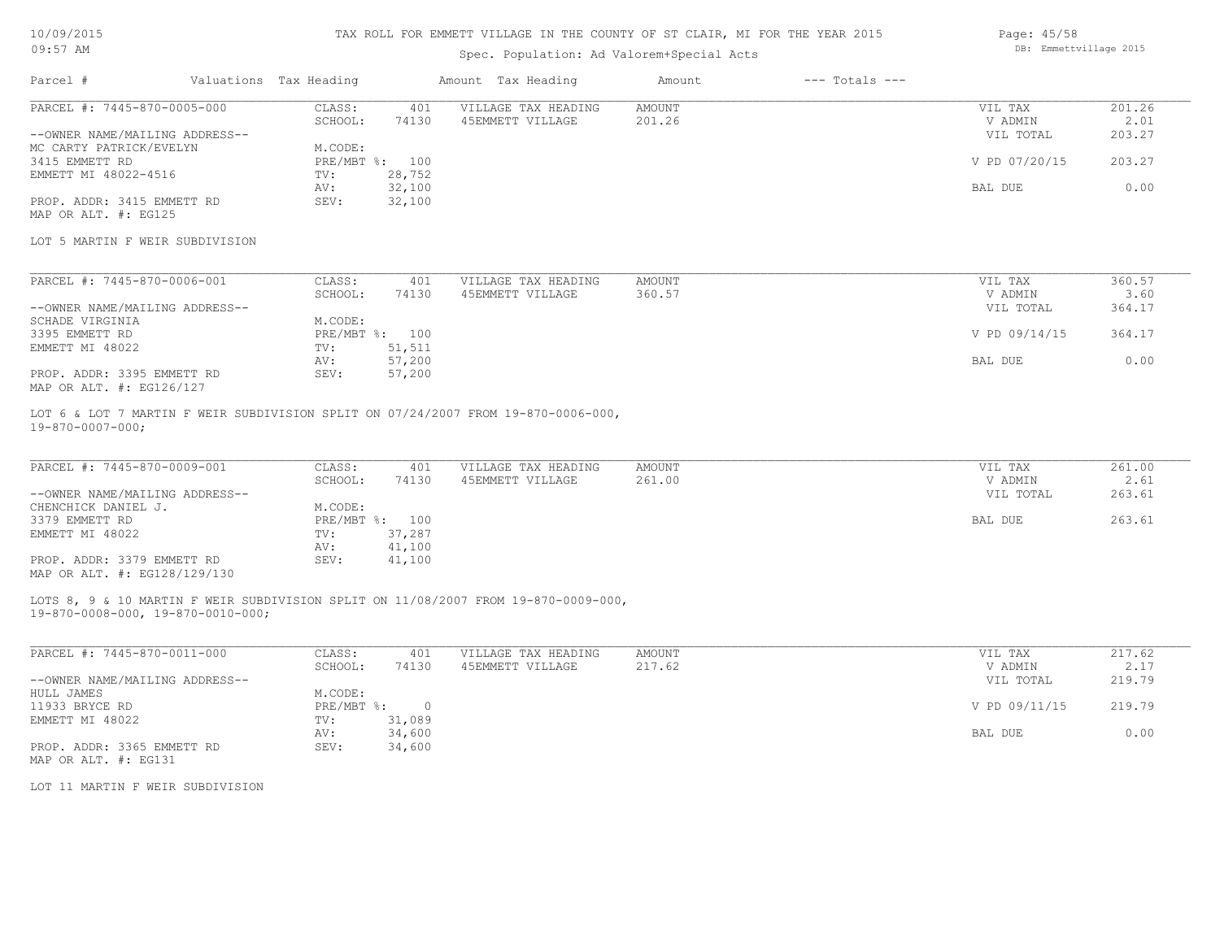TAX ROLL FOR EMMETT VILLAGE IN THE COUNTY OF ST CLAIR, MI FOR THE YEAR 2015

Spec. Population: Ad Valorem+Special Acts

| Parcel # | Valuations | Tax Heading | Amount | Tax Heading | Amount | --- Totals --- | |
|---|---|---|---|---|---|---|---|
| PARCEL #: 7445-870-0005-000 | CLASS: | 401 | VILLAGE TAX HEADING | AMOUNT | | VIL TAX | 201.26 |
| | SCHOOL: | 74130 | 45EMMETT VILLAGE | 201.26 | | V ADMIN | 2.01 |
| --OWNER NAME/MAILING ADDRESS-- | | | | | | VIL TOTAL | 203.27 |
| MC CARTY PATRICK/EVELYN | M.CODE: | | | | | | |
| 3415 EMMETT RD | PRE/MBT %: | 100 | | | | V PD 07/20/15 | 203.27 |
| EMMETT MI 48022-4516 | TV: | 28,752 | | | | | |
| | AV: | 32,100 | | | | BAL DUE | 0.00 |
| PROP. ADDR: 3415 EMMETT RD | SEV: | 32,100 | | | | | |
| MAP OR ALT. #: EG125 | | | | | | | |

LOT 5 MARTIN F WEIR SUBDIVISION

| Parcel # | Valuations | Tax Heading | Amount | Tax Heading | Amount | --- Totals --- | |
|---|---|---|---|---|---|---|---|
| PARCEL #: 7445-870-0006-001 | CLASS: | 401 | VILLAGE TAX HEADING | AMOUNT | | VIL TAX | 360.57 |
| | SCHOOL: | 74130 | 45EMMETT VILLAGE | 360.57 | | V ADMIN | 3.60 |
| --OWNER NAME/MAILING ADDRESS-- | | | | | | VIL TOTAL | 364.17 |
| SCHADE VIRGINIA | M.CODE: | | | | | | |
| 3395 EMMETT RD | PRE/MBT %: | 100 | | | | V PD 09/14/15 | 364.17 |
| EMMETT MI 48022 | TV: | 51,511 | | | | | |
| | AV: | 57,200 | | | | BAL DUE | 0.00 |
| PROP. ADDR: 3395 EMMETT RD | SEV: | 57,200 | | | | | |
| MAP OR ALT. #: EG126/127 | | | | | | | |

LOT 6 & LOT 7 MARTIN F WEIR SUBDIVISION SPLIT ON 07/24/2007 FROM 19-870-0006-000, 19-870-0007-000;

| Parcel # | Valuations | Tax Heading | Amount | Tax Heading | Amount | --- Totals --- | |
|---|---|---|---|---|---|---|---|
| PARCEL #: 7445-870-0009-001 | CLASS: | 401 | VILLAGE TAX HEADING | AMOUNT | | VIL TAX | 261.00 |
| | SCHOOL: | 74130 | 45EMMETT VILLAGE | 261.00 | | V ADMIN | 2.61 |
| --OWNER NAME/MAILING ADDRESS-- | | | | | | VIL TOTAL | 263.61 |
| CHENCHICK DANIEL J. | M.CODE: | | | | | | |
| 3379 EMMETT RD | PRE/MBT %: | 100 | | | | BAL DUE | 263.61 |
| EMMETT MI 48022 | TV: | 37,287 | | | | | |
| | AV: | 41,100 | | | | | |
| PROP. ADDR: 3379 EMMETT RD | SEV: | 41,100 | | | | | |
| MAP OR ALT. #: EG128/129/130 | | | | | | | |

LOTS 8, 9 & 10 MARTIN F WEIR SUBDIVISION SPLIT ON 11/08/2007 FROM 19-870-0009-000, 19-870-0008-000, 19-870-0010-000;

| Parcel # | Valuations | Tax Heading | Amount | Tax Heading | Amount | --- Totals --- | |
|---|---|---|---|---|---|---|---|
| PARCEL #: 7445-870-0011-000 | CLASS: | 401 | VILLAGE TAX HEADING | AMOUNT | | VIL TAX | 217.62 |
| | SCHOOL: | 74130 | 45EMMETT VILLAGE | 217.62 | | V ADMIN | 2.17 |
| --OWNER NAME/MAILING ADDRESS-- | | | | | | VIL TOTAL | 219.79 |
| HULL JAMES | M.CODE: | | | | | | |
| 11933 BRYCE RD | PRE/MBT %: | 0 | | | | V PD 09/11/15 | 219.79 |
| EMMETT MI 48022 | TV: | 31,089 | | | | | |
| | AV: | 34,600 | | | | BAL DUE | 0.00 |
| PROP. ADDR: 3365 EMMETT RD | SEV: | 34,600 | | | | | |
| MAP OR ALT. #: EG131 | | | | | | | |

LOT 11 MARTIN F WEIR SUBDIVISION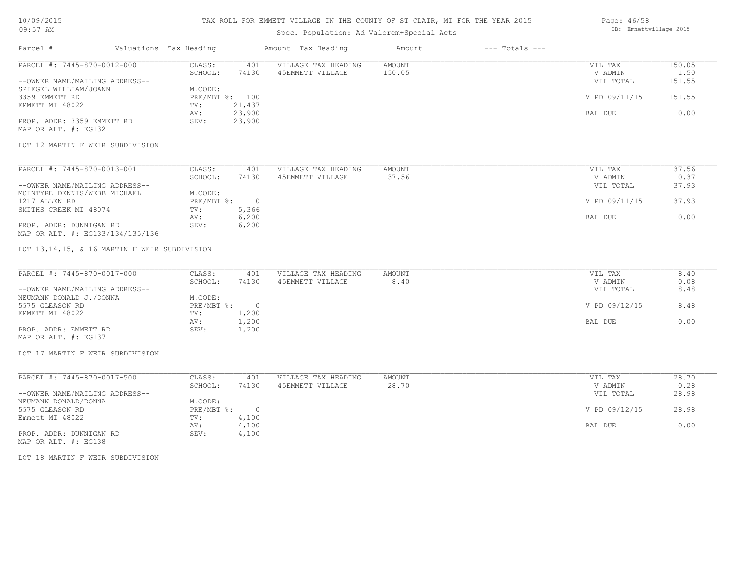TAX ROLL FOR EMMETT VILLAGE IN THE COUNTY OF ST CLAIR, MI FOR THE YEAR 2015

Spec. Population: Ad Valorem+Special Acts

| Parcel # | Valuations | Tax Heading | Amount | Tax Heading | Amount | --- Totals --- | |
|---|---|---|---|---|---|---|---|
| PARCEL #: 7445-870-0012-000 | CLASS: | 401 | VILLAGE TAX HEADING | AMOUNT | | VIL TAX | 150.05 |
| | SCHOOL: | 74130 | 45EMMETT VILLAGE | 150.05 | | V ADMIN | 1.50 |
| --OWNER NAME/MAILING ADDRESS-- | | | | | | VIL TOTAL | 151.55 |
| SPIEGEL WILLIAM/JOANN | M.CODE: | | | | | | |
| 3359 EMMETT RD | PRE/MBT %: | 100 | | | | V PD 09/11/15 | 151.55 |
| EMMETT MI 48022 | TV: | 21,437 | | | | | |
| | AV: | 23,900 | | | | BAL DUE | 0.00 |
| PROP. ADDR: 3359 EMMETT RD | SEV: | 23,900 | | | | | |
| MAP OR ALT. #: EG132 | | | | | | | |

LOT 12 MARTIN F WEIR SUBDIVISION

| Parcel # | Valuations | Tax Heading | Amount | Tax Heading | Amount | --- Totals --- | |
|---|---|---|---|---|---|---|---|
| PARCEL #: 7445-870-0013-001 | CLASS: | 401 | VILLAGE TAX HEADING | AMOUNT | | VIL TAX | 37.56 |
| | SCHOOL: | 74130 | 45EMMETT VILLAGE | 37.56 | | V ADMIN | 0.37 |
| --OWNER NAME/MAILING ADDRESS-- | | | | | | VIL TOTAL | 37.93 |
| MCINTYRE DENNIS/WEBB MICHAEL | M.CODE: | | | | | | |
| 1217 ALLEN RD | PRE/MBT %: | 0 | | | | V PD 09/11/15 | 37.93 |
| SMITHS CREEK MI 48074 | TV: | 5,366 | | | | | |
| | AV: | 6,200 | | | | BAL DUE | 0.00 |
| PROP. ADDR: DUNNIGAN RD | SEV: | 6,200 | | | | | |
| MAP OR ALT. #: EG133/134/135/136 | | | | | | | |

LOT 13,14,15, & 16 MARTIN F WEIR SUBDIVISION

| Parcel # | Valuations | Tax Heading | Amount | Tax Heading | Amount | --- Totals --- | |
|---|---|---|---|---|---|---|---|
| PARCEL #: 7445-870-0017-000 | CLASS: | 401 | VILLAGE TAX HEADING | AMOUNT | | VIL TAX | 8.40 |
| | SCHOOL: | 74130 | 45EMMETT VILLAGE | 8.40 | | V ADMIN | 0.08 |
| --OWNER NAME/MAILING ADDRESS-- | | | | | | VIL TOTAL | 8.48 |
| NEUMANN DONALD J./DONNA | M.CODE: | | | | | | |
| 5575 GLEASON RD | PRE/MBT %: | 0 | | | | V PD 09/12/15 | 8.48 |
| EMMETT MI 48022 | TV: | 1,200 | | | | | |
| | AV: | 1,200 | | | | BAL DUE | 0.00 |
| PROP. ADDR: EMMETT RD | SEV: | 1,200 | | | | | |
| MAP OR ALT. #: EG137 | | | | | | | |

LOT 17 MARTIN F WEIR SUBDIVISION

| Parcel # | Valuations | Tax Heading | Amount | Tax Heading | Amount | --- Totals --- | |
|---|---|---|---|---|---|---|---|
| PARCEL #: 7445-870-0017-500 | CLASS: | 401 | VILLAGE TAX HEADING | AMOUNT | | VIL TAX | 28.70 |
| | SCHOOL: | 74130 | 45EMMETT VILLAGE | 28.70 | | V ADMIN | 0.28 |
| --OWNER NAME/MAILING ADDRESS-- | | | | | | VIL TOTAL | 28.98 |
| NEUMANN DONALD/DONNA | M.CODE: | | | | | | |
| 5575 GLEASON RD | PRE/MBT %: | 0 | | | | V PD 09/12/15 | 28.98 |
| Emmett MI 48022 | TV: | 4,100 | | | | | |
| | AV: | 4,100 | | | | BAL DUE | 0.00 |
| PROP. ADDR: DUNNIGAN RD | SEV: | 4,100 | | | | | |
| MAP OR ALT. #: EG138 | | | | | | | |

LOT 18 MARTIN F WEIR SUBDIVISION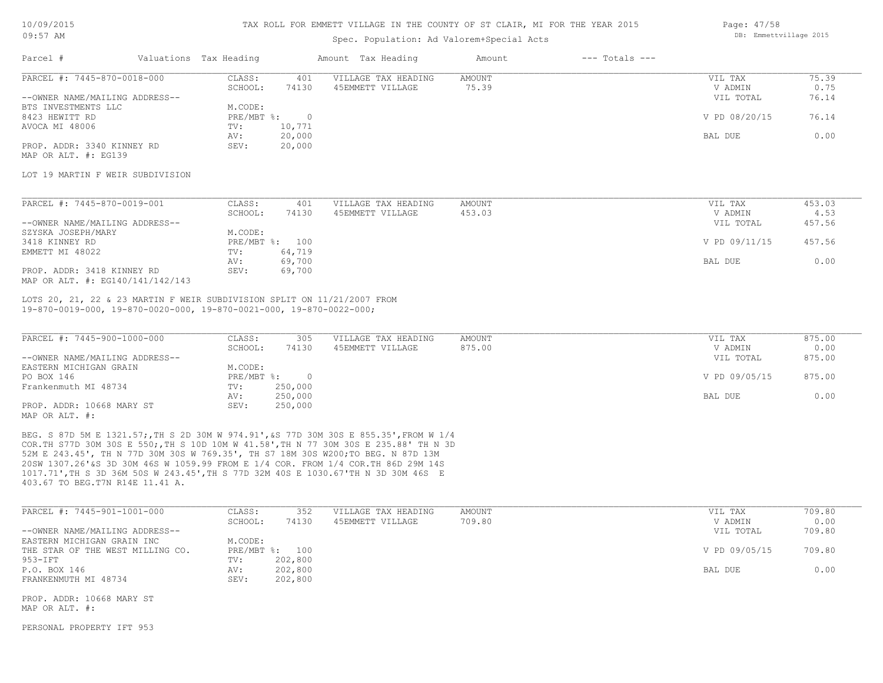TAX ROLL FOR EMMETT VILLAGE IN THE COUNTY OF ST CLAIR, MI FOR THE YEAR 2015

Spec. Population: Ad Valorem+Special Acts

DB: Emmettvillage 2015

| Parcel # | Valuations | Tax Heading | Amount | Tax Heading | Amount | --- Totals --- | |
|---|---|---|---|---|---|---|---|
| PARCEL #: 7445-870-0018-000 | CLASS: | 401 | VILLAGE TAX HEADING | AMOUNT | | VIL TAX | 75.39 |
| | SCHOOL: | 74130 | 45EMMETT VILLAGE | 75.39 | | V ADMIN | 0.75 |
| --OWNER NAME/MAILING ADDRESS-- | | | | | | VIL TOTAL | 76.14 |
| BTS INVESTMENTS LLC | M.CODE: | | | | | | |
| 8423 HEWITT RD | PRE/MBT %: | 0 | | | | V PD 08/20/15 | 76.14 |
| AVOCA MI 48006 | TV: | 10,771 | | | | | |
| | AV: | 20,000 | | | | BAL DUE | 0.00 |
| PROP. ADDR: 3340 KINNEY RD | SEV: | 20,000 | | | | | |
| MAP OR ALT. #: EG139 | | | | | | | |

LOT 19 MARTIN F WEIR SUBDIVISION

| Parcel # | Valuations | Tax Heading | Amount | Tax Heading | Amount | --- Totals --- | |
|---|---|---|---|---|---|---|---|
| PARCEL #: 7445-870-0019-001 | CLASS: | 401 | VILLAGE TAX HEADING | AMOUNT | | VIL TAX | 453.03 |
| | SCHOOL: | 74130 | 45EMMETT VILLAGE | 453.03 | | V ADMIN | 4.53 |
| --OWNER NAME/MAILING ADDRESS-- | | | | | | VIL TOTAL | 457.56 |
| SZYSKA JOSEPH/MARY | M.CODE: | | | | | | |
| 3418 KINNEY RD | PRE/MBT %: | 100 | | | | V PD 09/11/15 | 457.56 |
| EMMETT MI 48022 | TV: | 64,719 | | | | | |
| | AV: | 69,700 | | | | BAL DUE | 0.00 |
| PROP. ADDR: 3418 KINNEY RD | SEV: | 69,700 | | | | | |
| MAP OR ALT. #: EG140/141/142/143 | | | | | | | |

LOTS 20, 21, 22 & 23 MARTIN F WEIR SUBDIVISION SPLIT ON 11/21/2007 FROM 19-870-0019-000, 19-870-0020-000, 19-870-0021-000, 19-870-0022-000;

| Parcel # | Valuations | Tax Heading | Amount | Tax Heading | Amount | --- Totals --- | |
|---|---|---|---|---|---|---|---|
| PARCEL #: 7445-900-1000-000 | CLASS: | 305 | VILLAGE TAX HEADING | AMOUNT | | VIL TAX | 875.00 |
| | SCHOOL: | 74130 | 45EMMETT VILLAGE | 875.00 | | V ADMIN | 0.00 |
| --OWNER NAME/MAILING ADDRESS-- | | | | | | VIL TOTAL | 875.00 |
| EASTERN MICHIGAN GRAIN | M.CODE: | | | | | | |
| PO BOX 146 | PRE/MBT %: | 0 | | | | V PD 09/05/15 | 875.00 |
| Frankenmuth MI 48734 | TV: | 250,000 | | | | | |
| | AV: | 250,000 | | | | BAL DUE | 0.00 |
| PROP. ADDR: 10668 MARY ST | SEV: | 250,000 | | | | | |
| MAP OR ALT. #: | | | | | | | |

BEG. S 87D 5M E 1321.57;,TH S 2D 30M W 974.91',&S 77D 30M 30S E 855.35',FROM W 1/4 COR.TH S77D 30M 30S E 550;,TH S 10D 10M W 41.58',TH N 77 30M 30S E 235.88' TH N 3D 52M E 243.45', TH N 77D 30M 30S W 769.35', TH S7 18M 30S W200;TO BEG. N 87D 13M 20SW 1307.26'&S 3D 30M 46S W 1059.99 FROM E 1/4 COR. FROM 1/4 COR.TH 86D 29M 14S 1017.71',TH S 3D 36M 50S W 243.45',TH S 77D 32M 40S E 1030.67'TH N 3D 30M 46S E 403.67 TO BEG.T7N R14E 11.41 A.

| Parcel # | Valuations | Tax Heading | Amount | Tax Heading | Amount | --- Totals --- | |
|---|---|---|---|---|---|---|---|
| PARCEL #: 7445-901-1001-000 | CLASS: | 352 | VILLAGE TAX HEADING | AMOUNT | | VIL TAX | 709.80 |
| | SCHOOL: | 74130 | 45EMMETT VILLAGE | 709.80 | | V ADMIN | 0.00 |
| --OWNER NAME/MAILING ADDRESS-- | | | | | | VIL TOTAL | 709.80 |
| EASTERN MICHIGAN GRAIN INC | M.CODE: | | | | | | |
| THE STAR OF THE WEST MILLING CO. | PRE/MBT %: | 100 | | | | V PD 09/05/15 | 709.80 |
| 953-IFT | TV: | 202,800 | | | | | |
| P.O. BOX 146 | AV: | 202,800 | | | | BAL DUE | 0.00 |
| FRANKENMUTH MI 48734 | SEV: | 202,800 | | | | | |
| PROP. ADDR: 10668 MARY ST | | | | | | | |
| MAP OR ALT. #: | | | | | | | |

PERSONAL PROPERTY IFT 953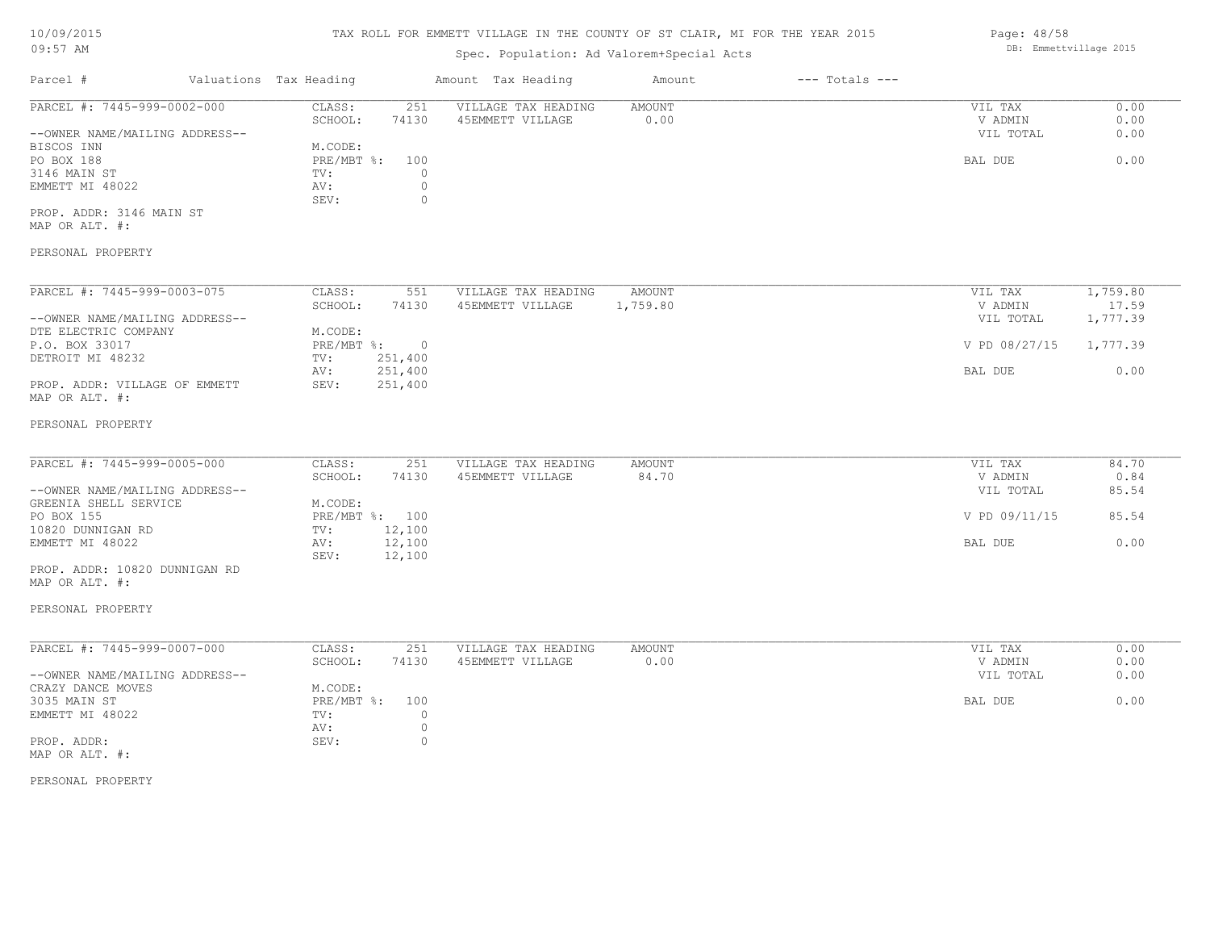# TAX ROLL FOR EMMETT VILLAGE IN THE COUNTY OF ST CLAIR, MI FOR THE YEAR 2015

10/09/2015
09:57 AM

Spec. Population: Ad Valorem+Special Acts

DB: Emmettvillage 2015

| Parcel # | Valuations | Tax Heading | Amount | Tax Heading | Amount | --- Totals --- |
|---|---|---|---|---|---|---|

---

**PARCEL #: 7445-999-0002-000**

--OWNER NAME/MAILING ADDRESS--
BISCOS INN
PO BOX 188
3146 MAIN ST
EMMETT MI 48022

PROP. ADDR: 3146 MAIN ST
MAP OR ALT. #:

PERSONAL PROPERTY

| | | | | | |
|---|---|---|---|---|---|
| CLASS: | 251 | VILLAGE TAX HEADING | AMOUNT | VIL TAX | 0.00 |
| SCHOOL: | 74130 | 45EMMETT VILLAGE | 0.00 | V ADMIN | 0.00 |
| M.CODE: | | | | VIL TOTAL | 0.00 |
| PRE/MBT %: | 100 | | | BAL DUE | 0.00 |
| TV: | 0 | | | | |
| AV: | 0 | | | | |
| SEV: | 0 | | | | |

---

**PARCEL #: 7445-999-0003-075**

--OWNER NAME/MAILING ADDRESS--
DTE ELECTRIC COMPANY
P.O. BOX 33017
DETROIT MI 48232

PROP. ADDR: VILLAGE OF EMMETT
MAP OR ALT. #:

PERSONAL PROPERTY

| | | | | | |
|---|---|---|---|---|---|
| CLASS: | 551 | VILLAGE TAX HEADING | AMOUNT | VIL TAX | 1,759.80 |
| SCHOOL: | 74130 | 45EMMETT VILLAGE | 1,759.80 | V ADMIN | 17.59 |
| M.CODE: | | | | VIL TOTAL | 1,777.39 |
| PRE/MBT %: | 0 | | | V PD 08/27/15 | 1,777.39 |
| TV: | 251,400 | | | | |
| AV: | 251,400 | | | BAL DUE | 0.00 |
| SEV: | 251,400 | | | | |

---

**PARCEL #: 7445-999-0005-000**

--OWNER NAME/MAILING ADDRESS--
GREENIA SHELL SERVICE
PO BOX 155
10820 DUNNIGAN RD
EMMETT MI 48022

PROP. ADDR: 10820 DUNNIGAN RD
MAP OR ALT. #:

PERSONAL PROPERTY

| | | | | | |
|---|---|---|---|---|---|
| CLASS: | 251 | VILLAGE TAX HEADING | AMOUNT | VIL TAX | 84.70 |
| SCHOOL: | 74130 | 45EMMETT VILLAGE | 84.70 | V ADMIN | 0.84 |
| M.CODE: | | | | VIL TOTAL | 85.54 |
| PRE/MBT %: | 100 | | | V PD 09/11/15 | 85.54 |
| TV: | 12,100 | | | | |
| AV: | 12,100 | | | BAL DUE | 0.00 |
| SEV: | 12,100 | | | | |

---

**PARCEL #: 7445-999-0007-000**

--OWNER NAME/MAILING ADDRESS--
CRAZY DANCE MOVES
3035 MAIN ST
EMMETT MI 48022

PROP. ADDR:
MAP OR ALT. #:

PERSONAL PROPERTY

| | | | | | |
|---|---|---|---|---|---|
| CLASS: | 251 | VILLAGE TAX HEADING | AMOUNT | VIL TAX | 0.00 |
| SCHOOL: | 74130 | 45EMMETT VILLAGE | 0.00 | V ADMIN | 0.00 |
| M.CODE: | | | | VIL TOTAL | 0.00 |
| PRE/MBT %: | 100 | | | BAL DUE | 0.00 |
| TV: | 0 | | | | |
| AV: | 0 | | | | |
| SEV: | 0 | | | | |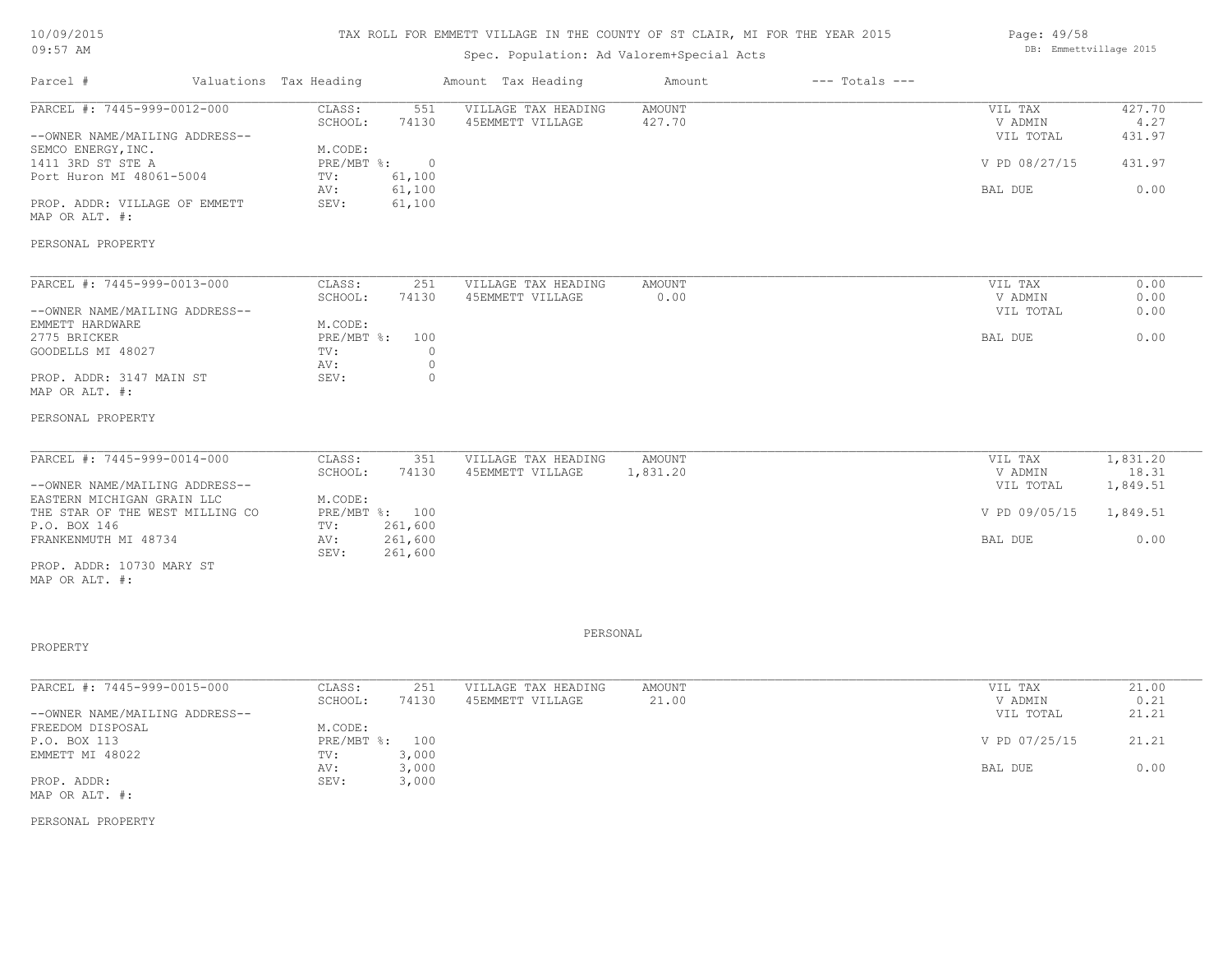TAX ROLL FOR EMMETT VILLAGE IN THE COUNTY OF ST CLAIR, MI FOR THE YEAR 2015

Spec. Population: Ad Valorem+Special Acts

| Parcel # | Valuations | Tax Heading | Amount | Tax Heading | Amount | --- Totals --- | |
|---|---|---|---|---|---|---|---|

---

PARCEL #: 7445-999-0012-000

| | | | | | |
|---|---|---|---|---|---|
| CLASS: | 551 | VILLAGE TAX HEADING | AMOUNT | VIL TAX | 427.70 |
| SCHOOL: | 74130 | 45EMMETT VILLAGE | 427.70 | V ADMIN | 4.27 |
| M.CODE: | | | | VIL TOTAL | 431.97 |
| PRE/MBT %: | 0 | | | V PD 08/27/15 | 431.97 |
| TV: | 61,100 | | | | |
| AV: | 61,100 | | | BAL DUE | 0.00 |
| SEV: | 61,100 | | | | |

--OWNER NAME/MAILING ADDRESS--
SEMCO ENERGY,INC.
1411 3RD ST STE A
Port Huron MI 48061-5004

PROP. ADDR: VILLAGE OF EMMETT
MAP OR ALT. #:

PERSONAL PROPERTY

---

PARCEL #: 7445-999-0013-000

| | | | | | |
|---|---|---|---|---|---|
| CLASS: | 251 | VILLAGE TAX HEADING | AMOUNT | VIL TAX | 0.00 |
| SCHOOL: | 74130 | 45EMMETT VILLAGE | 0.00 | V ADMIN | 0.00 |
| M.CODE: | | | | VIL TOTAL | 0.00 |
| PRE/MBT %: | 100 | | | BAL DUE | 0.00 |
| TV: | 0 | | | | |
| AV: | 0 | | | | |
| SEV: | 0 | | | | |

--OWNER NAME/MAILING ADDRESS--
EMMETT HARDWARE
2775 BRICKER
GOODELLS MI 48027

PROP. ADDR: 3147 MAIN ST
MAP OR ALT. #:

PERSONAL PROPERTY

---

PARCEL #: 7445-999-0014-000

| | | | | | |
|---|---|---|---|---|---|
| CLASS: | 351 | VILLAGE TAX HEADING | AMOUNT | VIL TAX | 1,831.20 |
| SCHOOL: | 74130 | 45EMMETT VILLAGE | 1,831.20 | V ADMIN | 18.31 |
| M.CODE: | | | | VIL TOTAL | 1,849.51 |
| PRE/MBT %: | 100 | | | V PD 09/05/15 | 1,849.51 |
| TV: | 261,600 | | | | |
| AV: | 261,600 | | | BAL DUE | 0.00 |
| SEV: | 261,600 | | | | |

--OWNER NAME/MAILING ADDRESS--
EASTERN MICHIGAN GRAIN LLC
THE STAR OF THE WEST MILLING CO
P.O. BOX 146
FRANKENMUTH MI 48734

PROP. ADDR: 10730 MARY ST
MAP OR ALT. #:

PERSONAL PROPERTY

---

PARCEL #: 7445-999-0015-000

| | | | | | |
|---|---|---|---|---|---|
| CLASS: | 251 | VILLAGE TAX HEADING | AMOUNT | VIL TAX | 21.00 |
| SCHOOL: | 74130 | 45EMMETT VILLAGE | 21.00 | V ADMIN | 0.21 |
| M.CODE: | | | | VIL TOTAL | 21.21 |
| PRE/MBT %: | 100 | | | V PD 07/25/15 | 21.21 |
| TV: | 3,000 | | | | |
| AV: | 3,000 | | | BAL DUE | 0.00 |
| SEV: | 3,000 | | | | |

--OWNER NAME/MAILING ADDRESS--
FREEDOM DISPOSAL
P.O. BOX 113
EMMETT MI 48022

PROP. ADDR:
MAP OR ALT. #:

PERSONAL PROPERTY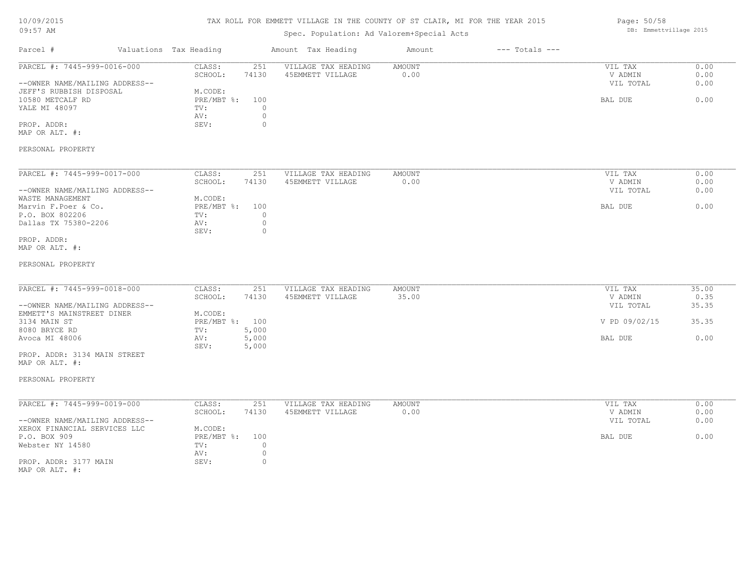# TAX ROLL FOR EMMETT VILLAGE IN THE COUNTY OF ST CLAIR, MI FOR THE YEAR 2015

Spec. Population: Ad Valorem+Special Acts

| Parcel # | Valuations | Tax Heading | Amount | Tax Heading | Amount | --- Totals --- | |
|---|---|---|---|---|---|---|---|
| PARCEL #: 7445-999-0016-000 | CLASS: | 251 | VILLAGE TAX HEADING | AMOUNT | | VIL TAX | 0.00 |
| | SCHOOL: | 74130 | 45EMMETT VILLAGE | 0.00 | | V ADMIN | 0.00 |
| --OWNER NAME/MAILING ADDRESS-- | | | | | | VIL TOTAL | 0.00 |
| JEFF'S RUBBISH DISPOSAL | M.CODE: | | | | | | |
| 10580 METCALF RD | PRE/MBT %: | 100 | | | | BAL DUE | 0.00 |
| YALE MI 48097 | TV: | 0 | | | | | |
| | AV: | 0 | | | | | |
| PROP. ADDR: | SEV: | 0 | | | | | |
| MAP OR ALT. #: | | | | | | | |
| PERSONAL PROPERTY | | | | | | | |

| Parcel # | Valuations | Tax Heading | Amount | Tax Heading | Amount | --- Totals --- | |
|---|---|---|---|---|---|---|---|
| PARCEL #: 7445-999-0017-000 | CLASS: | 251 | VILLAGE TAX HEADING | AMOUNT | | VIL TAX | 0.00 |
| | SCHOOL: | 74130 | 45EMMETT VILLAGE | 0.00 | | V ADMIN | 0.00 |
| --OWNER NAME/MAILING ADDRESS-- | | | | | | VIL TOTAL | 0.00 |
| WASTE MANAGEMENT | M.CODE: | | | | | | |
| Marvin F.Poer & Co. | PRE/MBT %: | 100 | | | | BAL DUE | 0.00 |
| P.O. BOX 802206 | TV: | 0 | | | | | |
| Dallas TX 75380-2206 | AV: | 0 | | | | | |
| | SEV: | 0 | | | | | |
| PROP. ADDR: | | | | | | | |
| MAP OR ALT. #: | | | | | | | |
| PERSONAL PROPERTY | | | | | | | |

| Parcel # | Valuations | Tax Heading | Amount | Tax Heading | Amount | --- Totals --- | |
|---|---|---|---|---|---|---|---|
| PARCEL #: 7445-999-0018-000 | CLASS: | 251 | VILLAGE TAX HEADING | AMOUNT | | VIL TAX | 35.00 |
| | SCHOOL: | 74130 | 45EMMETT VILLAGE | 35.00 | | V ADMIN | 0.35 |
| --OWNER NAME/MAILING ADDRESS-- | | | | | | VIL TOTAL | 35.35 |
| EMMETT'S MAINSTREET DINER | M.CODE: | | | | | | |
| 3134 MAIN ST | PRE/MBT %: | 100 | | | | V PD 09/02/15 | 35.35 |
| 8080 BRYCE RD | TV: | 5,000 | | | | | |
| Avoca MI 48006 | AV: | 5,000 | | | | BAL DUE | 0.00 |
| | SEV: | 5,000 | | | | | |
| PROP. ADDR: 3134 MAIN STREET | | | | | | | |
| MAP OR ALT. #: | | | | | | | |
| PERSONAL PROPERTY | | | | | | | |

| Parcel # | Valuations | Tax Heading | Amount | Tax Heading | Amount | --- Totals --- | |
|---|---|---|---|---|---|---|---|
| PARCEL #: 7445-999-0019-000 | CLASS: | 251 | VILLAGE TAX HEADING | AMOUNT | | VIL TAX | 0.00 |
| | SCHOOL: | 74130 | 45EMMETT VILLAGE | 0.00 | | V ADMIN | 0.00 |
| --OWNER NAME/MAILING ADDRESS-- | | | | | | VIL TOTAL | 0.00 |
| XEROX FINANCIAL SERVICES LLC | M.CODE: | | | | | | |
| P.O. BOX 909 | PRE/MBT %: | 100 | | | | BAL DUE | 0.00 |
| Webster NY 14580 | TV: | 0 | | | | | |
| | AV: | 0 | | | | | |
| PROP. ADDR: 3177 MAIN | SEV: | 0 | | | | | |
| MAP OR ALT. #: | | | | | | | |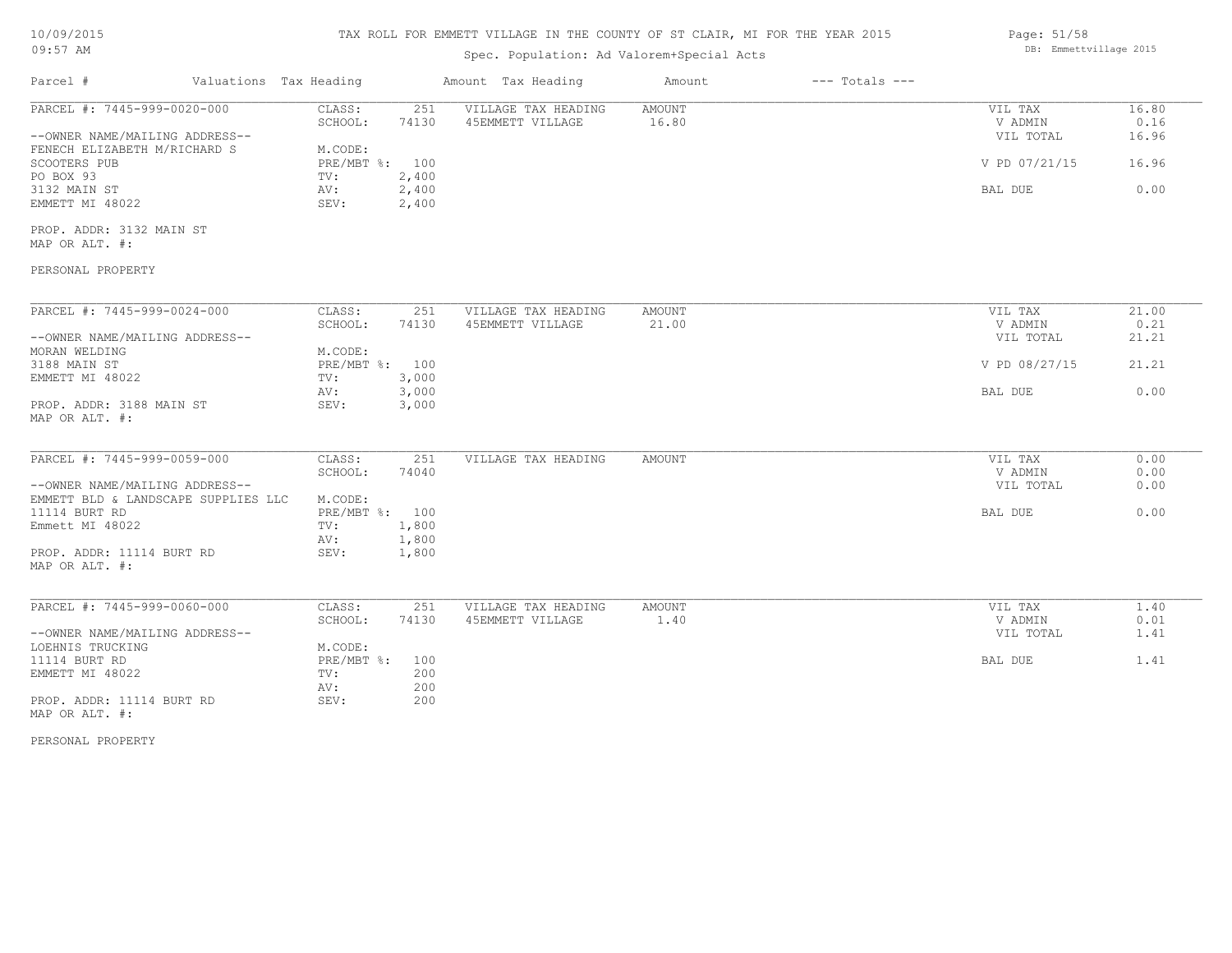TAX ROLL FOR EMMETT VILLAGE IN THE COUNTY OF ST CLAIR, MI FOR THE YEAR 2015

Spec. Population: Ad Valorem+Special Acts

DB: Emmettvillage 2015

| Parcel # | Valuations | Tax Heading | Amount | Tax Heading | Amount | --- Totals --- | |
|---|---|---|---|---|---|---|---|
| PARCEL #: 7445-999-0020-000 | CLASS: | 251 | VILLAGE TAX HEADING | AMOUNT | | VIL TAX | 16.80 |
| | SCHOOL: | 74130 | 45EMMETT VILLAGE | 16.80 | | V ADMIN | 0.16 |
| --OWNER NAME/MAILING ADDRESS-- | | | | | | VIL TOTAL | 16.96 |
| FENECH ELIZABETH M/RICHARD S | M.CODE: | | | | | | |
| SCOOTERS PUB | PRE/MBT %: | 100 | | | | V PD 07/21/15 | 16.96 |
| PO BOX 93 | TV: | 2,400 | | | | | |
| 3132 MAIN ST | AV: | 2,400 | | | | BAL DUE | 0.00 |
| EMMETT MI 48022 | SEV: | 2,400 | | | | | |
| PROP. ADDR: 3132 MAIN ST | | | | | | | |
| MAP OR ALT. #: | | | | | | | |
| PERSONAL PROPERTY | | | | | | | |
| PARCEL #: 7445-999-0024-000 | CLASS: | 251 | VILLAGE TAX HEADING | AMOUNT | | VIL TAX | 21.00 |
| | SCHOOL: | 74130 | 45EMMETT VILLAGE | 21.00 | | V ADMIN | 0.21 |
| --OWNER NAME/MAILING ADDRESS-- | | | | | | VIL TOTAL | 21.21 |
| MORAN WELDING | M.CODE: | | | | | | |
| 3188 MAIN ST | PRE/MBT %: | 100 | | | | V PD 08/27/15 | 21.21 |
| EMMETT MI 48022 | TV: | 3,000 | | | | | |
| | AV: | 3,000 | | | | BAL DUE | 0.00 |
| PROP. ADDR: 3188 MAIN ST | SEV: | 3,000 | | | | | |
| MAP OR ALT. #: | | | | | | | |
| PARCEL #: 7445-999-0059-000 | CLASS: | 251 | VILLAGE TAX HEADING | AMOUNT | | VIL TAX | 0.00 |
| | SCHOOL: | 74040 | | | | V ADMIN | 0.00 |
| --OWNER NAME/MAILING ADDRESS-- | | | | | | VIL TOTAL | 0.00 |
| EMMETT BLD & LANDSCAPE SUPPLIES LLC | M.CODE: | | | | | | |
| 11114 BURT RD | PRE/MBT %: | 100 | | | | BAL DUE | 0.00 |
| Emmett MI 48022 | TV: | 1,800 | | | | | |
| | AV: | 1,800 | | | | | |
| PROP. ADDR: 11114 BURT RD | SEV: | 1,800 | | | | | |
| MAP OR ALT. #: | | | | | | | |
| PARCEL #: 7445-999-0060-000 | CLASS: | 251 | VILLAGE TAX HEADING | AMOUNT | | VIL TAX | 1.40 |
| | SCHOOL: | 74130 | 45EMMETT VILLAGE | 1.40 | | V ADMIN | 0.01 |
| --OWNER NAME/MAILING ADDRESS-- | | | | | | VIL TOTAL | 1.41 |
| LOEHNIS TRUCKING | M.CODE: | | | | | | |
| 11114 BURT RD | PRE/MBT %: | 100 | | | | BAL DUE | 1.41 |
| EMMETT MI 48022 | TV: | 200 | | | | | |
| | AV: | 200 | | | | | |
| PROP. ADDR: 11114 BURT RD | SEV: | 200 | | | | | |
| MAP OR ALT. #: | | | | | | | |
| PERSONAL PROPERTY | | | | | | | |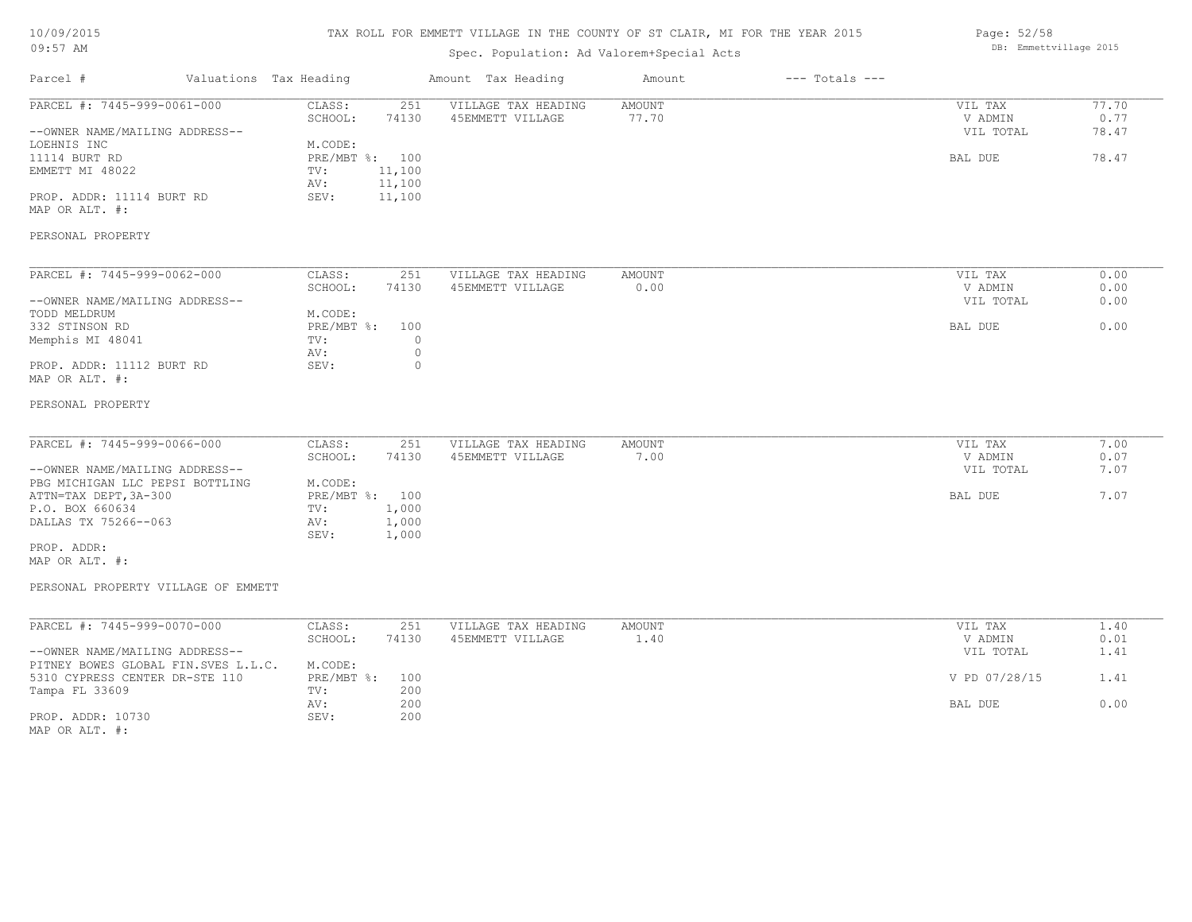# TAX ROLL FOR EMMETT VILLAGE IN THE COUNTY OF ST CLAIR, MI FOR THE YEAR 2015

Spec. Population: Ad Valorem+Special Acts

| Parcel # | Valuations | Tax Heading | Amount | Tax Heading | Amount | --- Totals --- | |
|---|---|---|---|---|---|---|---|
| PARCEL #: 7445-999-0061-000 | CLASS: | 251 | VILLAGE TAX HEADING | AMOUNT | | VIL TAX | 77.70 |
| | SCHOOL: | 74130 | 45EMMETT VILLAGE | 77.70 | | V ADMIN | 0.77 |
| --OWNER NAME/MAILING ADDRESS-- | | | | | | VIL TOTAL | 78.47 |
| LOEHNIS INC | M.CODE: | | | | | | |
| 11114 BURT RD | PRE/MBT %: | 100 | | | | BAL DUE | 78.47 |
| EMMETT MI 48022 | TV: | 11,100 | | | | | |
| | AV: | 11,100 | | | | | |
| PROP. ADDR: 11114 BURT RD | SEV: | 11,100 | | | | | |
| MAP OR ALT. #: | | | | | | | |
| PERSONAL PROPERTY | | | | | | | |

| Parcel # | Valuations | Tax Heading | Amount | Tax Heading | Amount | --- Totals --- | |
|---|---|---|---|---|---|---|---|
| PARCEL #: 7445-999-0062-000 | CLASS: | 251 | VILLAGE TAX HEADING | AMOUNT | | VIL TAX | 0.00 |
| | SCHOOL: | 74130 | 45EMMETT VILLAGE | 0.00 | | V ADMIN | 0.00 |
| --OWNER NAME/MAILING ADDRESS-- | | | | | | VIL TOTAL | 0.00 |
| TODD MELDRUM | M.CODE: | | | | | | |
| 332 STINSON RD | PRE/MBT %: | 100 | | | | BAL DUE | 0.00 |
| Memphis MI 48041 | TV: | 0 | | | | | |
| | AV: | 0 | | | | | |
| PROP. ADDR: 11112 BURT RD | SEV: | 0 | | | | | |
| MAP OR ALT. #: | | | | | | | |
| PERSONAL PROPERTY | | | | | | | |

| Parcel # | Valuations | Tax Heading | Amount | Tax Heading | Amount | --- Totals --- | |
|---|---|---|---|---|---|---|---|
| PARCEL #: 7445-999-0066-000 | CLASS: | 251 | VILLAGE TAX HEADING | AMOUNT | | VIL TAX | 7.00 |
| | SCHOOL: | 74130 | 45EMMETT VILLAGE | 7.00 | | V ADMIN | 0.07 |
| --OWNER NAME/MAILING ADDRESS-- | | | | | | VIL TOTAL | 7.07 |
| PBG MICHIGAN LLC PEPSI BOTTLING | M.CODE: | | | | | | |
| ATTN=TAX DEPT,3A-300 | PRE/MBT %: | 100 | | | | BAL DUE | 7.07 |
| P.O. BOX 660634 | TV: | 1,000 | | | | | |
| DALLAS TX 75266--063 | AV: | 1,000 | | | | | |
| | SEV: | 1,000 | | | | | |
| PROP. ADDR: | | | | | | | |
| MAP OR ALT. #: | | | | | | | |
| PERSONAL PROPERTY VILLAGE OF EMMETT | | | | | | | |

| Parcel # | Valuations | Tax Heading | Amount | Tax Heading | Amount | --- Totals --- | |
|---|---|---|---|---|---|---|---|
| PARCEL #: 7445-999-0070-000 | CLASS: | 251 | VILLAGE TAX HEADING | AMOUNT | | VIL TAX | 1.40 |
| | SCHOOL: | 74130 | 45EMMETT VILLAGE | 1.40 | | V ADMIN | 0.01 |
| --OWNER NAME/MAILING ADDRESS-- | | | | | | VIL TOTAL | 1.41 |
| PITNEY BOWES GLOBAL FIN.SVES L.L.C. | M.CODE: | | | | | | |
| 5310 CYPRESS CENTER DR-STE 110 | PRE/MBT %: | 100 | | | | V PD 07/28/15 | 1.41 |
| Tampa FL 33609 | TV: | 200 | | | | | |
| | AV: | 200 | | | | BAL DUE | 0.00 |
| PROP. ADDR: 10730 | SEV: | 200 | | | | | |
| MAP OR ALT. #: | | | | | | | |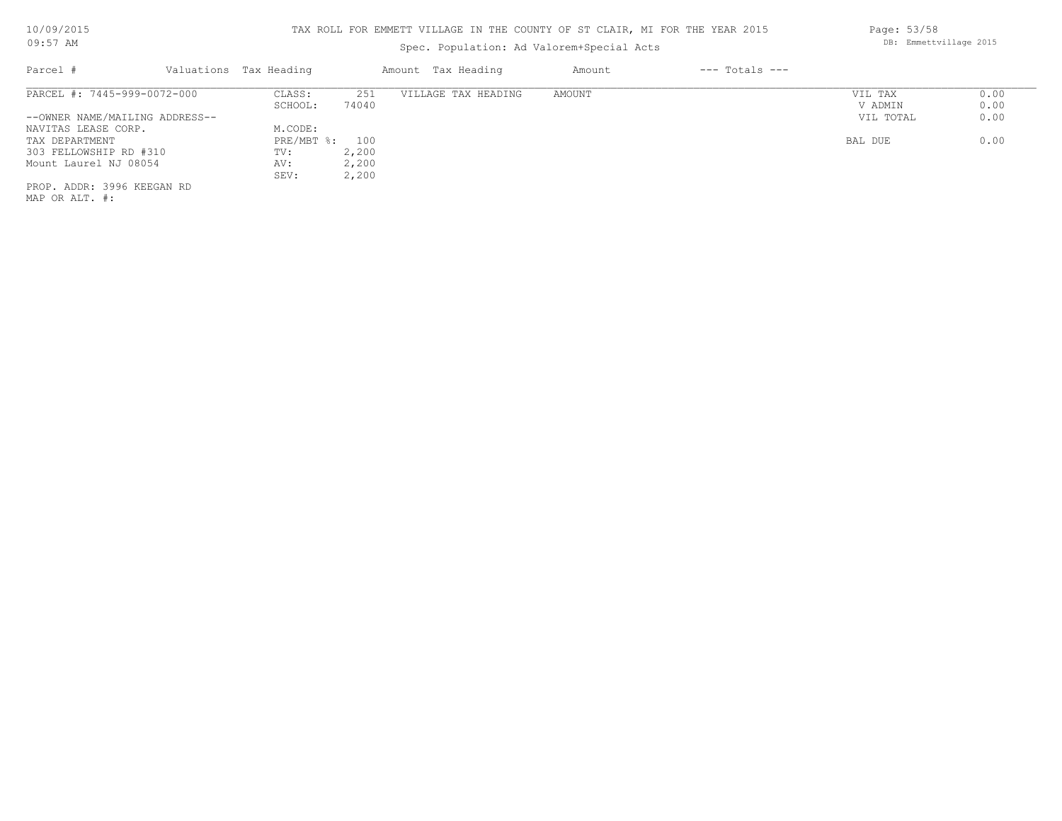TAX ROLL FOR EMMETT VILLAGE IN THE COUNTY OF ST CLAIR, MI FOR THE YEAR 2015

Spec. Population: Ad Valorem+Special Acts

| Parcel # | Valuations Tax Heading | | Amount Tax Heading | Amount | --- Totals --- | |
|---|---|---|---|---|---|---|
| PARCEL #: 7445-999-0072-000 | CLASS: | 251 | VILLAGE TAX HEADING | AMOUNT | VIL TAX | 0.00 |
| | SCHOOL: | 74040 | | | V ADMIN | 0.00 |
| --OWNER NAME/MAILING ADDRESS-- | | | | | VIL TOTAL | 0.00 |
| NAVITAS LEASE CORP. | M.CODE: | | | | | |
| TAX DEPARTMENT | PRE/MBT %: | 100 | | | BAL DUE | 0.00 |
| 303 FELLOWSHIP RD #310 | TV: | 2,200 | | | | |
| Mount Laurel NJ 08054 | AV: | 2,200 | | | | |
| | SEV: | 2,200 | | | | |
| PROP. ADDR: 3996 KEEGAN RD | | | | | | |
| MAP OR ALT. #: | | | | | | |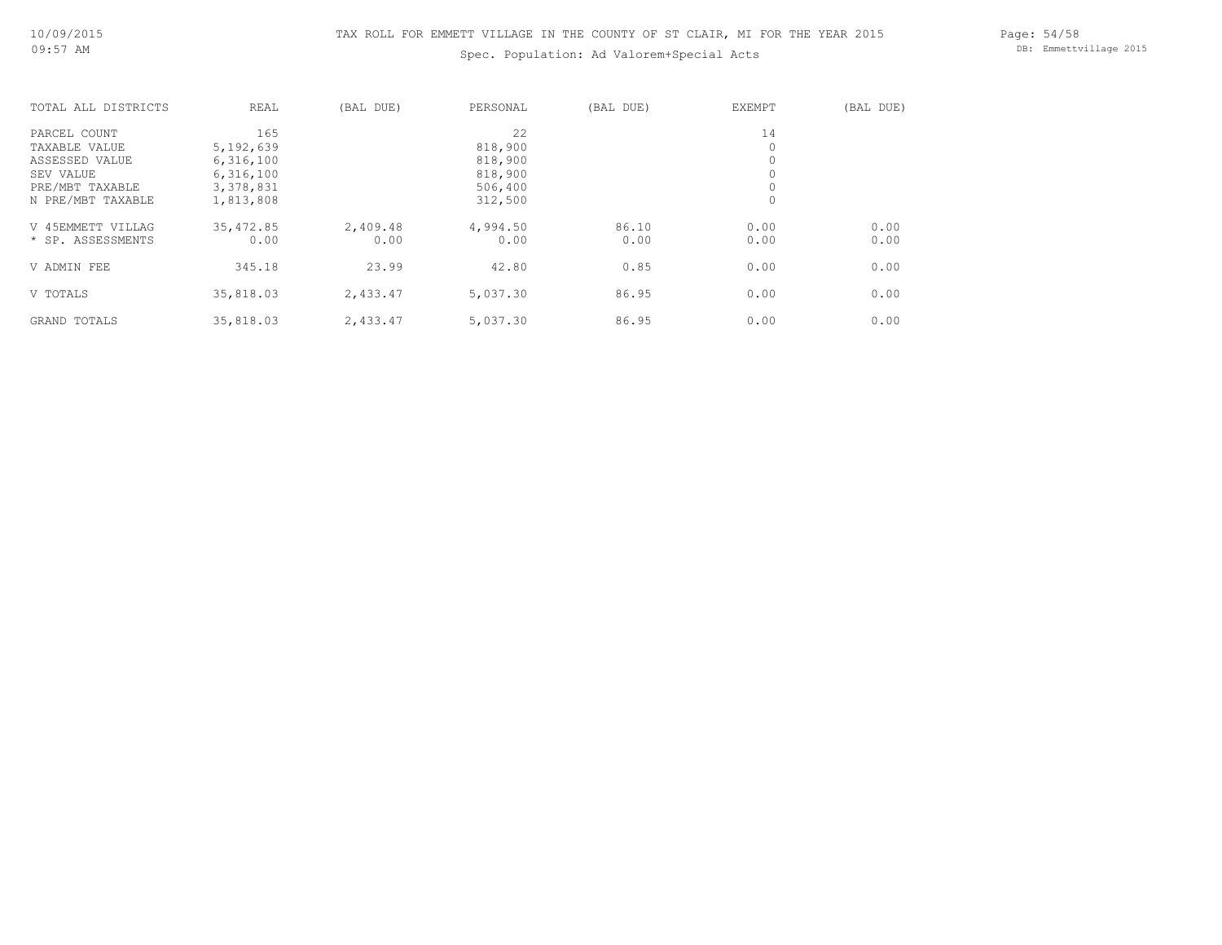# TAX ROLL FOR EMMETT VILLAGE IN THE COUNTY OF ST CLAIR, MI FOR THE YEAR 2015

Spec. Population: Ad Valorem+Special Acts

| TOTAL ALL DISTRICTS | REAL | (BAL DUE) | PERSONAL | (BAL DUE) | EXEMPT | (BAL DUE) |
|---|---|---|---|---|---|---|
| PARCEL COUNT | 165 | | 22 | | 14 | |
| TAXABLE VALUE | 5,192,639 | | 818,900 | | 0 | |
| ASSESSED VALUE | 6,316,100 | | 818,900 | | 0 | |
| SEV VALUE | 6,316,100 | | 818,900 | | 0 | |
| PRE/MBT TAXABLE | 3,378,831 | | 506,400 | | 0 | |
| N PRE/MBT TAXABLE | 1,813,808 | | 312,500 | | 0 | |
| V 45EMMETT VILLAG | 35,472.85 | 2,409.48 | 4,994.50 | 86.10 | 0.00 | 0.00 |
| * SP. ASSESSMENTS | 0.00 | 0.00 | 0.00 | 0.00 | 0.00 | 0.00 |
| V ADMIN FEE | 345.18 | 23.99 | 42.80 | 0.85 | 0.00 | 0.00 |
| V TOTALS | 35,818.03 | 2,433.47 | 5,037.30 | 86.95 | 0.00 | 0.00 |
| GRAND TOTALS | 35,818.03 | 2,433.47 | 5,037.30 | 86.95 | 0.00 | 0.00 |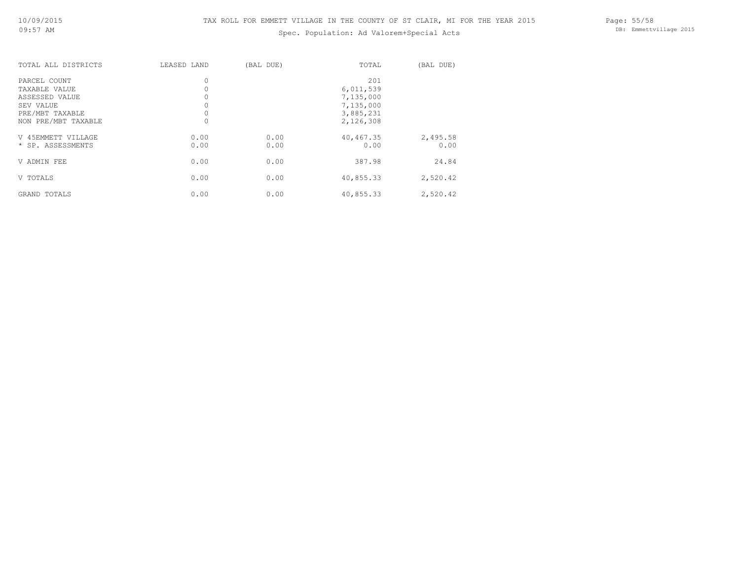TAX ROLL FOR EMMETT VILLAGE IN THE COUNTY OF ST CLAIR, MI FOR THE YEAR 2015

Spec. Population: Ad Valorem+Special Acts

| TOTAL ALL DISTRICTS | LEASED LAND | (BAL DUE) | TOTAL | (BAL DUE) |
|---|---|---|---|---|
| PARCEL COUNT | 0 | | 201 | |
| TAXABLE VALUE | 0 | | 6,011,539 | |
| ASSESSED VALUE | 0 | | 7,135,000 | |
| SEV VALUE | 0 | | 7,135,000 | |
| PRE/MBT TAXABLE | 0 | | 3,885,231 | |
| NON PRE/MBT TAXABLE | 0 | | 2,126,308 | |
| V 45EMMETT VILLAGE | 0.00 | 0.00 | 40,467.35 | 2,495.58 |
| * SP. ASSESSMENTS | 0.00 | 0.00 | 0.00 | 0.00 |
| V ADMIN FEE | 0.00 | 0.00 | 387.98 | 24.84 |
| V TOTALS | 0.00 | 0.00 | 40,855.33 | 2,520.42 |
| GRAND TOTALS | 0.00 | 0.00 | 40,855.33 | 2,520.42 |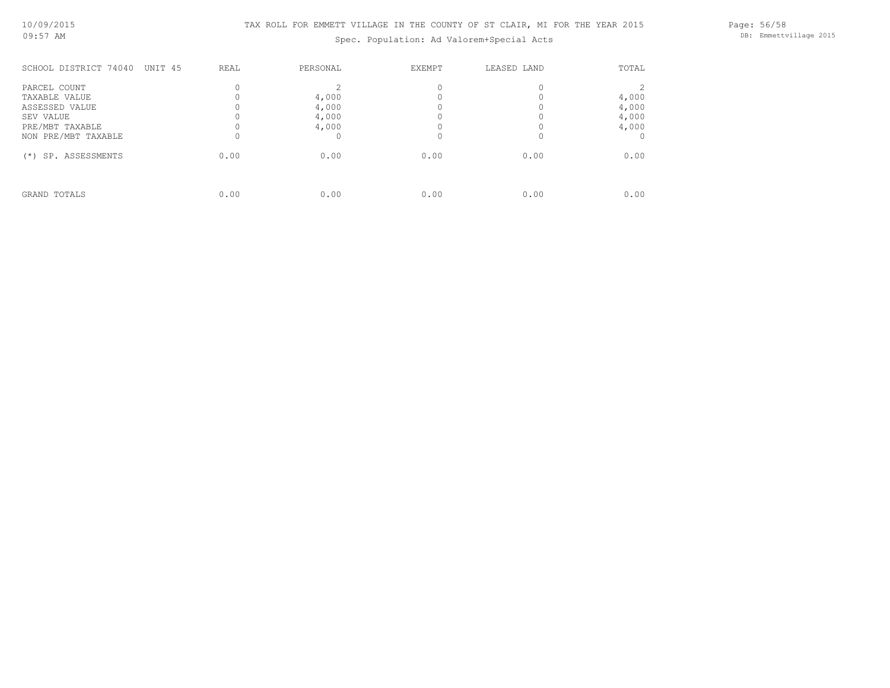TAX ROLL FOR EMMETT VILLAGE IN THE COUNTY OF ST CLAIR, MI FOR THE YEAR 2015

Spec. Population: Ad Valorem+Special Acts

| SCHOOL DISTRICT 74040 UNIT 45 | REAL | PERSONAL | EXEMPT | LEASED LAND | TOTAL |
|---|---|---|---|---|---|
| PARCEL COUNT | 0 | 2 | 0 | 0 | 2 |
| TAXABLE VALUE | 0 | 4,000 | 0 | 0 | 4,000 |
| ASSESSED VALUE | 0 | 4,000 | 0 | 0 | 4,000 |
| SEV VALUE | 0 | 4,000 | 0 | 0 | 4,000 |
| PRE/MBT TAXABLE | 0 | 4,000 | 0 | 0 | 4,000 |
| NON PRE/MBT TAXABLE | 0 | 0 | 0 | 0 | 0 |
| (*) SP. ASSESSMENTS | 0.00 | 0.00 | 0.00 | 0.00 | 0.00 |
| GRAND TOTALS | 0.00 | 0.00 | 0.00 | 0.00 | 0.00 |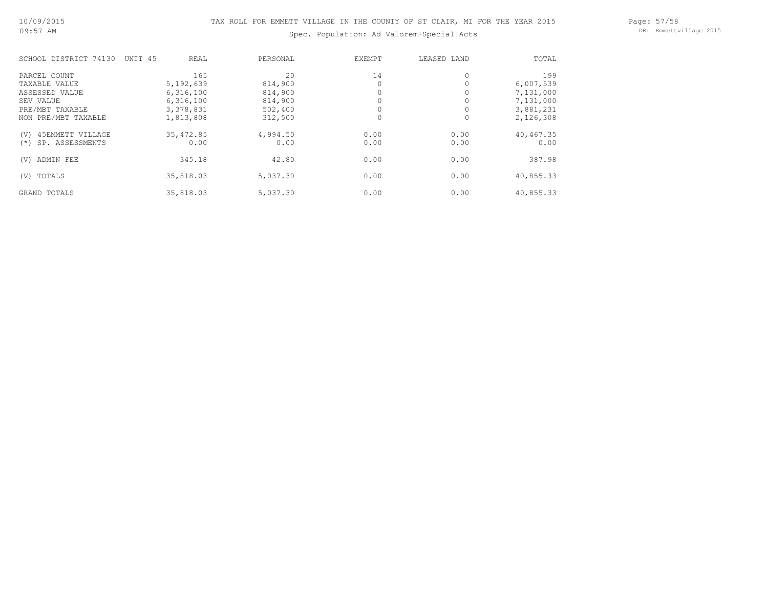TAX ROLL FOR EMMETT VILLAGE IN THE COUNTY OF ST CLAIR, MI FOR THE YEAR 2015

Spec. Population: Ad Valorem+Special Acts

| SCHOOL DISTRICT 74130 UNIT 45 | REAL | PERSONAL | EXEMPT | LEASED LAND | TOTAL |
|---|---|---|---|---|---|
| PARCEL COUNT | 165 | 20 | 14 | 0 | 199 |
| TAXABLE VALUE | 5,192,639 | 814,900 | 0 | 0 | 6,007,539 |
| ASSESSED VALUE | 6,316,100 | 814,900 | 0 | 0 | 7,131,000 |
| SEV VALUE | 6,316,100 | 814,900 | 0 | 0 | 7,131,000 |
| PRE/MBT TAXABLE | 3,378,831 | 502,400 | 0 | 0 | 3,881,231 |
| NON PRE/MBT TAXABLE | 1,813,808 | 312,500 | 0 | 0 | 2,126,308 |
| (V) 45EMMETT VILLAGE | 35,472.85 | 4,994.50 | 0.00 | 0.00 | 40,467.35 |
| (*) SP. ASSESSMENTS | 0.00 | 0.00 | 0.00 | 0.00 | 0.00 |
| (V) ADMIN FEE | 345.18 | 42.80 | 0.00 | 0.00 | 387.98 |
| (V) TOTALS | 35,818.03 | 5,037.30 | 0.00 | 0.00 | 40,855.33 |
| GRAND TOTALS | 35,818.03 | 5,037.30 | 0.00 | 0.00 | 40,855.33 |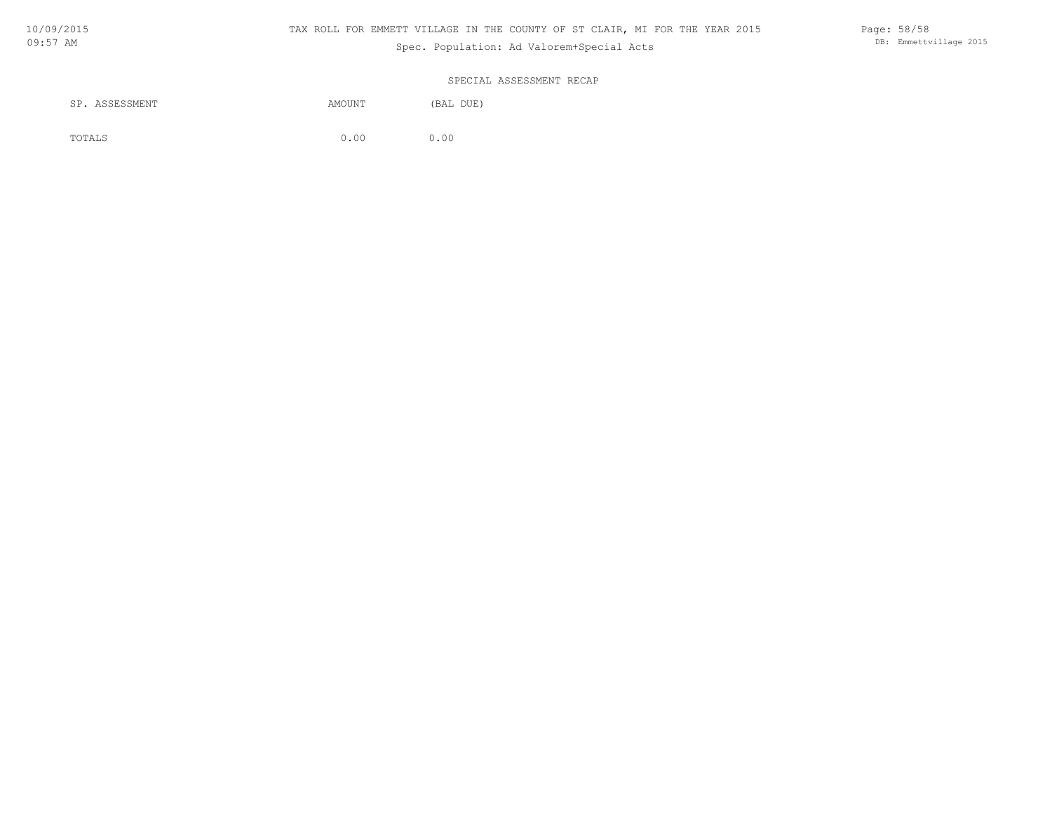## SPECIAL ASSESSMENT RECAP

| SP. ASSESSMENT | AMOUNT | (BAL DUE) |
| --- | --- | --- |
| TOTALS | 0.00 | 0.00 |